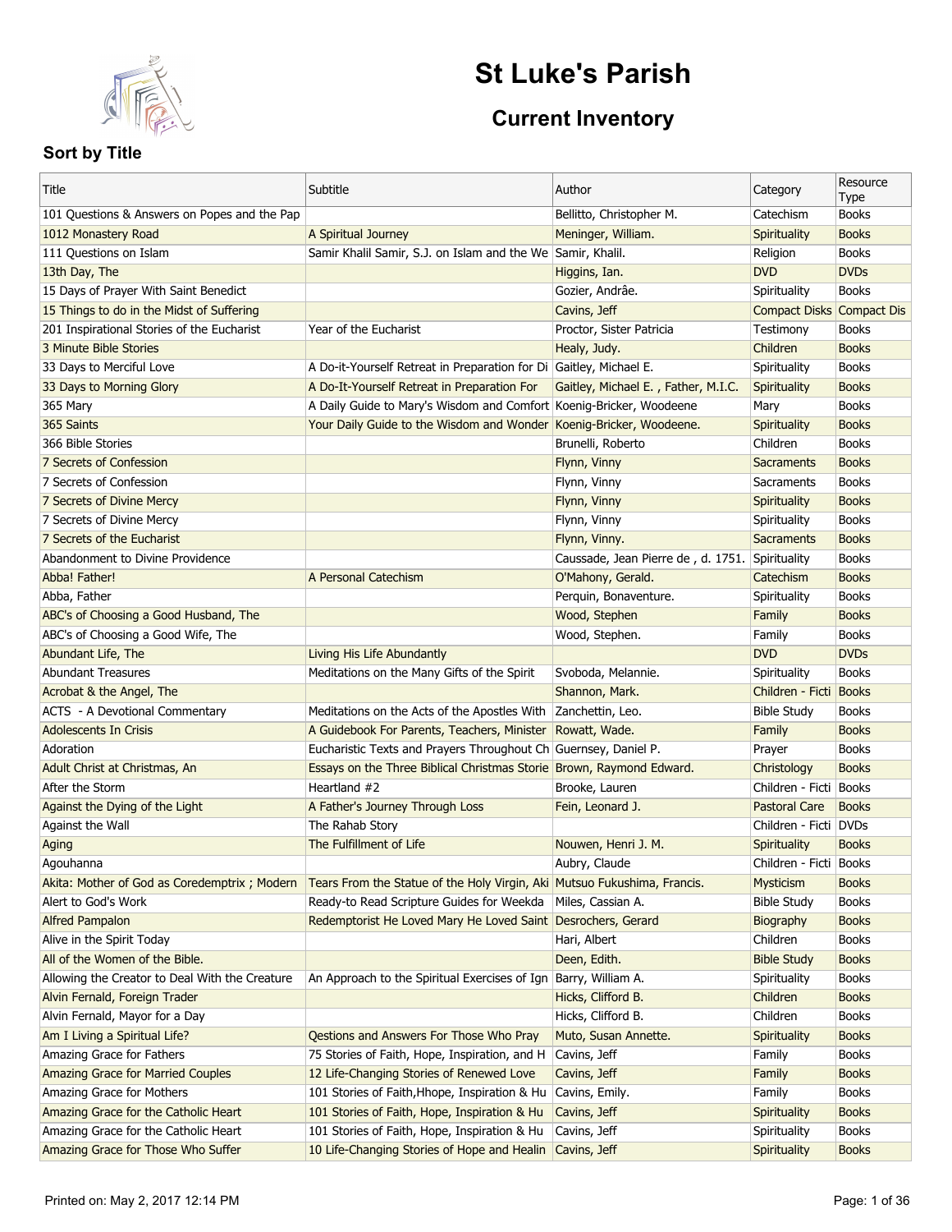# St Luke's Parish

## Current Inventory

### Sort by Title

| Title | Subtitle | Author | Category | Resource Type |
|---|---|---|---|---|
| 101 Questions & Answers on Popes and the Pap | | Bellitto, Christopher M. | Catechism | Books |
| 1012 Monastery Road | A Spiritual Journey | Meninger, William. | Spirituality | Books |
| 111 Questions on Islam | Samir Khalil Samir, S.J. on Islam and the We | Samir, Khalil. | Religion | Books |
| 13th Day, The | | Higgins, Ian. | DVD | DVDs |
| 15 Days of Prayer With Saint Benedict | | Gozier, Andrâe. | Spirituality | Books |
| 15 Things to do in the Midst of Suffering | | Cavins, Jeff | Compact Disks | Compact Dis |
| 201 Inspirational Stories of the Eucharist | Year of the Eucharist | Proctor, Sister Patricia | Testimony | Books |
| 3 Minute Bible Stories | | Healy, Judy. | Children | Books |
| 33 Days to Merciful Love | A Do-it-Yourself Retreat in Preparation for Di | Gaitley, Michael E. | Spirituality | Books |
| 33 Days to Morning Glory | A Do-It-Yourself Retreat in Preparation For | Gaitley, Michael E. , Father, M.I.C. | Spirituality | Books |
| 365 Mary | A Daily Guide to Mary's Wisdom and Comfort | Koenig-Bricker, Woodeene | Mary | Books |
| 365 Saints | Your Daily Guide to the Wisdom and Wonder | Koenig-Bricker, Woodeene. | Spirituality | Books |
| 366 Bible Stories | | Brunelli, Roberto | Children | Books |
| 7 Secrets of Confession | | Flynn, Vinny | Sacraments | Books |
| 7 Secrets of Confession | | Flynn, Vinny | Sacraments | Books |
| 7 Secrets of Divine Mercy | | Flynn, Vinny | Spirituality | Books |
| 7 Secrets of Divine Mercy | | Flynn, Vinny | Spirituality | Books |
| 7 Secrets of the Eucharist | | Flynn, Vinny. | Sacraments | Books |
| Abandonment to Divine Providence | | Caussade, Jean Pierre de , d. 1751. | Spirituality | Books |
| Abba! Father! | A Personal Catechism | O'Mahony, Gerald. | Catechism | Books |
| Abba, Father | | Perquin, Bonaventure. | Spirituality | Books |
| ABC's of Choosing a Good Husband, The | | Wood, Stephen | Family | Books |
| ABC's of Choosing a Good Wife, The | | Wood, Stephen. | Family | Books |
| Abundant Life, The | Living His Life Abundantly | | DVD | DVDs |
| Abundant Treasures | Meditations on the Many Gifts of the Spirit | Svoboda, Melannie. | Spirituality | Books |
| Acrobat & the Angel, The | | Shannon, Mark. | Children - Ficti | Books |
| ACTS - A Devotional Commentary | Meditations on the Acts of the Apostles With | Zanchettin, Leo. | Bible Study | Books |
| Adolescents In Crisis | A Guidebook For Parents, Teachers, Minister | Rowatt, Wade. | Family | Books |
| Adoration | Eucharistic Texts and Prayers Throughout Ch | Guernsey, Daniel P. | Prayer | Books |
| Adult Christ at Christmas, An | Essays on the Three Biblical Christmas Storie | Brown, Raymond Edward. | Christology | Books |
| After the Storm | Heartland #2 | Brooke, Lauren | Children - Ficti | Books |
| Against the Dying of the Light | A Father's Journey Through Loss | Fein, Leonard J. | Pastoral Care | Books |
| Against the Wall | The Rahab Story | | Children - Ficti | DVDs |
| Aging | The Fulfillment of Life | Nouwen, Henri J. M. | Spirituality | Books |
| Agouhanna | | Aubry, Claude | Children - Ficti | Books |
| Akita: Mother of God as Coredemptrix ; Modern | Tears From the Statue of the Holy Virgin, Aki | Mutsuo Fukushima, Francis. | Mysticism | Books |
| Alert to God's Work | Ready-to Read Scripture Guides for Weekda | Miles, Cassian A. | Bible Study | Books |
| Alfred Pampalon | Redemptorist He Loved Mary He Loved Saint | Desrochers, Gerard | Biography | Books |
| Alive in the Spirit Today | | Hari, Albert | Children | Books |
| All of the Women of the Bible. | | Deen, Edith. | Bible Study | Books |
| Allowing the Creator to Deal With the Creature | An Approach to the Spiritual Exercises of Ign | Barry, William A. | Spirituality | Books |
| Alvin Fernald, Foreign Trader | | Hicks, Clifford B. | Children | Books |
| Alvin Fernald, Mayor for a Day | | Hicks, Clifford B. | Children | Books |
| Am I Living a Spiritual Life? | Qestions and Answers For Those Who Pray | Muto, Susan Annette. | Spirituality | Books |
| Amazing Grace for Fathers | 75 Stories of Faith, Hope, Inspiration, and H | Cavins, Jeff | Family | Books |
| Amazing Grace for Married Couples | 12 Life-Changing Stories of Renewed Love | Cavins, Jeff | Family | Books |
| Amazing Grace for Mothers | 101 Stories of Faith,Hhope, Inspiration & Hu | Cavins, Emily. | Family | Books |
| Amazing Grace for the Catholic Heart | 101 Stories of Faith, Hope, Inspiration & Hu | Cavins, Jeff | Spirituality | Books |
| Amazing Grace for the Catholic Heart | 101 Stories of Faith, Hope, Inspiration & Hu | Cavins, Jeff | Spirituality | Books |
| Amazing Grace for Those Who Suffer | 10 Life-Changing Stories of Hope and Healin | Cavins, Jeff | Spirituality | Books |

Printed on: May 2, 2017 12:14 PM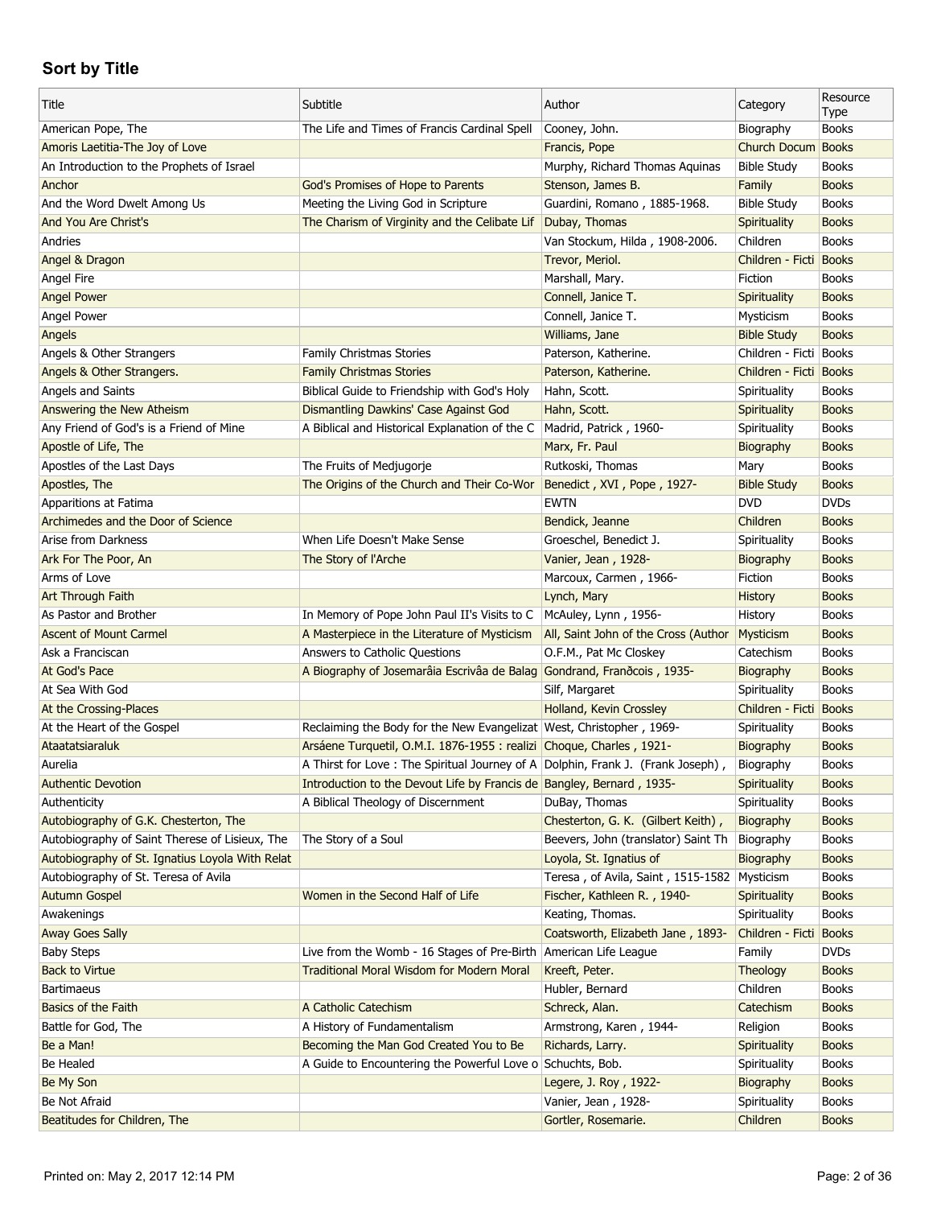## Sort by Title

| Title | Subtitle | Author | Category | Resource Type |
|---|---|---|---|---|
| American Pope, The | The Life and Times of Francis Cardinal Spell | Cooney, John. | Biography | Books |
| Amoris Laetitia-The Joy of Love | | Francis, Pope | Church Docum | Books |
| An Introduction to the Prophets of Israel | | Murphy, Richard Thomas Aquinas | Bible Study | Books |
| Anchor | God's Promises of Hope to Parents | Stenson, James B. | Family | Books |
| And the Word Dwelt Among Us | Meeting the Living God in Scripture | Guardini, Romano , 1885-1968. | Bible Study | Books |
| And You Are Christ's | The Charism of Virginity and the Celibate Lif | Dubay, Thomas | Spirituality | Books |
| Andries | | Van Stockum, Hilda , 1908-2006. | Children | Books |
| Angel & Dragon | | Trevor, Meriol. | Children - Ficti | Books |
| Angel Fire | | Marshall, Mary. | Fiction | Books |
| Angel Power | | Connell, Janice T. | Spirituality | Books |
| Angel Power | | Connell, Janice T. | Mysticism | Books |
| Angels | | Williams, Jane | Bible Study | Books |
| Angels & Other Strangers | Family Christmas Stories | Paterson, Katherine. | Children - Ficti | Books |
| Angels & Other Strangers. | Family Christmas Stories | Paterson, Katherine. | Children - Ficti | Books |
| Angels and Saints | Biblical Guide to Friendship with God's Holy | Hahn, Scott. | Spirituality | Books |
| Answering the New Atheism | Dismantling Dawkins' Case Against God | Hahn, Scott. | Spirituality | Books |
| Any Friend of God's is a Friend of Mine | A Biblical and Historical Explanation of the C | Madrid, Patrick , 1960- | Spirituality | Books |
| Apostle of Life, The | | Marx, Fr. Paul | Biography | Books |
| Apostles of the Last Days | The Fruits of Medjugorje | Rutkoski, Thomas | Mary | Books |
| Apostles, The | The Origins of the Church and Their Co-Wor | Benedict , XVI , Pope , 1927- | Bible Study | Books |
| Apparitions at Fatima | | EWTN | DVD | DVDs |
| Archimedes and the Door of Science | | Bendick, Jeanne | Children | Books |
| Arise from Darkness | When Life Doesn't Make Sense | Groeschel, Benedict J. | Spirituality | Books |
| Ark For The Poor, An | The Story of l'Arche | Vanier, Jean , 1928- | Biography | Books |
| Arms of Love | | Marcoux, Carmen , 1966- | Fiction | Books |
| Art Through Faith | | Lynch, Mary | History | Books |
| As Pastor and Brother | In Memory of Pope John Paul II's Visits to C | McAuley, Lynn , 1956- | History | Books |
| Ascent of Mount Carmel | A Masterpiece in the Literature of Mysticism | All, Saint John of the Cross (Author | Mysticism | Books |
| Ask a Franciscan | Answers to Catholic Questions | O.F.M., Pat Mc Closkey | Catechism | Books |
| At God's Pace | A Biography of Josemarâia Escrivâa de Balag | Gondrand, Franðcois , 1935- | Biography | Books |
| At Sea With God | | Silf, Margaret | Spirituality | Books |
| At the Crossing-Places | | Holland, Kevin Crossley | Children - Ficti | Books |
| At the Heart of the Gospel | Reclaiming the Body for the New Evangelizat | West, Christopher , 1969- | Spirituality | Books |
| Ataatatsiaraluk | Arsáene Turquetil, O.M.I. 1876-1955 : realizi | Choque, Charles , 1921- | Biography | Books |
| Aurelia | A Thirst for Love : The Spiritual Journey of A | Dolphin, Frank J. (Frank Joseph) , | Biography | Books |
| Authentic Devotion | Introduction to the Devout Life by Francis de | Bangley, Bernard , 1935- | Spirituality | Books |
| Authenticity | A Biblical Theology of Discernment | DuBay, Thomas | Spirituality | Books |
| Autobiography of G.K. Chesterton, The | | Chesterton, G. K. (Gilbert Keith) , | Biography | Books |
| Autobiography of Saint Therese of Lisieux, The | The Story of a Soul | Beevers, John (translator) Saint Th | Biography | Books |
| Autobiography of St. Ignatius Loyola With Relat | | Loyola, St. Ignatius of | Biography | Books |
| Autobiography of St. Teresa of Avila | | Teresa , of Avila, Saint , 1515-1582 | Mysticism | Books |
| Autumn Gospel | Women in the Second Half of Life | Fischer, Kathleen R. , 1940- | Spirituality | Books |
| Awakenings | | Keating, Thomas. | Spirituality | Books |
| Away Goes Sally | | Coatsworth, Elizabeth Jane , 1893- | Children - Ficti | Books |
| Baby Steps | Live from the Womb - 16 Stages of Pre-Birth | American Life League | Family | DVDs |
| Back to Virtue | Traditional Moral Wisdom for Modern Moral | Kreeft, Peter. | Theology | Books |
| Bartimaeus | | Hubler, Bernard | Children | Books |
| Basics of the Faith | A Catholic Catechism | Schreck, Alan. | Catechism | Books |
| Battle for God, The | A History of Fundamentalism | Armstrong, Karen , 1944- | Religion | Books |
| Be a Man! | Becoming the Man God Created You to Be | Richards, Larry. | Spirituality | Books |
| Be Healed | A Guide to Encountering the Powerful Love o | Schuchts, Bob. | Spirituality | Books |
| Be My Son | | Legere, J. Roy , 1922- | Biography | Books |
| Be Not Afraid | | Vanier, Jean , 1928- | Spirituality | Books |
| Beatitudes for Children, The | | Gortler, Rosemarie. | Children | Books |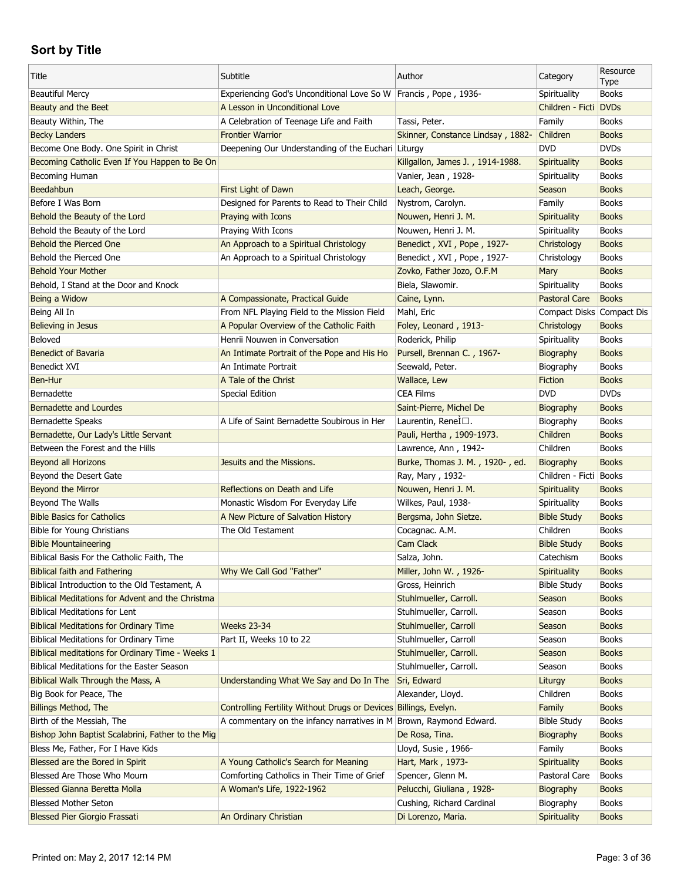## Sort by Title

| Title | Subtitle | Author | Category | Resource Type |
|---|---|---|---|---|
| Beautiful Mercy | Experiencing God's Unconditional Love So W | Francis , Pope , 1936- | Spirituality | Books |
| Beauty and the Beet | A Lesson in Unconditional Love | | Children - Ficti | DVDs |
| Beauty Within, The | A Celebration of Teenage Life and Faith | Tassi, Peter. | Family | Books |
| Becky Landers | Frontier Warrior | Skinner, Constance Lindsay , 1882- | Children | Books |
| Become One Body. One Spirit in Christ | Deepening Our Understanding of the Euchari | Liturgy | DVD | DVDs |
| Becoming Catholic Even If You Happen to Be On | | Killgallon, James J. , 1914-1988. | Spirituality | Books |
| Becoming Human | | Vanier, Jean , 1928- | Spirituality | Books |
| Beedahbun | First Light of Dawn | Leach, George. | Season | Books |
| Before I Was Born | Designed for Parents to Read to Their Child | Nystrom, Carolyn. | Family | Books |
| Behold the Beauty of the Lord | Praying with Icons | Nouwen, Henri J. M. | Spirituality | Books |
| Behold the Beauty of the Lord | Praying With Icons | Nouwen, Henri J. M. | Spirituality | Books |
| Behold the Pierced One | An Approach to a Spiritual Christology | Benedict , XVI , Pope , 1927- | Christology | Books |
| Behold the Pierced One | An Approach to a Spiritual Christology | Benedict , XVI , Pope , 1927- | Christology | Books |
| Behold Your Mother | | Zovko, Father Jozo, O.F.M | Mary | Books |
| Behold, I Stand at the Door and Knock | | Biela, Slawomir. | Spirituality | Books |
| Being a Widow | A Compassionate, Practical Guide | Caine, Lynn. | Pastoral Care | Books |
| Being All In | From NFL Playing Field to the Mission Field | Mahl, Eric | Compact Disks | Compact Dis |
| Believing in Jesus | A Popular Overview of the Catholic Faith | Foley, Leonard , 1913- | Christology | Books |
| Beloved | Henrii Nouwen in Conversation | Roderick, Philip | Spirituality | Books |
| Benedict of Bavaria | An Intimate Portrait of the Pope and His Ho | Pursell, Brennan C. , 1967- | Biography | Books |
| Benedict XVI | An Intimate Portrait | Seewald, Peter. | Biography | Books |
| Ben-Hur | A Tale of the Christ | Wallace, Lew | Fiction | Books |
| Bernadette | Special Edition | CEA Films | DVD | DVDs |
| Bernadette and Lourdes | | Saint-Pierre, Michel De | Biography | Books |
| Bernadette Speaks | A Life of Saint Bernadette Soubirous in Her | Laurentin, ReneÌ□. | Biography | Books |
| Bernadette, Our Lady's Little Servant | | Pauli, Hertha , 1909-1973. | Children | Books |
| Between the Forest and the Hills | | Lawrence, Ann , 1942- | Children | Books |
| Beyond all Horizons | Jesuits and the Missions. | Burke, Thomas J. M. , 1920- , ed. | Biography | Books |
| Beyond the Desert Gate | | Ray, Mary , 1932- | Children - Ficti | Books |
| Beyond the Mirror | Reflections on Death and Life | Nouwen, Henri J. M. | Spirituality | Books |
| Beyond The Walls | Monastic Wisdom For Everyday Life | Wilkes, Paul, 1938- | Spirituality | Books |
| Bible Basics for Catholics | A New Picture of Salvation History | Bergsma, John Sietze. | Bible Study | Books |
| Bible for Young Christians | The Old Testament | Cocagnac. A.M. | Children | Books |
| Bible Mountaineering | | Cam Clack | Bible Study | Books |
| Biblical Basis For the Catholic Faith, The | | Salza, John. | Catechism | Books |
| Biblical faith and Fathering | Why We Call God "Father" | Miller, John W. , 1926- | Spirituality | Books |
| Biblical Introduction to the Old Testament, A | | Gross, Heinrich | Bible Study | Books |
| Biblical Meditations for Advent and the Christma | | Stuhlmueller, Carroll. | Season | Books |
| Biblical Meditations for Lent | | Stuhlmueller, Carroll. | Season | Books |
| Biblical Meditations for Ordinary Time | Weeks 23-34 | Stuhlmueller, Carroll | Season | Books |
| Biblical Meditations for Ordinary Time | Part II, Weeks 10 to 22 | Stuhlmueller, Carroll | Season | Books |
| Biblical meditations for Ordinary Time - Weeks 1 | | Stuhlmueller, Carroll. | Season | Books |
| Biblical Meditations for the Easter Season | | Stuhlmueller, Carroll. | Season | Books |
| Biblical Walk Through the Mass, A | Understanding What We Say and Do In The | Sri, Edward | Liturgy | Books |
| Big Book for Peace, The | | Alexander, Lloyd. | Children | Books |
| Billings Method, The | Controlling Fertility Without Drugs or Devices | Billings, Evelyn. | Family | Books |
| Birth of the Messiah, The | A commentary on the infancy narratives in M | Brown, Raymond Edward. | Bible Study | Books |
| Bishop John Baptist Scalabrini, Father to the Mig | | De Rosa, Tina. | Biography | Books |
| Bless Me, Father, For I Have Kids | | Lloyd, Susie , 1966- | Family | Books |
| Blessed are the Bored in Spirit | A Young Catholic's Search for Meaning | Hart, Mark , 1973- | Spirituality | Books |
| Blessed Are Those Who Mourn | Comforting Catholics in Their Time of Grief | Spencer, Glenn M. | Pastoral Care | Books |
| Blessed Gianna Beretta Molla | A Woman's Life, 1922-1962 | Pelucchi, Giuliana , 1928- | Biography | Books |
| Blessed Mother Seton | | Cushing, Richard Cardinal | Biography | Books |
| Blessed Pier Giorgio Frassati | An Ordinary Christian | Di Lorenzo, Maria. | Spirituality | Books |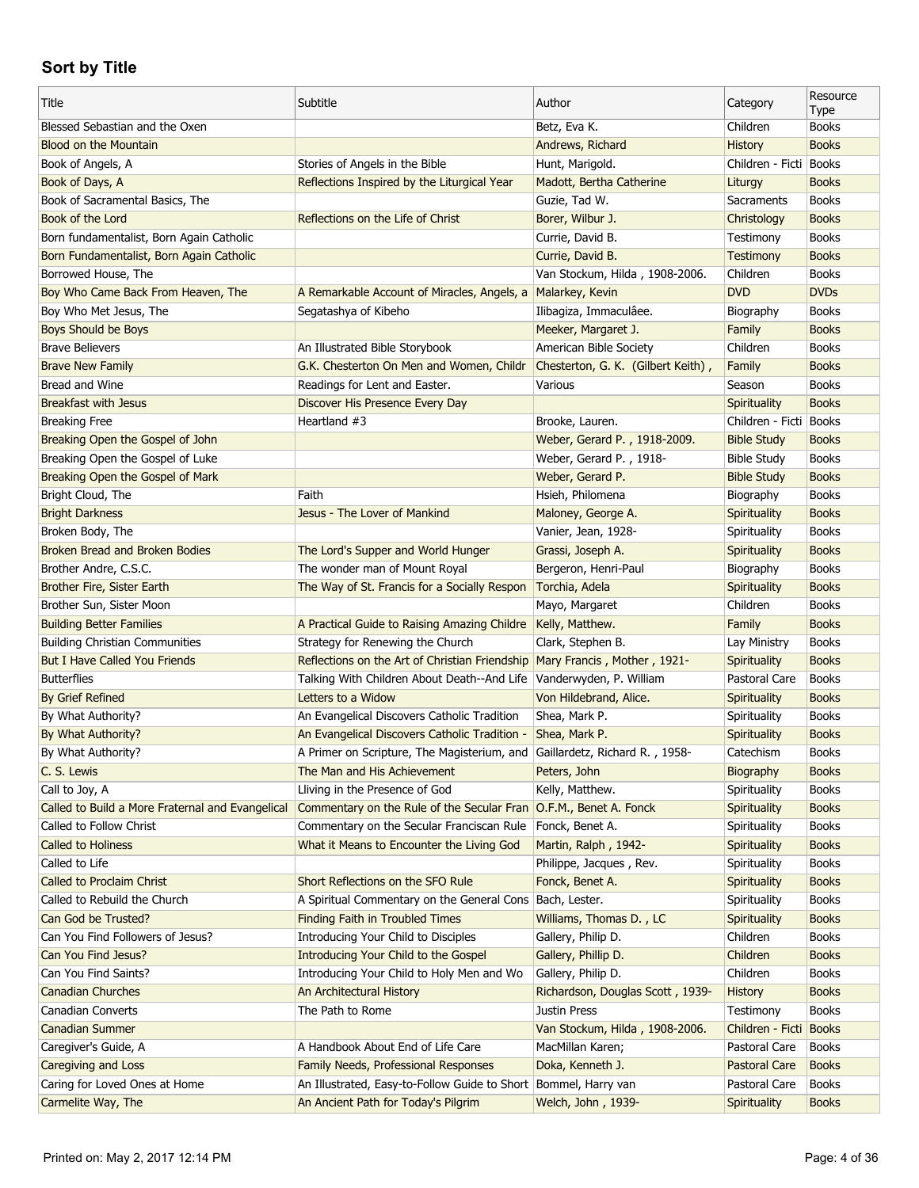## Sort by Title

| Title | Subtitle | Author | Category | Resource Type |
|---|---|---|---|---|
| Blessed Sebastian and the Oxen | | Betz, Eva K. | Children | Books |
| Blood on the Mountain | | Andrews, Richard | History | Books |
| Book of Angels, A | Stories of Angels in the Bible | Hunt, Marigold. | Children - Ficti | Books |
| Book of Days, A | Reflections Inspired by the Liturgical Year | Madott, Bertha Catherine | Liturgy | Books |
| Book of Sacramental Basics, The | | Guzie, Tad W. | Sacraments | Books |
| Book of the Lord | Reflections on the Life of Christ | Borer, Wilbur J. | Christology | Books |
| Born fundamentalist, Born Again Catholic | | Currie, David B. | Testimony | Books |
| Born Fundamentalist, Born Again Catholic | | Currie, David B. | Testimony | Books |
| Borrowed House, The | | Van Stockum, Hilda , 1908-2006. | Children | Books |
| Boy Who Came Back From Heaven, The | A Remarkable Account of Miracles, Angels, a | Malarkey, Kevin | DVD | DVDs |
| Boy Who Met Jesus, The | Segatashya of Kibeho | Ilibagiza, Immaculâee. | Biography | Books |
| Boys Should be Boys | | Meeker, Margaret J. | Family | Books |
| Brave Believers | An Illustrated Bible Storybook | American Bible Society | Children | Books |
| Brave New Family | G.K. Chesterton On Men and Women, Childr | Chesterton, G. K. (Gilbert Keith) , | Family | Books |
| Bread and Wine | Readings for Lent and Easter. | Various | Season | Books |
| Breakfast with Jesus | Discover His Presence Every Day | | Spirituality | Books |
| Breaking Free | Heartland #3 | Brooke, Lauren. | Children - Ficti | Books |
| Breaking Open the Gospel of John | | Weber, Gerard P. , 1918-2009. | Bible Study | Books |
| Breaking Open the Gospel of Luke | | Weber, Gerard P. , 1918- | Bible Study | Books |
| Breaking Open the Gospel of Mark | | Weber, Gerard P. | Bible Study | Books |
| Bright Cloud, The | Faith | Hsieh, Philomena | Biography | Books |
| Bright Darkness | Jesus - The Lover of Mankind | Maloney, George A. | Spirituality | Books |
| Broken Body, The | | Vanier, Jean, 1928- | Spirituality | Books |
| Broken Bread and Broken Bodies | The Lord's Supper and World Hunger | Grassi, Joseph A. | Spirituality | Books |
| Brother Andre, C.S.C. | The wonder man of Mount Royal | Bergeron, Henri-Paul | Biography | Books |
| Brother Fire, Sister Earth | The Way of St. Francis for a Socially Respon | Torchia, Adela | Spirituality | Books |
| Brother Sun, Sister Moon | | Mayo, Margaret | Children | Books |
| Building Better Families | A Practical Guide to Raising Amazing Childre | Kelly, Matthew. | Family | Books |
| Building Christian Communities | Strategy for Renewing the Church | Clark, Stephen B. | Lay Ministry | Books |
| But I Have Called You Friends | Reflections on the Art of Christian Friendship | Mary Francis , Mother , 1921- | Spirituality | Books |
| Butterflies | Talking With Children About Death--And Life | Vanderwyden, P. William | Pastoral Care | Books |
| By Grief Refined | Letters to a Widow | Von Hildebrand, Alice. | Spirituality | Books |
| By What Authority? | An Evangelical Discovers Catholic Tradition | Shea, Mark P. | Spirituality | Books |
| By What Authority? | An Evangelical Discovers Catholic Tradition - | Shea, Mark P. | Spirituality | Books |
| By What Authority? | A Primer on Scripture, The Magisterium, and | Gaillardetz, Richard R. , 1958- | Catechism | Books |
| C. S. Lewis | The Man and His Achievement | Peters, John | Biography | Books |
| Call to Joy, A | Lliving in the Presence of God | Kelly, Matthew. | Spirituality | Books |
| Called to Build a More Fraternal and Evangelical | Commentary on the Rule of the Secular Fran | O.F.M., Benet A. Fonck | Spirituality | Books |
| Called to Follow Christ | Commentary on the Secular Franciscan Rule | Fonck, Benet A. | Spirituality | Books |
| Called to Holiness | What it Means to Encounter the Living God | Martin, Ralph , 1942- | Spirituality | Books |
| Called to Life | | Philippe, Jacques , Rev. | Spirituality | Books |
| Called to Proclaim Christ | Short Reflections on the SFO Rule | Fonck, Benet A. | Spirituality | Books |
| Called to Rebuild the Church | A Spiritual Commentary on the General Cons | Bach, Lester. | Spirituality | Books |
| Can God be Trusted? | Finding Faith in Troubled Times | Williams, Thomas D. , LC | Spirituality | Books |
| Can You Find Followers of Jesus? | Introducing Your Child to Disciples | Gallery, Philip D. | Children | Books |
| Can You Find Jesus? | Introducing Your Child to the Gospel | Gallery, Phillip D. | Children | Books |
| Can You Find Saints? | Introducing Your Child to Holy Men and Wo | Gallery, Philip D. | Children | Books |
| Canadian Churches | An Architectural History | Richardson, Douglas Scott , 1939- | History | Books |
| Canadian Converts | The Path to Rome | Justin Press | Testimony | Books |
| Canadian Summer | | Van Stockum, Hilda , 1908-2006. | Children - Ficti | Books |
| Caregiver's Guide, A | A Handbook About End of Life Care | MacMillan Karen; | Pastoral Care | Books |
| Caregiving and Loss | Family Needs, Professional Responses | Doka, Kenneth J. | Pastoral Care | Books |
| Caring for Loved Ones at Home | An Illustrated, Easy-to-Follow Guide to Short | Bommel, Harry van | Pastoral Care | Books |
| Carmelite Way, The | An Ancient Path for Today's Pilgrim | Welch, John , 1939- | Spirituality | Books |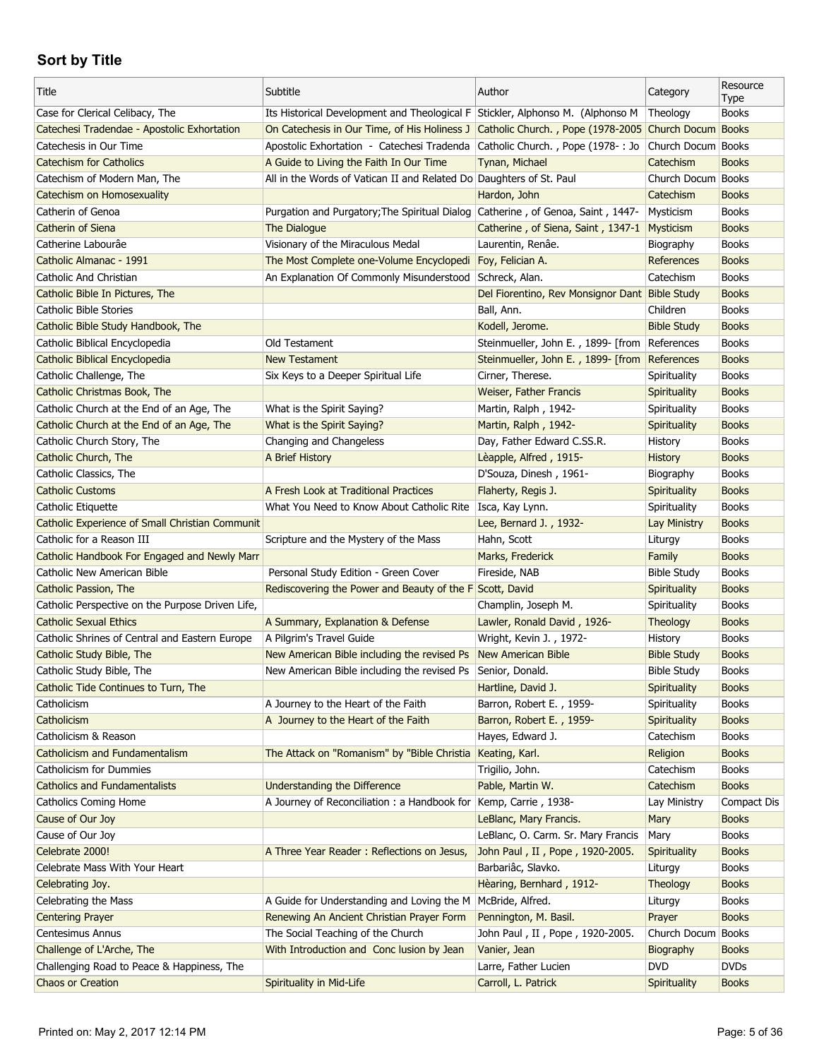## Sort by Title

| Title | Subtitle | Author | Category | Resource Type |
|---|---|---|---|---|
| Case for Clerical Celibacy, The | Its Historical Development and Theological F | Stickler, Alphonso M. (Alphonso M | Theology | Books |
| Catechesi Tradendae - Apostolic Exhortation | On Catechesis in Our Time, of His Holiness J | Catholic Church. , Pope (1978-2005 | Church Docum | Books |
| Catechesis in Our Time | Apostolic Exhortation - Catechesi Tradenda | Catholic Church. , Pope (1978- : Jo | Church Docum | Books |
| Catechism for Catholics | A Guide to Living the Faith In Our Time | Tynan, Michael | Catechism | Books |
| Catechism of Modern Man, The | All in the Words of Vatican II and Related Do | Daughters of St. Paul | Church Docum | Books |
| Catechism on Homosexuality | | Hardon, John | Catechism | Books |
| Catherin of Genoa | Purgation and Purgatory;The Spiritual Dialog | Catherine , of Genoa, Saint , 1447- | Mysticism | Books |
| Catherin of Siena | The Dialogue | Catherine , of Siena, Saint , 1347-1 | Mysticism | Books |
| Catherine Labourâe | Visionary of the Miraculous Medal | Laurentin, Renâe. | Biography | Books |
| Catholic Almanac - 1991 | The Most Complete one-Volume Encyclopedi | Foy, Felician A. | References | Books |
| Catholic And Christian | An Explanation Of Commonly Misunderstood | Schreck, Alan. | Catechism | Books |
| Catholic Bible In Pictures, The | | Del Fiorentino, Rev Monsignor Dant | Bible Study | Books |
| Catholic Bible Stories | | Ball, Ann. | Children | Books |
| Catholic Bible Study Handbook, The | | Kodell, Jerome. | Bible Study | Books |
| Catholic Biblical Encyclopedia | Old Testament | Steinmueller, John E. , 1899- [from | References | Books |
| Catholic Biblical Encyclopedia | New Testament | Steinmueller, John E. , 1899- [from | References | Books |
| Catholic Challenge, The | Six Keys to a Deeper Spiritual Life | Cirner, Therese. | Spirituality | Books |
| Catholic Christmas Book, The | | Weiser, Father Francis | Spirituality | Books |
| Catholic Church at the End of an Age, The | What is the Spirit Saying? | Martin, Ralph , 1942- | Spirituality | Books |
| Catholic Church at the End of an Age, The | What is the Spirit Saying? | Martin, Ralph , 1942- | Spirituality | Books |
| Catholic Church Story, The | Changing and Changeless | Day, Father Edward C.SS.R. | History | Books |
| Catholic Church, The | A Brief History | Lèapple, Alfred , 1915- | History | Books |
| Catholic Classics, The | | D'Souza, Dinesh , 1961- | Biography | Books |
| Catholic Customs | A Fresh Look at Traditional Practices | Flaherty, Regis J. | Spirituality | Books |
| Catholic Etiquette | What You Need to Know About Catholic Rite | Isca, Kay Lynn. | Spirituality | Books |
| Catholic Experience of Small Christian Communit | | Lee, Bernard J. , 1932- | Lay Ministry | Books |
| Catholic for a Reason III | Scripture and the Mystery of the Mass | Hahn, Scott | Liturgy | Books |
| Catholic Handbook For Engaged and Newly Marr | | Marks, Frederick | Family | Books |
| Catholic New American Bible | Personal Study Edition - Green Cover | Fireside, NAB | Bible Study | Books |
| Catholic Passion, The | Rediscovering the Power and Beauty of the F | Scott, David | Spirituality | Books |
| Catholic Perspective on the Purpose Driven Life, | | Champlin, Joseph M. | Spirituality | Books |
| Catholic Sexual Ethics | A Summary, Explanation & Defense | Lawler, Ronald David , 1926- | Theology | Books |
| Catholic Shrines of Central and Eastern Europe | A Pilgrim's Travel Guide | Wright, Kevin J. , 1972- | History | Books |
| Catholic Study Bible, The | New American Bible including the revised Ps | New American Bible | Bible Study | Books |
| Catholic Study Bible, The | New American Bible including the revised Ps | Senior, Donald. | Bible Study | Books |
| Catholic Tide Continues to Turn, The | | Hartline, David J. | Spirituality | Books |
| Catholicism | A Journey to the Heart of the Faith | Barron, Robert E. , 1959- | Spirituality | Books |
| Catholicism | A Journey to the Heart of the Faith | Barron, Robert E. , 1959- | Spirituality | Books |
| Catholicism & Reason | | Hayes, Edward J. | Catechism | Books |
| Catholicism and Fundamentalism | The Attack on "Romanism" by "Bible Christia | Keating, Karl. | Religion | Books |
| Catholicism for Dummies | | Trigilio, John. | Catechism | Books |
| Catholics and Fundamentalists | Understanding the Difference | Pable, Martin W. | Catechism | Books |
| Catholics Coming Home | A Journey of Reconciliation : a Handbook for | Kemp, Carrie , 1938- | Lay Ministry | Compact Dis |
| Cause of Our Joy | | LeBlanc, Mary Francis. | Mary | Books |
| Cause of Our Joy | | LeBlanc, O. Carm. Sr. Mary Francis | Mary | Books |
| Celebrate 2000! | A Three Year Reader : Reflections on Jesus, | John Paul , II , Pope , 1920-2005. | Spirituality | Books |
| Celebrate Mass With Your Heart | | Barbariâc, Slavko. | Liturgy | Books |
| Celebrating Joy. | | Hèaring, Bernhard , 1912- | Theology | Books |
| Celebrating the Mass | A Guide for Understanding and Loving the M | McBride, Alfred. | Liturgy | Books |
| Centering Prayer | Renewing An Ancient Christian Prayer Form | Pennington, M. Basil. | Prayer | Books |
| Centesimus Annus | The Social Teaching of the Church | John Paul , II , Pope , 1920-2005. | Church Docum | Books |
| Challenge of L'Arche, The | With Introduction and Conc lusion by Jean | Vanier, Jean | Biography | Books |
| Challenging Road to Peace & Happiness, The | | Larre, Father Lucien | DVD | DVDs |
| Chaos or Creation | Spirituality in Mid-Life | Carroll, L. Patrick | Spirituality | Books |

Printed on: May 2, 2017 12:14 PM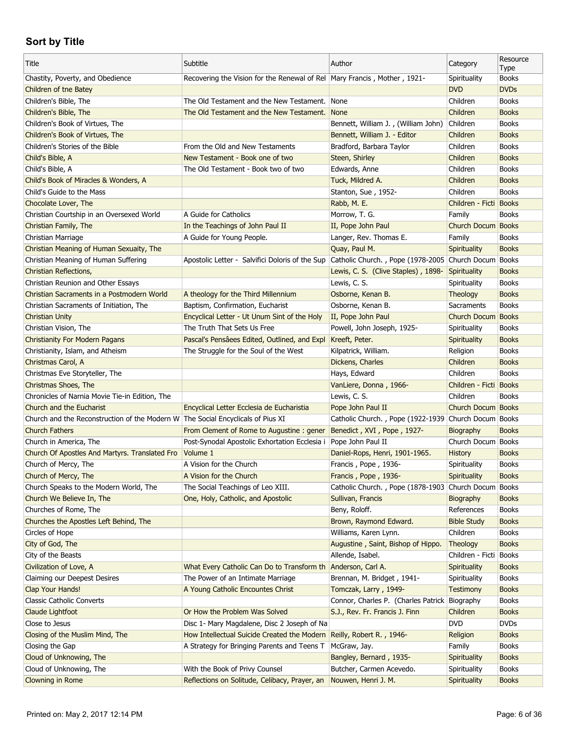## Sort by Title

| Title | Subtitle | Author | Category | Resource Type |
|---|---|---|---|---|
| Chastity, Poverty, and Obedience | Recovering the Vision for the Renewal of Rel | Mary Francis , Mother , 1921- | Spirituality | Books |
| Children of tne Batey | | | DVD | DVDs |
| Children's Bible, The | The Old Testament and the New Testament. | None | Children | Books |
| Children's Bible, The | The Old Testament and the New Testament. | None | Children | Books |
| Children's Book of Virtues, The | | Bennett, William J. , (William John) | Children | Books |
| Children's Book of Virtues, The | | Bennett, William J. - Editor | Children | Books |
| Children's Stories of the Bible | From the Old and New Testaments | Bradford, Barbara Taylor | Children | Books |
| Child's Bible, A | New Testament - Book one of two | Steen, Shirley | Children | Books |
| Child's Bible, A | The Old Testament - Book two of two | Edwards, Anne | Children | Books |
| Child's Book of Miracles & Wonders, A | | Tuck, Mildred A. | Children | Books |
| Child's Guide to the Mass | | Stanton, Sue , 1952- | Children | Books |
| Chocolate Lover, The | | Rabb, M. E. | Children - Ficti | Books |
| Christian Courtship in an Oversexed World | A Guide for Catholics | Morrow, T. G. | Family | Books |
| Christian Family, The | In the Teachings of John Paul II | II, Pope John Paul | Church Docum | Books |
| Christian Marriage | A Guide for Young People. | Langer, Rev. Thomas E. | Family | Books |
| Christian Meaning of Human Sexuaity, The | | Quay, Paul M. | Spirituality | Books |
| Christian Meaning of Human Suffering | Apostolic Letter - Salvifici Doloris of the Sup | Catholic Church. , Pope (1978-2005 | Church Docum | Books |
| Christian Reflections, | | Lewis, C. S. (Clive Staples) , 1898- | Spirituality | Books |
| Christian Reunion and Other Essays | | Lewis, C. S. | Spirituality | Books |
| Christian Sacraments in a Postmodern World | A theology for the Third Millennium | Osborne, Kenan B. | Theology | Books |
| Christian Sacraments of Initiation, The | Baptism, Confirmation, Eucharist | Osborne, Kenan B. | Sacraments | Books |
| Christian Unity | Encyclical Letter - Ut Unum Sint of the Holy | II, Pope John Paul | Church Docum | Books |
| Christian Vision, The | The Truth That Sets Us Free | Powell, John Joseph, 1925- | Spirituality | Books |
| Christianity For Modern Pagans | Pascal's Pensâees Edited, Outlined, and Expl | Kreeft, Peter. | Spirituality | Books |
| Christianity, Islam, and Atheism | The Struggle for the Soul of the West | Kilpatrick, William. | Religion | Books |
| Christmas Carol, A | | Dickens, Charles | Children | Books |
| Christmas Eve Storyteller, The | | Hays, Edward | Children | Books |
| Christmas Shoes, The | | VanLiere, Donna , 1966- | Children - Ficti | Books |
| Chronicles of Narnia Movie Tie-in Edition, The | | Lewis, C. S. | Children | Books |
| Church and the Eucharist | Encyclical Letter Ecclesia de Eucharistia | Pope John Paul II | Church Docum | Books |
| Church and the Reconstruction of the Modern W | The Social Encyclicals of Pius XI | Catholic Church. , Pope (1922-1939 | Church Docum | Books |
| Church Fathers | From Clement of Rome to Augustine : gener | Benedict , XVI , Pope , 1927- | Biography | Books |
| Church in America, The | Post-Synodal Apostolic Exhortation Ecclesia i | Pope John Paul II | Church Docum | Books |
| Church Of Apostles And Martyrs. Translated Fro | Volume 1 | Daniel-Rops, Henri, 1901-1965. | History | Books |
| Church of Mercy, The | A Vision for the Church | Francis , Pope , 1936- | Spirituality | Books |
| Church of Mercy, The | A Vision for the Church | Francis , Pope , 1936- | Spirituality | Books |
| Church Speaks to the Modern World, The | The Social Teachings of Leo XIII. | Catholic Church. , Pope (1878-1903 | Church Docum | Books |
| Church We Believe In, The | One, Holy, Catholic, and Apostolic | Sullivan, Francis | Biography | Books |
| Churches of Rome, The | | Beny, Roloff. | References | Books |
| Churches the Apostles Left Behind, The | | Brown, Raymond Edward. | Bible Study | Books |
| Circles of Hope | | Williams, Karen Lynn. | Children | Books |
| City of God, The | | Augustine , Saint, Bishop of Hippo. | Theology | Books |
| City of the Beasts | | Allende, Isabel. | Children - Ficti | Books |
| Civilization of Love, A | What Every Catholic Can Do to Transform th | Anderson, Carl A. | Spirituality | Books |
| Claiming our Deepest Desires | The Power of an Intimate Marriage | Brennan, M. Bridget , 1941- | Spirituality | Books |
| Clap Your Hands! | A Young Catholic Encounters Christ | Tomczak, Larry , 1949- | Testimony | Books |
| Classic Catholic Converts | | Connor, Charles P. (Charles Patrick | Biography | Books |
| Claude Lightfoot | Or How the Problem Was Solved | S.J., Rev. Fr. Francis J. Finn | Children | Books |
| Close to Jesus | Disc 1- Mary Magdalene, Disc 2 Joseph of Na | | DVD | DVDs |
| Closing of the Muslim Mind, The | How Intellectual Suicide Created the Modern | Reilly, Robert R. , 1946- | Religion | Books |
| Closing the Gap | A Strategy for Bringing Parents and Teens T | McGraw, Jay. | Family | Books |
| Cloud of Unknowing, The | | Bangley, Bernard , 1935- | Spirituality | Books |
| Cloud of Unknowing, The | With the Book of Privy Counsel | Butcher, Carmen Acevedo. | Spirituality | Books |
| Clowning in Rome | Reflections on Solitude, Celibacy, Prayer, an | Nouwen, Henri J. M. | Spirituality | Books |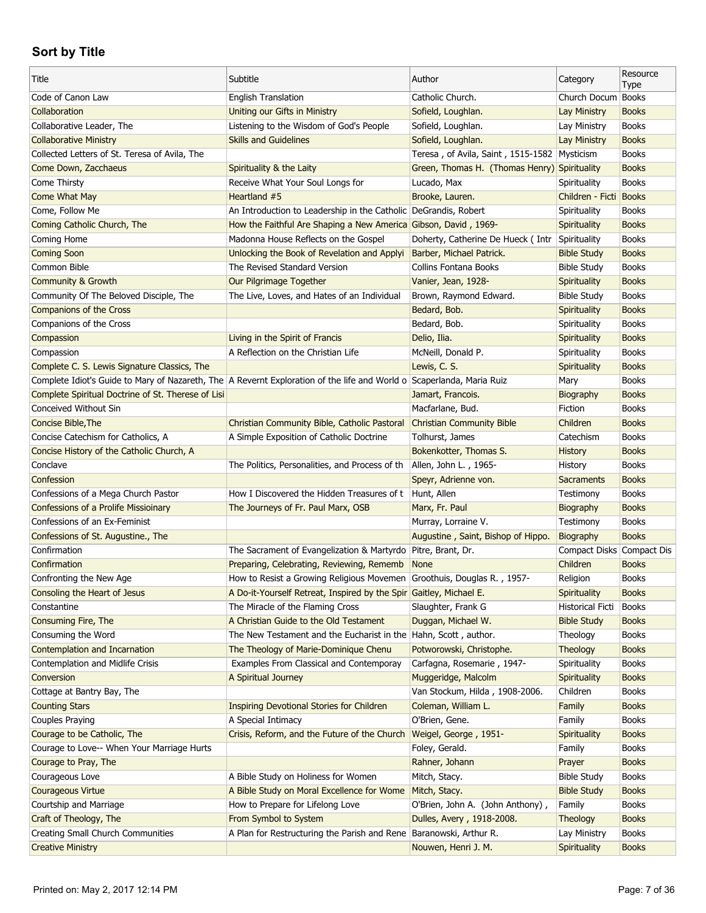## Sort by Title

| Title | Subtitle | Author | Category | Resource Type |
|---|---|---|---|---|
| Code of Canon Law | English Translation | Catholic Church. | Church Docum | Books |
| Collaboration | Uniting our Gifts in Ministry | Sofield, Loughlan. | Lay Ministry | Books |
| Collaborative Leader, The | Listening to the Wisdom of God's People | Sofield, Loughlan. | Lay Ministry | Books |
| Collaborative Ministry | Skills and Guidelines | Sofield, Loughlan. | Lay Ministry | Books |
| Collected Letters of St. Teresa of Avila, The | | Teresa , of Avila, Saint , 1515-1582 | Mysticism | Books |
| Come Down, Zacchaeus | Spirituality & the Laity | Green, Thomas H. (Thomas Henry) | Spirituality | Books |
| Come Thirsty | Receive What Your Soul Longs for | Lucado, Max | Spirituality | Books |
| Come What May | Heartland #5 | Brooke, Lauren. | Children - Ficti | Books |
| Come, Follow Me | An Introduction to Leadership in the Catholic | DeGrandis, Robert | Spirituality | Books |
| Coming Catholic Church, The | How the Faithful Are Shaping a New America | Gibson, David , 1969- | Spirituality | Books |
| Coming Home | Madonna House Reflects on the Gospel | Doherty, Catherine De Hueck ( Intr | Spirituality | Books |
| Coming Soon | Unlocking the Book of Revelation and Applyi | Barber, Michael Patrick. | Bible Study | Books |
| Common Bible | The Revised Standard Version | Collins Fontana Books | Bible Study | Books |
| Community & Growth | Our Pilgrimage Together | Vanier, Jean, 1928- | Spirituality | Books |
| Community Of The Beloved Disciple, The | The Live, Loves, and Hates of an Individual | Brown, Raymond Edward. | Bible Study | Books |
| Companions of the Cross | | Bedard, Bob. | Spirituality | Books |
| Companions of the Cross | | Bedard, Bob. | Spirituality | Books |
| Compassion | Living in the Spirit of Francis | Delio, Ilia. | Spirituality | Books |
| Compassion | A Reflection on the Christian Life | McNeill, Donald P. | Spirituality | Books |
| Complete C. S. Lewis Signature Classics, The | | Lewis, C. S. | Spirituality | Books |
| Complete Idiot's Guide to Mary of Nazareth, The | A Revernt Exploration of the life and World o | Scaperlanda, Maria Ruiz | Mary | Books |
| Complete Spiritual Doctrine of St. Therese of Lisi | | Jamart, Francois. | Biography | Books |
| Conceived Without Sin | | Macfarlane, Bud. | Fiction | Books |
| Concise Bible,The | Christian Community Bible, Catholic Pastoral | Christian Community Bible | Children | Books |
| Concise Catechism for Catholics, A | A Simple Exposition of Catholic Doctrine | Tolhurst, James | Catechism | Books |
| Concise History of the Catholic Church, A | | Bokenkotter, Thomas S. | History | Books |
| Conclave | The Politics, Personalities, and Process of th | Allen, John L. , 1965- | History | Books |
| Confession | | Speyr, Adrienne von. | Sacraments | Books |
| Confessions of a Mega Church Pastor | How I Discovered the Hidden Treasures of t | Hunt, Allen | Testimony | Books |
| Confessions of a Prolife Missioinary | The Journeys of Fr. Paul Marx, OSB | Marx, Fr. Paul | Biography | Books |
| Confessions of an Ex-Feminist | | Murray, Lorraine V. | Testimony | Books |
| Confessions of St. Augustine., The | | Augustine , Saint, Bishop of Hippo. | Biography | Books |
| Confirmation | The Sacrament of Evangelization & Martyrdo | Pitre, Brant, Dr. | Compact Disks | Compact Dis |
| Confirmation | Preparing, Celebrating, Reviewing, Rememb | None | Children | Books |
| Confronting the New Age | How to Resist a Growing Religious Movemen | Groothuis, Douglas R. , 1957- | Religion | Books |
| Consoling the Heart of Jesus | A Do-it-Yourself Retreat, Inspired by the Spir | Gaitley, Michael E. | Spirituality | Books |
| Constantine | The Miracle of the Flaming Cross | Slaughter, Frank G | Historical Ficti | Books |
| Consuming Fire, The | A Christian Guide to the Old Testament | Duggan, Michael W. | Bible Study | Books |
| Consuming the Word | The New Testament and the Eucharist in the | Hahn, Scott , author. | Theology | Books |
| Contemplation and Incarnation | The Theology of Marie-Dominique Chenu | Potworowski, Christophe. | Theology | Books |
| Contemplation and Midlife Crisis | Examples From Classical and Contemporay | Carfagna, Rosemarie , 1947- | Spirituality | Books |
| Conversion | A Spiritual Journey | Muggeridge, Malcolm | Spirituality | Books |
| Cottage at Bantry Bay, The | | Van Stockum, Hilda , 1908-2006. | Children | Books |
| Counting Stars | Inspiring Devotional Stories for Children | Coleman, William L. | Family | Books |
| Couples Praying | A Special Intimacy | O'Brien, Gene. | Family | Books |
| Courage to be Catholic, The | Crisis, Reform, and the Future of the Church | Weigel, George , 1951- | Spirituality | Books |
| Courage to Love-- When Your Marriage Hurts | | Foley, Gerald. | Family | Books |
| Courage to Pray, The | | Rahner, Johann | Prayer | Books |
| Courageous Love | A Bible Study on Holiness for Women | Mitch, Stacy. | Bible Study | Books |
| Courageous Virtue | A Bible Study on Moral Excellence for Wome | Mitch, Stacy. | Bible Study | Books |
| Courtship and Marriage | How to Prepare for Lifelong Love | O'Brien, John A. (John Anthony) , | Family | Books |
| Craft of Theology, The | From Symbol to System | Dulles, Avery , 1918-2008. | Theology | Books |
| Creating Small Church Communities | A Plan for Restructuring the Parish and Rene | Baranowski, Arthur R. | Lay Ministry | Books |
| Creative Ministry | | Nouwen, Henri J. M. | Spirituality | Books |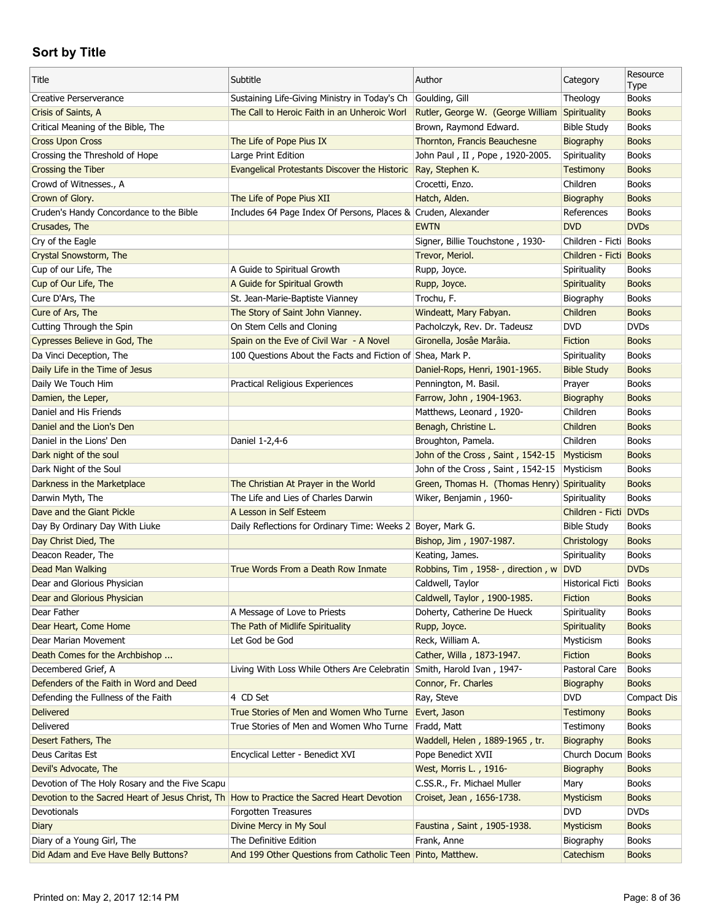## Sort by Title

| Title | Subtitle | Author | Category | Resource Type |
|---|---|---|---|---|
| Creative Perserverance | Sustaining Life-Giving Ministry in Today's Ch | Goulding, Gill | Theology | Books |
| Crisis of Saints, A | The Call to Heroic Faith in an Unheroic Worl | Rutler, George W. (George William | Spirituality | Books |
| Critical Meaning of the Bible, The | | Brown, Raymond Edward. | Bible Study | Books |
| Cross Upon Cross | The Life of Pope Pius IX | Thornton, Francis Beauchesne | Biography | Books |
| Crossing the Threshold of Hope | Large Print Edition | John Paul , II , Pope , 1920-2005. | Spirituality | Books |
| Crossing the Tiber | Evangelical Protestants Discover the Historic | Ray, Stephen K. | Testimony | Books |
| Crowd of Witnesses., A | | Crocetti, Enzo. | Children | Books |
| Crown of Glory. | The Life of Pope Pius XII | Hatch, Alden. | Biography | Books |
| Cruden's Handy Concordance to the Bible | Includes 64 Page Index Of Persons, Places & | Cruden, Alexander | References | Books |
| Crusades, The | | EWTN | DVD | DVDs |
| Cry of the Eagle | | Signer, Billie Touchstone , 1930- | Children - Ficti | Books |
| Crystal Snowstorm, The | | Trevor, Meriol. | Children - Ficti | Books |
| Cup of our Life, The | A Guide to Spiritual Growth | Rupp, Joyce. | Spirituality | Books |
| Cup of Our Life, The | A Guide for Spiritual Growth | Rupp, Joyce. | Spirituality | Books |
| Cure D'Ars, The | St. Jean-Marie-Baptiste Vianney | Trochu, F. | Biography | Books |
| Cure of Ars, The | The Story of Saint John Vianney. | Windeatt, Mary Fabyan. | Children | Books |
| Cutting Through the Spin | On Stem Cells and Cloning | Pacholczyk, Rev. Dr. Tadeusz | DVD | DVDs |
| Cypresses Believe in God, The | Spain on the Eve of Civil War - A Novel | Gironella, Josâe Marâia. | Fiction | Books |
| Da Vinci Deception, The | 100 Questions About the Facts and Fiction of | Shea, Mark P. | Spirituality | Books |
| Daily Life in the Time of Jesus | | Daniel-Rops, Henri, 1901-1965. | Bible Study | Books |
| Daily We Touch Him | Practical Religious Experiences | Pennington, M. Basil. | Prayer | Books |
| Damien, the Leper, | | Farrow, John , 1904-1963. | Biography | Books |
| Daniel and His Friends | | Matthews, Leonard , 1920- | Children | Books |
| Daniel and the Lion's Den | | Benagh, Christine L. | Children | Books |
| Daniel in the Lions' Den | Daniel 1-2,4-6 | Broughton, Pamela. | Children | Books |
| Dark night of the soul | | John of the Cross , Saint , 1542-15 | Mysticism | Books |
| Dark Night of the Soul | | John of the Cross , Saint , 1542-15 | Mysticism | Books |
| Darkness in the Marketplace | The Christian At Prayer in the World | Green, Thomas H. (Thomas Henry) | Spirituality | Books |
| Darwin Myth, The | The Life and Lies of Charles Darwin | Wiker, Benjamin , 1960- | Spirituality | Books |
| Dave and the Giant Pickle | A Lesson in Self Esteem | | Children - Ficti | DVDs |
| Day By Ordinary Day With Liuke | Daily Reflections for Ordinary Time: Weeks 2 | Boyer, Mark G. | Bible Study | Books |
| Day Christ Died, The | | Bishop, Jim , 1907-1987. | Christology | Books |
| Deacon Reader, The | | Keating, James. | Spirituality | Books |
| Dead Man Walking | True Words From a Death Row Inmate | Robbins, Tim , 1958- , direction , w | DVD | DVDs |
| Dear and Glorious Physician | | Caldwell, Taylor | Historical Ficti | Books |
| Dear and Glorious Physician | | Caldwell, Taylor , 1900-1985. | Fiction | Books |
| Dear Father | A Message of Love to Priests | Doherty, Catherine De Hueck | Spirituality | Books |
| Dear Heart, Come Home | The Path of Midlife Spirituality | Rupp, Joyce. | Spirituality | Books |
| Dear Marian Movement | Let God be God | Reck, William A. | Mysticism | Books |
| Death Comes for the Archbishop ... | | Cather, Willa , 1873-1947. | Fiction | Books |
| Decembered Grief, A | Living With Loss While Others Are Celebratin | Smith, Harold Ivan , 1947- | Pastoral Care | Books |
| Defenders of the Faith in Word and Deed | | Connor, Fr. Charles | Biography | Books |
| Defending the Fullness of the Faith | 4 CD Set | Ray, Steve | DVD | Compact Dis |
| Delivered | True Stories of Men and Women Who Turne | Evert, Jason | Testimony | Books |
| Delivered | True Stories of Men and Women Who Turne | Fradd, Matt | Testimony | Books |
| Desert Fathers, The | | Waddell, Helen , 1889-1965 , tr. | Biography | Books |
| Deus Caritas Est | Encyclical Letter - Benedict XVI | Pope Benedict XVII | Church Docum | Books |
| Devil's Advocate, The | | West, Morris L. , 1916- | Biography | Books |
| Devotion of The Holy Rosary and the Five Scapu | | C.SS.R., Fr. Michael Muller | Mary | Books |
| Devotion to the Sacred Heart of Jesus Christ, Th | How to Practice the Sacred Heart Devotion | Croiset, Jean , 1656-1738. | Mysticism | Books |
| Devotionals | Forgotten Treasures | | DVD | DVDs |
| Diary | Divine Mercy in My Soul | Faustina , Saint , 1905-1938. | Mysticism | Books |
| Diary of a Young Girl, The | The Definitive Edition | Frank, Anne | Biography | Books |
| Did Adam and Eve Have Belly Buttons? | And 199 Other Questions from Catholic Teen | Pinto, Matthew. | Catechism | Books |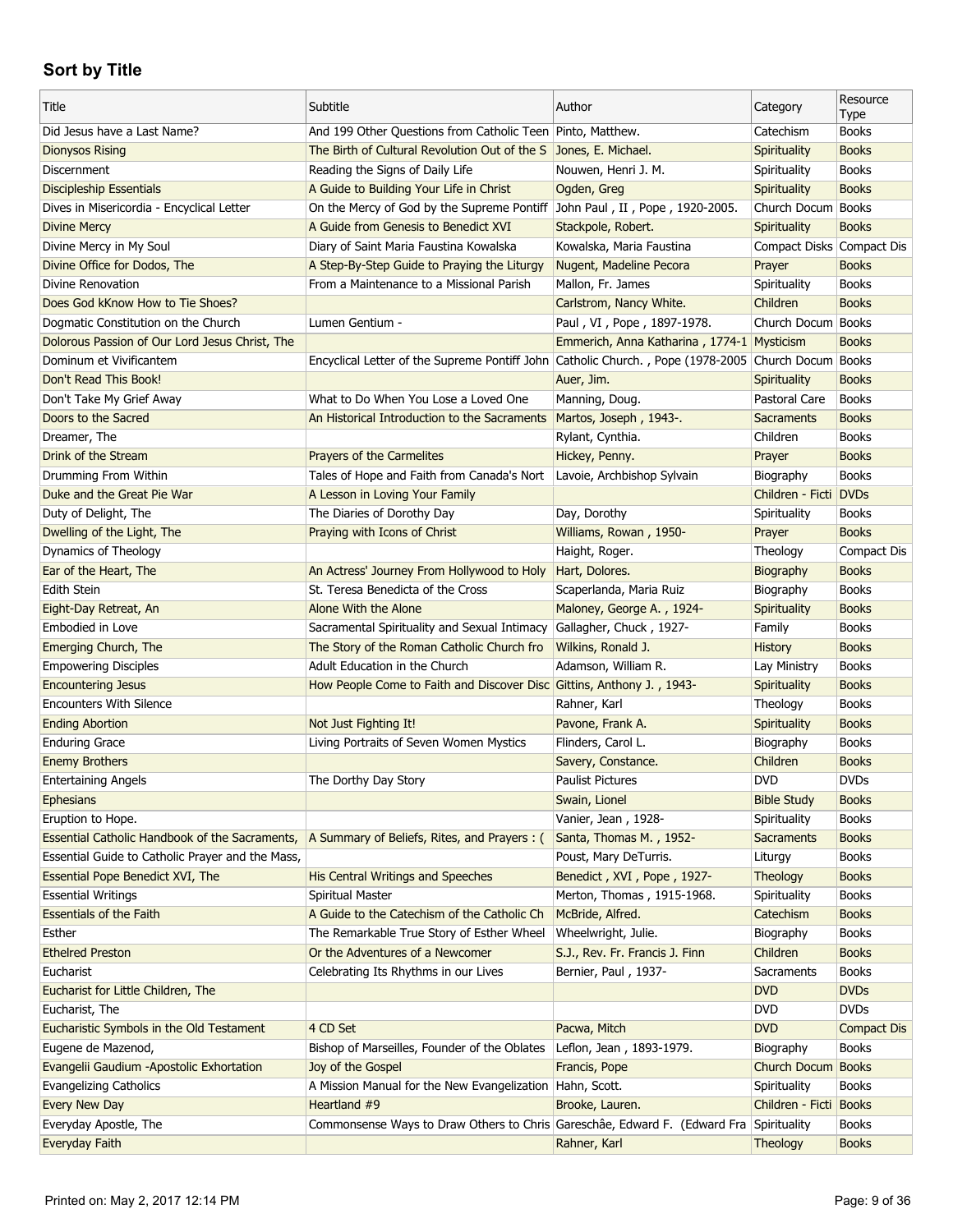## Sort by Title

| Title | Subtitle | Author | Category | Resource Type |
|---|---|---|---|---|
| Did Jesus have a Last Name? | And 199 Other Questions from Catholic Teen | Pinto, Matthew. | Catechism | Books |
| Dionysos Rising | The Birth of Cultural Revolution Out of the S | Jones, E. Michael. | Spirituality | Books |
| Discernment | Reading the Signs of Daily Life | Nouwen, Henri J. M. | Spirituality | Books |
| Discipleship Essentials | A Guide to Building Your Life in Christ | Ogden, Greg | Spirituality | Books |
| Dives in Misericordia - Encyclical Letter | On the Mercy of God by the Supreme Pontiff | John Paul , II , Pope , 1920-2005. | Church Docum | Books |
| Divine Mercy | A Guide from Genesis to Benedict XVI | Stackpole, Robert. | Spirituality | Books |
| Divine Mercy in My Soul | Diary of Saint Maria Faustina Kowalska | Kowalska, Maria Faustina | Compact Disks | Compact Dis |
| Divine Office for Dodos, The | A Step-By-Step Guide to Praying the Liturgy | Nugent, Madeline Pecora | Prayer | Books |
| Divine Renovation | From a Maintenance to a Missional Parish | Mallon, Fr. James | Spirituality | Books |
| Does God kKnow How to Tie Shoes? | | Carlstrom, Nancy White. | Children | Books |
| Dogmatic Constitution on the Church | Lumen Gentium - | Paul , VI , Pope , 1897-1978. | Church Docum | Books |
| Dolorous Passion of Our Lord Jesus Christ, The | | Emmerich, Anna Katharina , 1774-1 | Mysticism | Books |
| Dominum et Vivificantem | Encyclical Letter of the Supreme Pontiff John | Catholic Church. , Pope (1978-2005 | Church Docum | Books |
| Don't Read This Book! | | Auer, Jim. | Spirituality | Books |
| Don't Take My Grief Away | What to Do When You Lose a Loved One | Manning, Doug. | Pastoral Care | Books |
| Doors to the Sacred | An Historical Introduction to the Sacraments | Martos, Joseph , 1943-. | Sacraments | Books |
| Dreamer, The | | Rylant, Cynthia. | Children | Books |
| Drink of the Stream | Prayers of the Carmelites | Hickey, Penny. | Prayer | Books |
| Drumming From Within | Tales of Hope and Faith from Canada's Nort | Lavoie, Archbishop Sylvain | Biography | Books |
| Duke and the Great Pie War | A Lesson in Loving Your Family | | Children - Ficti | DVDs |
| Duty of Delight, The | The Diaries of Dorothy Day | Day, Dorothy | Spirituality | Books |
| Dwelling of the Light, The | Praying with Icons of Christ | Williams, Rowan , 1950- | Prayer | Books |
| Dynamics of Theology | | Haight, Roger. | Theology | Compact Dis |
| Ear of the Heart, The | An Actress' Journey From Hollywood to Holy | Hart, Dolores. | Biography | Books |
| Edith Stein | St. Teresa Benedicta of the Cross | Scaperlanda, Maria Ruiz | Biography | Books |
| Eight-Day Retreat, An | Alone With the Alone | Maloney, George A. , 1924- | Spirituality | Books |
| Embodied in Love | Sacramental Spirituality and Sexual Intimacy | Gallagher, Chuck , 1927- | Family | Books |
| Emerging Church, The | The Story of the Roman Catholic Church fro | Wilkins, Ronald J. | History | Books |
| Empowering Disciples | Adult Education in the Church | Adamson, William R. | Lay Ministry | Books |
| Encountering Jesus | How People Come to Faith and Discover Disc | Gittins, Anthony J. , 1943- | Spirituality | Books |
| Encounters With Silence | | Rahner, Karl | Theology | Books |
| Ending Abortion | Not Just Fighting It! | Pavone, Frank A. | Spirituality | Books |
| Enduring Grace | Living Portraits of Seven Women Mystics | Flinders, Carol L. | Biography | Books |
| Enemy Brothers | | Savery, Constance. | Children | Books |
| Entertaining Angels | The Dorthy Day Story | Paulist Pictures | DVD | DVDs |
| Ephesians | | Swain, Lionel | Bible Study | Books |
| Eruption to Hope. | | Vanier, Jean , 1928- | Spirituality | Books |
| Essential Catholic Handbook of the Sacraments, | A Summary of Beliefs, Rites, and Prayers : ( | Santa, Thomas M. , 1952- | Sacraments | Books |
| Essential Guide to Catholic Prayer and the Mass, | | Poust, Mary DeTurris. | Liturgy | Books |
| Essential Pope Benedict XVI, The | His Central Writings and Speeches | Benedict , XVI , Pope , 1927- | Theology | Books |
| Essential Writings | Spiritual Master | Merton, Thomas , 1915-1968. | Spirituality | Books |
| Essentials of the Faith | A Guide to the Catechism of the Catholic Ch | McBride, Alfred. | Catechism | Books |
| Esther | The Remarkable True Story of Esther Wheel | Wheelwright, Julie. | Biography | Books |
| Ethelred Preston | Or the Adventures of a Newcomer | S.J., Rev. Fr. Francis J. Finn | Children | Books |
| Eucharist | Celebrating Its Rhythms in our Lives | Bernier, Paul , 1937- | Sacraments | Books |
| Eucharist for Little Children, The | | | DVD | DVDs |
| Eucharist, The | | | DVD | DVDs |
| Eucharistic Symbols in the Old Testament | 4 CD Set | Pacwa, Mitch | DVD | Compact Dis |
| Eugene de Mazenod, | Bishop of Marseilles, Founder of the Oblates | Leflon, Jean , 1893-1979. | Biography | Books |
| Evangelii Gaudium -Apostolic Exhortation | Joy of the Gospel | Francis, Pope | Church Docum | Books |
| Evangelizing Catholics | A Mission Manual for the New Evangelization | Hahn, Scott. | Spirituality | Books |
| Every New Day | Heartland #9 | Brooke, Lauren. | Children - Ficti | Books |
| Everyday Apostle, The | Commonsense Ways to Draw Others to Chris | Gareschâe, Edward F. (Edward Fra | Spirituality | Books |
| Everyday Faith | | Rahner, Karl | Theology | Books |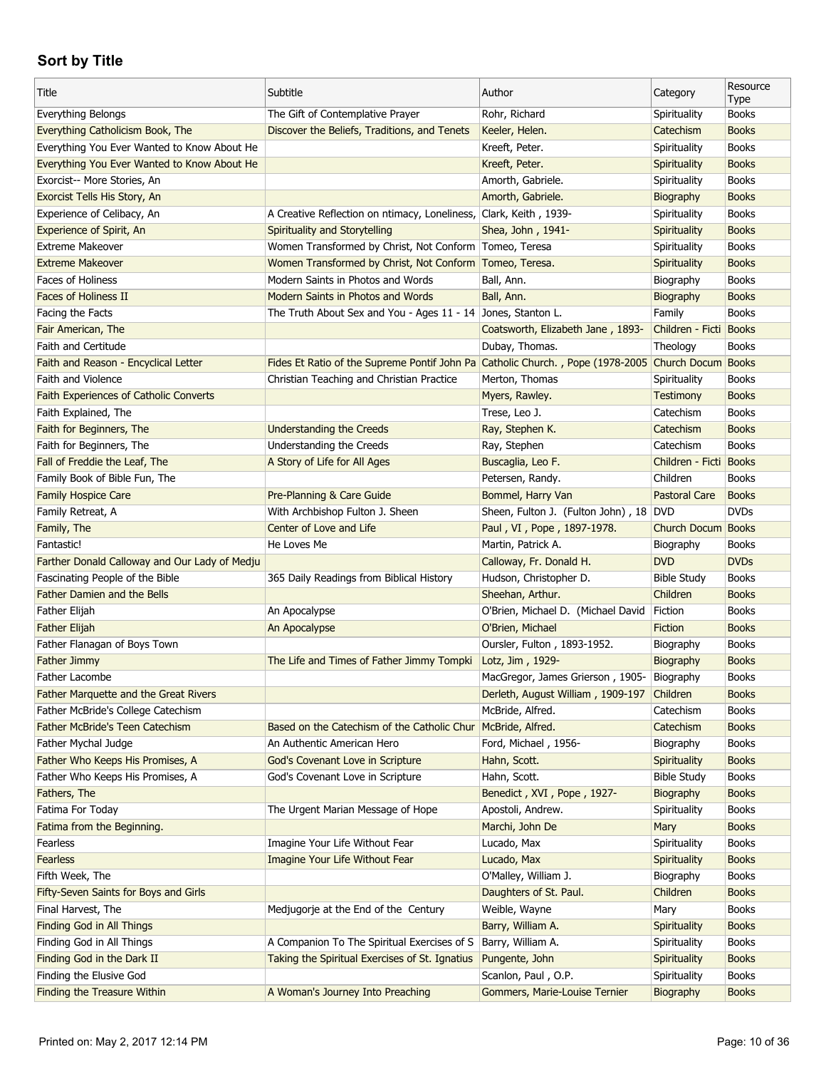## Sort by Title

| Title | Subtitle | Author | Category | Resource Type |
|---|---|---|---|---|
| Everything Belongs | The Gift of Contemplative Prayer | Rohr, Richard | Spirituality | Books |
| Everything Catholicism Book, The | Discover the Beliefs, Traditions, and Tenets | Keeler, Helen. | Catechism | Books |
| Everything You Ever Wanted to Know About He | | Kreeft, Peter. | Spirituality | Books |
| Everything You Ever Wanted to Know About He | | Kreeft, Peter. | Spirituality | Books |
| Exorcist-- More Stories, An | | Amorth, Gabriele. | Spirituality | Books |
| Exorcist Tells His Story, An | | Amorth, Gabriele. | Biography | Books |
| Experience of Celibacy, An | A Creative Reflection on ntimacy, Loneliness, | Clark, Keith , 1939- | Spirituality | Books |
| Experience of Spirit, An | Spirituality and Storytelling | Shea, John , 1941- | Spirituality | Books |
| Extreme Makeover | Women Transformed by Christ, Not Conform | Tomeo, Teresa | Spirituality | Books |
| Extreme Makeover | Women Transformed by Christ, Not Conform | Tomeo, Teresa. | Spirituality | Books |
| Faces of Holiness | Modern Saints in Photos and Words | Ball, Ann. | Biography | Books |
| Faces of Holiness II | Modern Saints in Photos and Words | Ball, Ann. | Biography | Books |
| Facing the Facts | The Truth About Sex and You - Ages 11 - 14 | Jones, Stanton L. | Family | Books |
| Fair American, The | | Coatsworth, Elizabeth Jane , 1893- | Children - Ficti | Books |
| Faith and Certitude | | Dubay, Thomas. | Theology | Books |
| Faith and Reason - Encyclical Letter | Fides Et Ratio of the Supreme Pontif John Pa | Catholic Church. , Pope (1978-2005 | Church Docum | Books |
| Faith and Violence | Christian Teaching and Christian Practice | Merton, Thomas | Spirituality | Books |
| Faith Experiences of Catholic Converts | | Myers, Rawley. | Testimony | Books |
| Faith Explained, The | | Trese, Leo J. | Catechism | Books |
| Faith for Beginners, The | Understanding the Creeds | Ray, Stephen K. | Catechism | Books |
| Faith for Beginners, The | Understanding the Creeds | Ray, Stephen | Catechism | Books |
| Fall of Freddie the Leaf, The | A Story of Life for All Ages | Buscaglia, Leo F. | Children - Ficti | Books |
| Family Book of Bible Fun, The | | Petersen, Randy. | Children | Books |
| Family Hospice Care | Pre-Planning & Care Guide | Bommel, Harry Van | Pastoral Care | Books |
| Family Retreat, A | With Archbishop Fulton J. Sheen | Sheen, Fulton J. (Fulton John) , 18 | DVD | DVDs |
| Family, The | Center of Love and Life | Paul , VI , Pope , 1897-1978. | Church Docum | Books |
| Fantastic! | He Loves Me | Martin, Patrick A. | Biography | Books |
| Farther Donald Calloway and Our Lady of Medju | | Calloway, Fr. Donald H. | DVD | DVDs |
| Fascinating People of the Bible | 365 Daily Readings from Biblical History | Hudson, Christopher D. | Bible Study | Books |
| Father Damien and the Bells | | Sheehan, Arthur. | Children | Books |
| Father Elijah | An Apocalypse | O'Brien, Michael D. (Michael David | Fiction | Books |
| Father Elijah | An Apocalypse | O'Brien, Michael | Fiction | Books |
| Father Flanagan of Boys Town | | Oursler, Fulton , 1893-1952. | Biography | Books |
| Father Jimmy | The Life and Times of Father Jimmy Tompki | Lotz, Jim , 1929- | Biography | Books |
| Father Lacombe | | MacGregor, James Grierson , 1905- | Biography | Books |
| Father Marquette and the Great Rivers | | Derleth, August William , 1909-197 | Children | Books |
| Father McBride's College Catechism | | McBride, Alfred. | Catechism | Books |
| Father McBride's Teen Catechism | Based on the Catechism of the Catholic Chur | McBride, Alfred. | Catechism | Books |
| Father Mychal Judge | An Authentic American Hero | Ford, Michael , 1956- | Biography | Books |
| Father Who Keeps His Promises, A | God's Covenant Love in Scripture | Hahn, Scott. | Spirituality | Books |
| Father Who Keeps His Promises, A | God's Covenant Love in Scripture | Hahn, Scott. | Bible Study | Books |
| Fathers, The | | Benedict , XVI , Pope , 1927- | Biography | Books |
| Fatima For Today | The Urgent Marian Message of Hope | Apostoli, Andrew. | Spirituality | Books |
| Fatima from the Beginning. | | Marchi, John De | Mary | Books |
| Fearless | Imagine Your Life Without Fear | Lucado, Max | Spirituality | Books |
| Fearless | Imagine Your Life Without Fear | Lucado, Max | Spirituality | Books |
| Fifth Week, The | | O'Malley, William J. | Biography | Books |
| Fifty-Seven Saints for Boys and Girls | | Daughters of St. Paul. | Children | Books |
| Final Harvest, The | Medjugorje at the End of the Century | Weible, Wayne | Mary | Books |
| Finding God in All Things | | Barry, William A. | Spirituality | Books |
| Finding God in All Things | A Companion To The Spiritual Exercises of S | Barry, William A. | Spirituality | Books |
| Finding God in the Dark II | Taking the Spiritual Exercises of St. Ignatius | Pungente, John | Spirituality | Books |
| Finding the Elusive God | | Scanlon, Paul , O.P. | Spirituality | Books |
| Finding the Treasure Within | A Woman's Journey Into Preaching | Gommers, Marie-Louise Ternier | Biography | Books |

Printed on: May 2, 2017 12:14 PM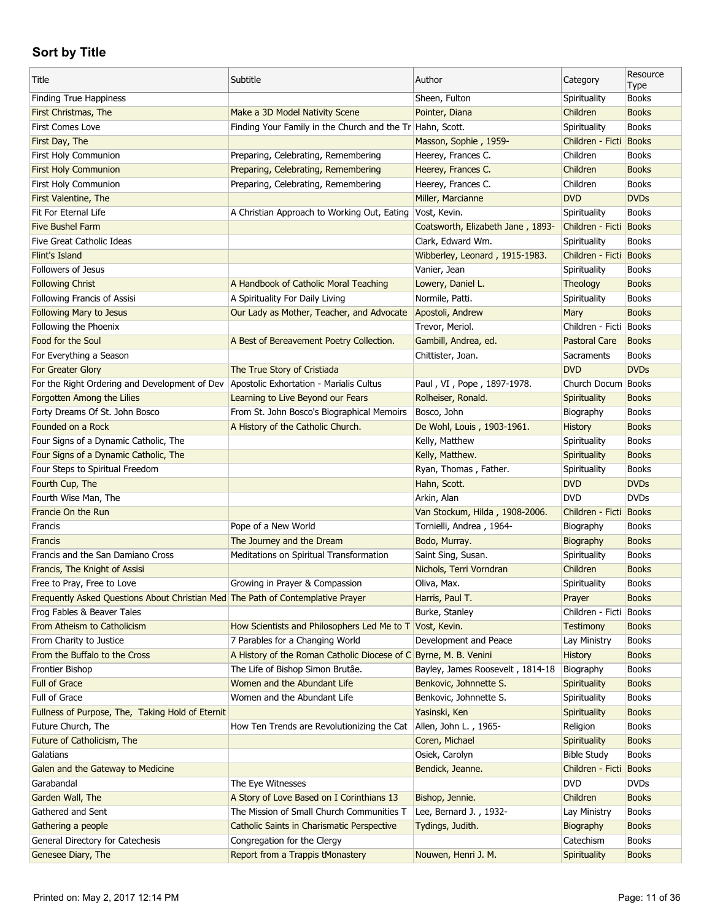## Sort by Title

| Title | Subtitle | Author | Category | Resource Type |
|---|---|---|---|---|
| Finding True Happiness | | Sheen, Fulton | Spirituality | Books |
| First Christmas, The | Make a 3D Model Nativity Scene | Pointer, Diana | Children | Books |
| First Comes Love | Finding Your Family in the Church and the Tr | Hahn, Scott. | Spirituality | Books |
| First Day, The | | Masson, Sophie , 1959- | Children - Ficti | Books |
| First Holy Communion | Preparing, Celebrating, Remembering | Heerey, Frances C. | Children | Books |
| First Holy Communion | Preparing, Celebrating, Remembering | Heerey, Frances C. | Children | Books |
| First Holy Communion | Preparing, Celebrating, Remembering | Heerey, Frances C. | Children | Books |
| First Valentine, The | | Miller, Marcianne | DVD | DVDs |
| Fit For Eternal Life | A Christian Approach to Working Out, Eating | Vost, Kevin. | Spirituality | Books |
| Five Bushel Farm | | Coatsworth, Elizabeth Jane , 1893- | Children - Ficti | Books |
| Five Great Catholic Ideas | | Clark, Edward Wm. | Spirituality | Books |
| Flint's Island | | Wibberley, Leonard , 1915-1983. | Children - Ficti | Books |
| Followers of Jesus | | Vanier, Jean | Spirituality | Books |
| Following Christ | A Handbook of Catholic Moral Teaching | Lowery, Daniel L. | Theology | Books |
| Following Francis of Assisi | A Spirituality For Daily Living | Normile, Patti. | Spirituality | Books |
| Following Mary to Jesus | Our Lady as Mother, Teacher, and Advocate | Apostoli, Andrew | Mary | Books |
| Following the Phoenix | | Trevor, Meriol. | Children - Ficti | Books |
| Food for the Soul | A Best of Bereavement Poetry Collection. | Gambill, Andrea, ed. | Pastoral Care | Books |
| For Everything a Season | | Chittister, Joan. | Sacraments | Books |
| For Greater Glory | The True Story of Cristiada | | DVD | DVDs |
| For the Right Ordering and Development of Dev | Apostolic Exhortation - Marialis Cultus | Paul , VI , Pope , 1897-1978. | Church Docum | Books |
| Forgotten Among the Lilies | Learning to Live Beyond our Fears | Rolheiser, Ronald. | Spirituality | Books |
| Forty Dreams Of St. John Bosco | From St. John Bosco's Biographical Memoirs | Bosco, John | Biography | Books |
| Founded on a Rock | A History of the Catholic Church. | De Wohl, Louis , 1903-1961. | History | Books |
| Four Signs of a Dynamic Catholic, The | | Kelly, Matthew | Spirituality | Books |
| Four Signs of a Dynamic Catholic, The | | Kelly, Matthew. | Spirituality | Books |
| Four Steps to Spiritual Freedom | | Ryan, Thomas , Father. | Spirituality | Books |
| Fourth Cup, The | | Hahn, Scott. | DVD | DVDs |
| Fourth Wise Man, The | | Arkin, Alan | DVD | DVDs |
| Francie On the Run | | Van Stockum, Hilda , 1908-2006. | Children - Ficti | Books |
| Francis | Pope of a New World | Tornielli, Andrea , 1964- | Biography | Books |
| Francis | The Journey and the Dream | Bodo, Murray. | Biography | Books |
| Francis and the San Damiano Cross | Meditations on Spiritual Transformation | Saint Sing, Susan. | Spirituality | Books |
| Francis, The Knight of Assisi | | Nichols, Terri Vorndran | Children | Books |
| Free to Pray, Free to Love | Growing in Prayer & Compassion | Oliva, Max. | Spirituality | Books |
| Frequently Asked Questions About Christian Med | The Path of Contemplative Prayer | Harris, Paul T. | Prayer | Books |
| Frog Fables & Beaver Tales | | Burke, Stanley | Children - Ficti | Books |
| From Atheism to Catholicism | How Scientists and Philosophers Led Me to T | Vost, Kevin. | Testimony | Books |
| From Charity to Justice | 7 Parables for a Changing World | Development and Peace | Lay Ministry | Books |
| From the Buffalo to the Cross | A History of the Roman Catholic Diocese of C | Byrne, M. B. Venini | History | Books |
| Frontier Bishop | The Life of Bishop Simon Brutâe. | Bayley, James Roosevelt , 1814-18 | Biography | Books |
| Full of Grace | Women and the Abundant Life | Benkovic, Johnnette S. | Spirituality | Books |
| Full of Grace | Women and the Abundant Life | Benkovic, Johnnette S. | Spirituality | Books |
| Fullness of Purpose, The, Taking Hold of Eternit | | Yasinski, Ken | Spirituality | Books |
| Future Church, The | How Ten Trends are Revolutionizing the Cat | Allen, John L. , 1965- | Religion | Books |
| Future of Catholicism, The | | Coren, Michael | Spirituality | Books |
| Galatians | | Osiek, Carolyn | Bible Study | Books |
| Galen and the Gateway to Medicine | | Bendick, Jeanne. | Children - Ficti | Books |
| Garabandal | The Eye Witnesses | | DVD | DVDs |
| Garden Wall, The | A Story of Love Based on I Corinthians 13 | Bishop, Jennie. | Children | Books |
| Gathered and Sent | The Mission of Small Church Communities T | Lee, Bernard J. , 1932- | Lay Ministry | Books |
| Gathering a people | Catholic Saints in Charismatic Perspective | Tydings, Judith. | Biography | Books |
| General Directory for Catechesis | Congregation for the Clergy | | Catechism | Books |
| Genesee Diary, The | Report from a Trappis tMonastery | Nouwen, Henri J. M. | Spirituality | Books |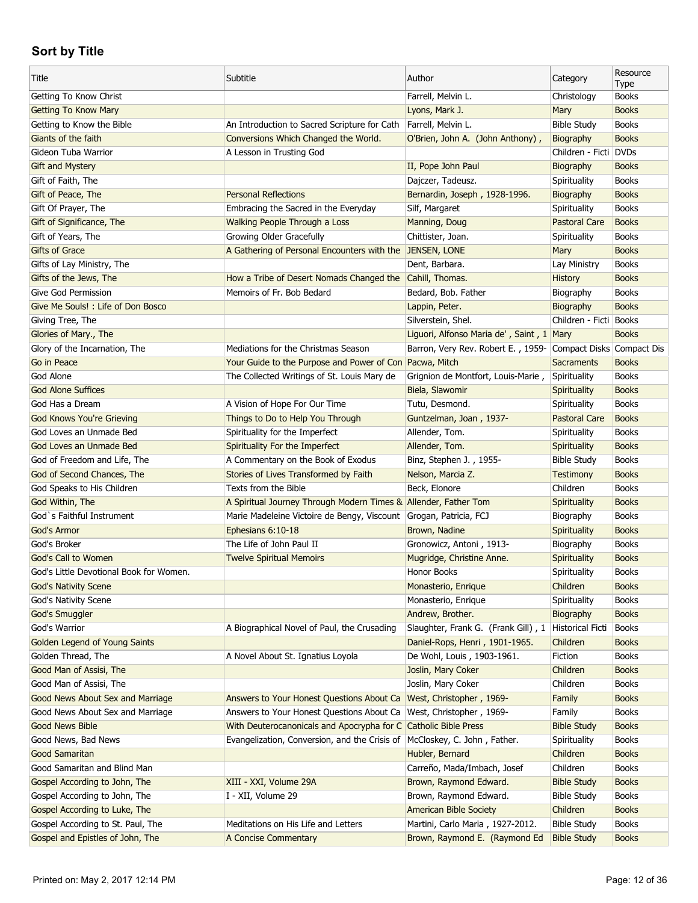## Sort by Title

| Title | Subtitle | Author | Category | Resource Type |
|---|---|---|---|---|
| Getting To Know Christ | | Farrell, Melvin L. | Christology | Books |
| Getting To Know Mary | | Lyons, Mark J. | Mary | Books |
| Getting to Know the Bible | An Introduction to Sacred Scripture for Cath | Farrell, Melvin L. | Bible Study | Books |
| Giants of the faith | Conversions Which Changed the World. | O'Brien, John A. (John Anthony) , | Biography | Books |
| Gideon Tuba Warrior | A Lesson in Trusting God | | Children - Ficti | DVDs |
| Gift and Mystery | | II, Pope John Paul | Biography | Books |
| Gift of Faith, The | | Dajczer, Tadeusz. | Spirituality | Books |
| Gift of Peace, The | Personal Reflections | Bernardin, Joseph , 1928-1996. | Biography | Books |
| Gift Of Prayer, The | Embracing the Sacred in the Everyday | Silf, Margaret | Spirituality | Books |
| Gift of Significance, The | Walking People Through a Loss | Manning, Doug | Pastoral Care | Books |
| Gift of Years, The | Growing Older Gracefully | Chittister, Joan. | Spirituality | Books |
| Gifts of Grace | A Gathering of Personal Encounters with the | JENSEN, LONE | Mary | Books |
| Gifts of Lay Ministry, The | | Dent, Barbara. | Lay Ministry | Books |
| Gifts of the Jews, The | How a Tribe of Desert Nomads Changed the | Cahill, Thomas. | History | Books |
| Give God Permission | Memoirs of Fr. Bob Bedard | Bedard, Bob. Father | Biography | Books |
| Give Me Souls! : Life of Don Bosco | | Lappin, Peter. | Biography | Books |
| Giving Tree, The | | Silverstein, Shel. | Children - Ficti | Books |
| Glories of Mary., The | | Liguori, Alfonso Maria de' , Saint , 1 | Mary | Books |
| Glory of the Incarnation, The | Mediations for the Christmas Season | Barron, Very Rev. Robert E. , 1959- | Compact Disks | Compact Dis |
| Go in Peace | Your Guide to the Purpose and Power of Con | Pacwa, Mitch | Sacraments | Books |
| God Alone | The Collected Writings of St. Louis Mary de | Grignion de Montfort, Louis-Marie , | Spirituality | Books |
| God Alone Suffices | | Biela, Slawomir | Spirituality | Books |
| God Has a Dream | A Vision of Hope For Our Time | Tutu, Desmond. | Spirituality | Books |
| God Knows You're Grieving | Things to Do to Help You Through | Guntzelman, Joan , 1937- | Pastoral Care | Books |
| God Loves an Unmade Bed | Spirituality for the Imperfect | Allender, Tom. | Spirituality | Books |
| God Loves an Unmade Bed | Spirituality For the Imperfect | Allender, Tom. | Spirituality | Books |
| God of Freedom and Life, The | A Commentary on the Book of Exodus | Binz, Stephen J. , 1955- | Bible Study | Books |
| God of Second Chances, The | Stories of Lives Transformed by Faith | Nelson, Marcia Z. | Testimony | Books |
| God Speaks to His Children | Texts from the Bible | Beck, Elonore | Children | Books |
| God Within, The | A Spiritual Journey Through Modern Times & | Allender, Father Tom | Spirituality | Books |
| God`s Faithful Instrument | Marie Madeleine Victoire de Bengy, Viscount | Grogan, Patricia, FCJ | Biography | Books |
| God's Armor | Ephesians 6:10-18 | Brown, Nadine | Spirituality | Books |
| God's Broker | The Life of John Paul II | Gronowicz, Antoni , 1913- | Biography | Books |
| God's Call to Women | Twelve Spiritual Memoirs | Mugridge, Christine Anne. | Spirituality | Books |
| God's Little Devotional Book for Women. | | Honor Books | Spirituality | Books |
| God's Nativity Scene | | Monasterio, Enrique | Children | Books |
| God's Nativity Scene | | Monasterio, Enrique | Spirituality | Books |
| God's Smuggler | | Andrew, Brother. | Biography | Books |
| God's Warrior | A Biographical Novel of Paul, the Crusading | Slaughter, Frank G. (Frank Gill) , 1 | Historical Ficti | Books |
| Golden Legend of Young Saints | | Daniel-Rops, Henri , 1901-1965. | Children | Books |
| Golden Thread, The | A Novel About St. Ignatius Loyola | De Wohl, Louis , 1903-1961. | Fiction | Books |
| Good Man of Assisi, The | | Joslin, Mary Coker | Children | Books |
| Good Man of Assisi, The | | Joslin, Mary Coker | Children | Books |
| Good News About Sex and Marriage | Answers to Your Honest Questions About Ca | West, Christopher , 1969- | Family | Books |
| Good News About Sex and Marriage | Answers to Your Honest Questions About Ca | West, Christopher , 1969- | Family | Books |
| Good News Bible | With Deuterocanonicals and Apocrypha for C | Catholic Bible Press | Bible Study | Books |
| Good News, Bad News | Evangelization, Conversion, and the Crisis of | McCloskey, C. John , Father. | Spirituality | Books |
| Good Samaritan | | Hubler, Bernard | Children | Books |
| Good Samaritan and Blind Man | | Carreño, Mada/Imbach, Josef | Children | Books |
| Gospel According to John, The | XIII - XXI, Volume 29A | Brown, Raymond Edward. | Bible Study | Books |
| Gospel According to John, The | I - XII, Volume 29 | Brown, Raymond Edward. | Bible Study | Books |
| Gospel According to Luke, The | | American Bible Society | Children | Books |
| Gospel According to St. Paul, The | Meditations on His Life and Letters | Martini, Carlo Maria , 1927-2012. | Bible Study | Books |
| Gospel and Epistles of John, The | A Concise Commentary | Brown, Raymond E. (Raymond Ed | Bible Study | Books |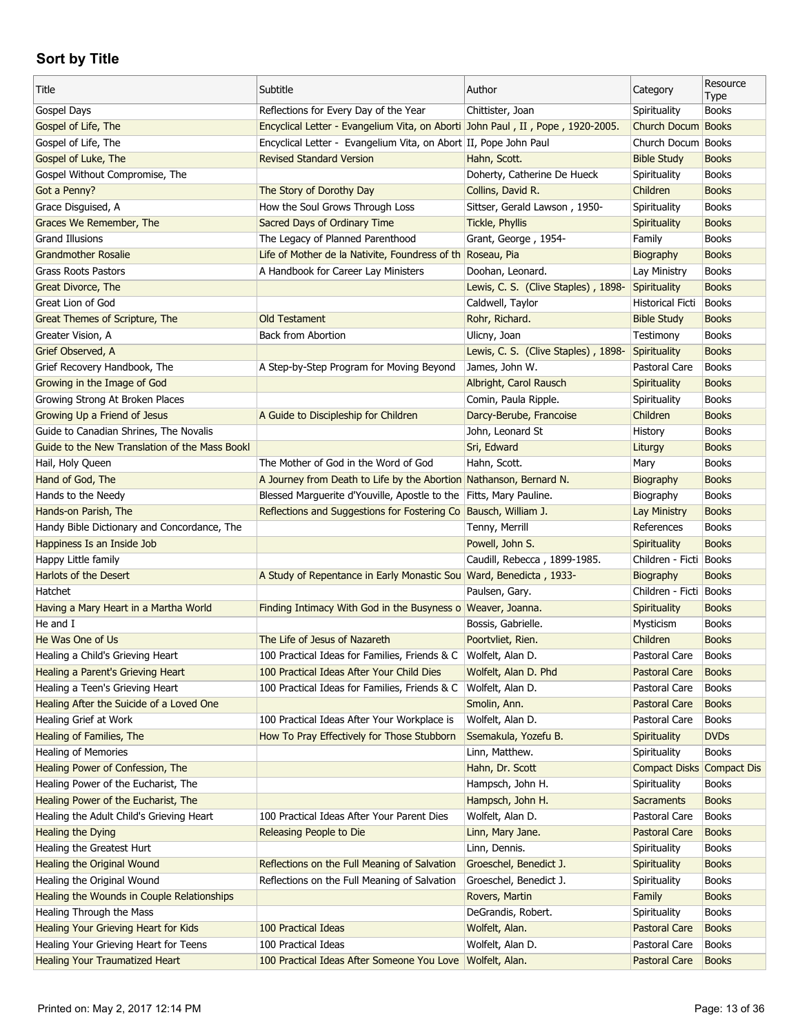## Sort by Title

| Title | Subtitle | Author | Category | Resource Type |
|---|---|---|---|---|
| Gospel Days | Reflections for Every Day of the Year | Chittister, Joan | Spirituality | Books |
| Gospel of Life, The | Encyclical Letter - Evangelium Vita, on Aborti | John Paul , II , Pope , 1920-2005. | Church Docum | Books |
| Gospel of Life, The | Encyclical Letter - Evangelium Vita, on Abort | II, Pope John Paul | Church Docum | Books |
| Gospel of Luke, The | Revised Standard Version | Hahn, Scott. | Bible Study | Books |
| Gospel Without Compromise, The | | Doherty, Catherine De Hueck | Spirituality | Books |
| Got a Penny? | The Story of Dorothy Day | Collins, David R. | Children | Books |
| Grace Disguised, A | How the Soul Grows Through Loss | Sittser, Gerald Lawson , 1950- | Spirituality | Books |
| Graces We Remember, The | Sacred Days of Ordinary Time | Tickle, Phyllis | Spirituality | Books |
| Grand Illusions | The Legacy of Planned Parenthood | Grant, George , 1954- | Family | Books |
| Grandmother Rosalie | Life of Mother de la Nativite, Foundress of th | Roseau, Pia | Biography | Books |
| Grass Roots Pastors | A Handbook for Career Lay Ministers | Doohan, Leonard. | Lay Ministry | Books |
| Great Divorce, The | | Lewis, C. S. (Clive Staples) , 1898- | Spirituality | Books |
| Great Lion of God | | Caldwell, Taylor | Historical Ficti | Books |
| Great Themes of Scripture, The | Old Testament | Rohr, Richard. | Bible Study | Books |
| Greater Vision, A | Back from Abortion | Ulicny, Joan | Testimony | Books |
| Grief Observed, A | | Lewis, C. S. (Clive Staples) , 1898- | Spirituality | Books |
| Grief Recovery Handbook, The | A Step-by-Step Program for Moving Beyond | James, John W. | Pastoral Care | Books |
| Growing in the Image of God | | Albright, Carol Rausch | Spirituality | Books |
| Growing Strong At Broken Places | | Comin, Paula Ripple. | Spirituality | Books |
| Growing Up a Friend of Jesus | A Guide to Discipleship for Children | Darcy-Berube, Francoise | Children | Books |
| Guide to Canadian Shrines, The Novalis | | John, Leonard St | History | Books |
| Guide to the New Translation of the Mass Bookl | | Sri, Edward | Liturgy | Books |
| Hail, Holy Queen | The Mother of God in the Word of God | Hahn, Scott. | Mary | Books |
| Hand of God, The | A Journey from Death to Life by the Abortion | Nathanson, Bernard N. | Biography | Books |
| Hands to the Needy | Blessed Marguerite d'Youville, Apostle to the | Fitts, Mary Pauline. | Biography | Books |
| Hands-on Parish, The | Reflections and Suggestions for Fostering Co | Bausch, William J. | Lay Ministry | Books |
| Handy Bible Dictionary and Concordance, The | | Tenny, Merrill | References | Books |
| Happiness Is an Inside Job | | Powell, John S. | Spirituality | Books |
| Happy Little family | | Caudill, Rebecca , 1899-1985. | Children - Ficti | Books |
| Harlots of the Desert | A Study of Repentance in Early Monastic Sou | Ward, Benedicta , 1933- | Biography | Books |
| Hatchet | | Paulsen, Gary. | Children - Ficti | Books |
| Having a Mary Heart in a Martha World | Finding Intimacy With God in the Busyness o | Weaver, Joanna. | Spirituality | Books |
| He and I | | Bossis, Gabrielle. | Mysticism | Books |
| He Was One of Us | The Life of Jesus of Nazareth | Poortvliet, Rien. | Children | Books |
| Healing a Child's Grieving Heart | 100 Practical Ideas for Families, Friends & C | Wolfelt, Alan D. | Pastoral Care | Books |
| Healing a Parent's Grieving Heart | 100 Practical Ideas After Your Child Dies | Wolfelt, Alan D. Phd | Pastoral Care | Books |
| Healing a Teen's Grieving Heart | 100 Practical Ideas for Families, Friends & C | Wolfelt, Alan D. | Pastoral Care | Books |
| Healing After the Suicide of a Loved One | | Smolin, Ann. | Pastoral Care | Books |
| Healing Grief at Work | 100 Practical Ideas After Your Workplace is | Wolfelt, Alan D. | Pastoral Care | Books |
| Healing of Families, The | How To Pray Effectively for Those Stubborn | Ssemakula, Yozefu B. | Spirituality | DVDs |
| Healing of Memories | | Linn, Matthew. | Spirituality | Books |
| Healing Power of Confession, The | | Hahn, Dr. Scott | Compact Disks | Compact Dis |
| Healing Power of the Eucharist, The | | Hampsch, John H. | Spirituality | Books |
| Healing Power of the Eucharist, The | | Hampsch, John H. | Sacraments | Books |
| Healing the Adult Child's Grieving Heart | 100 Practical Ideas After Your Parent Dies | Wolfelt, Alan D. | Pastoral Care | Books |
| Healing the Dying | Releasing People to Die | Linn, Mary Jane. | Pastoral Care | Books |
| Healing the Greatest Hurt | | Linn, Dennis. | Spirituality | Books |
| Healing the Original Wound | Reflections on the Full Meaning of Salvation | Groeschel, Benedict J. | Spirituality | Books |
| Healing the Original Wound | Reflections on the Full Meaning of Salvation | Groeschel, Benedict J. | Spirituality | Books |
| Healing the Wounds in Couple Relationships | | Rovers, Martin | Family | Books |
| Healing Through the Mass | | DeGrandis, Robert. | Spirituality | Books |
| Healing Your Grieving Heart for Kids | 100 Practical Ideas | Wolfelt, Alan. | Pastoral Care | Books |
| Healing Your Grieving Heart for Teens | 100 Practical Ideas | Wolfelt, Alan D. | Pastoral Care | Books |
| Healing Your Traumatized Heart | 100 Practical Ideas After Someone You Love | Wolfelt, Alan. | Pastoral Care | Books |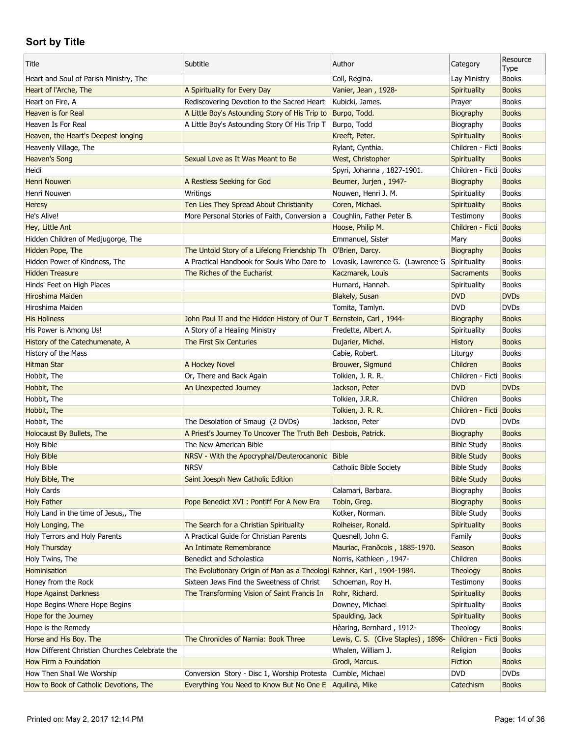## Sort by Title

| Title | Subtitle | Author | Category | Resource Type |
|---|---|---|---|---|
| Heart and Soul of Parish Ministry, The | | Coll, Regina. | Lay Ministry | Books |
| Heart of l'Arche, The | A Spirituality for Every Day | Vanier, Jean , 1928- | Spirituality | Books |
| Heart on Fire, A | Rediscovering Devotion to the Sacred Heart | Kubicki, James. | Prayer | Books |
| Heaven is for Real | A Little Boy's Astounding Story of His Trip to | Burpo, Todd. | Biography | Books |
| Heaven Is For Real | A Little Boy's Astounding Story Of His Trip T | Burpo, Todd | Biography | Books |
| Heaven, the Heart's Deepest longing | | Kreeft, Peter. | Spirituality | Books |
| Heavenly Village, The | | Rylant, Cynthia. | Children - Ficti | Books |
| Heaven's Song | Sexual Love as It Was Meant to Be | West, Christopher | Spirituality | Books |
| Heidi | | Spyri, Johanna , 1827-1901. | Children - Ficti | Books |
| Henri Nouwen | A Restless Seeking for God | Beumer, Jurjen , 1947- | Biography | Books |
| Henri Nouwen | Writings | Nouwen, Henri J. M. | Spirituality | Books |
| Heresy | Ten Lies They Spread About Christianity | Coren, Michael. | Spirituality | Books |
| He's Alive! | More Personal Stories of Faith, Conversion a | Coughlin, Father Peter B. | Testimony | Books |
| Hey, Little Ant | | Hoose, Philip M. | Children - Ficti | Books |
| Hidden Children of Medjugorge, The | | Emmanuel, Sister | Mary | Books |
| Hidden Pope, The | The Untold Story of a Lifelong Friendship Th | O'Brien, Darcy. | Biography | Books |
| Hidden Power of Kindness, The | A Practical Handbook for Souls Who Dare to | Lovasik, Lawrence G. (Lawrence G | Spirituality | Books |
| Hidden Treasure | The Riches of the Eucharist | Kaczmarek, Louis | Sacraments | Books |
| Hinds' Feet on High Places | | Hurnard, Hannah. | Spirituality | Books |
| Hiroshima Maiden | | Blakely, Susan | DVD | DVDs |
| Hiroshima Maiden | | Tomita, Tamlyn. | DVD | DVDs |
| His Holiness | John Paul II and the Hidden History of Our T | Bernstein, Carl , 1944- | Biography | Books |
| His Power is Among Us! | A Story of a Healing Ministry | Fredette, Albert A. | Spirituality | Books |
| History of the Catechumenate, A | The First Six Centuries | Dujarier, Michel. | History | Books |
| History of the Mass | | Cabie, Robert. | Liturgy | Books |
| Hitman Star | A Hockey Novel | Brouwer, Sigmund | Children | Books |
| Hobbit, The | Or, There and Back Again | Tolkien, J. R. R. | Children - Ficti | Books |
| Hobbit, The | An Unexpected Journey | Jackson, Peter | DVD | DVDs |
| Hobbit, The | | Tolkien, J.R.R. | Children | Books |
| Hobbit, The | | Tolkien, J. R. R. | Children - Ficti | Books |
| Hobbit, The | The Desolation of Smaug (2 DVDs) | Jackson, Peter | DVD | DVDs |
| Holocaust By Bullets, The | A Priest's Journey To Uncover The Truth Beh | Desbois, Patrick. | Biography | Books |
| Holy Bible | The New American Bible | | Bible Study | Books |
| Holy Bible | NRSV - With the Apocryphal/Deuterocanonic | Bible | Bible Study | Books |
| Holy Bible | NRSV | Catholic Bible Society | Bible Study | Books |
| Holy Bible, The | Saint Joesph New Catholic Edition | | Bible Study | Books |
| Holy Cards | | Calamari, Barbara. | Biography | Books |
| Holy Father | Pope Benedict XVI : Pontiff For A New Era | Tobin, Greg. | Biography | Books |
| Holy Land in the time of Jesus,, The | | Kotker, Norman. | Bible Study | Books |
| Holy Longing, The | The Search for a Christian Spirituality | Rolheiser, Ronald. | Spirituality | Books |
| Holy Terrors and Holy Parents | A Practical Guide for Christian Parents | Quesnell, John G. | Family | Books |
| Holy Thursday | An Intimate Remembrance | Mauriac, Franðcois , 1885-1970. | Season | Books |
| Holy Twins, The | Benedict and Scholastica | Norris, Kathleen , 1947- | Children | Books |
| Hominisation | The Evolutionary Origin of Man as a Theologi | Rahner, Karl , 1904-1984. | Theology | Books |
| Honey from the Rock | Sixteen Jews Find the Sweetness of Christ | Schoeman, Roy H. | Testimony | Books |
| Hope Against Darkness | The Transforming Vision of Saint Francis In | Rohr, Richard. | Spirituality | Books |
| Hope Begins Where Hope Begins | | Downey, Michael | Spirituality | Books |
| Hope for the Journey | | Spaulding, Jack | Spirituality | Books |
| Hope is the Remedy | | Hèaring, Bernhard , 1912- | Theology | Books |
| Horse and His Boy. The | The Chronicles of Narnia: Book Three | Lewis, C. S. (Clive Staples) , 1898- | Children - Ficti | Books |
| How Different Christian Churches Celebrate the | | Whalen, William J. | Religion | Books |
| How Firm a Foundation | | Grodi, Marcus. | Fiction | Books |
| How Then Shall We Worship | Conversion Story - Disc 1, Worship Protesta | Cumble, Michael | DVD | DVDs |
| How to Book of Catholic Devotions, The | Everything You Need to Know But No One E | Aquilina, Mike | Catechism | Books |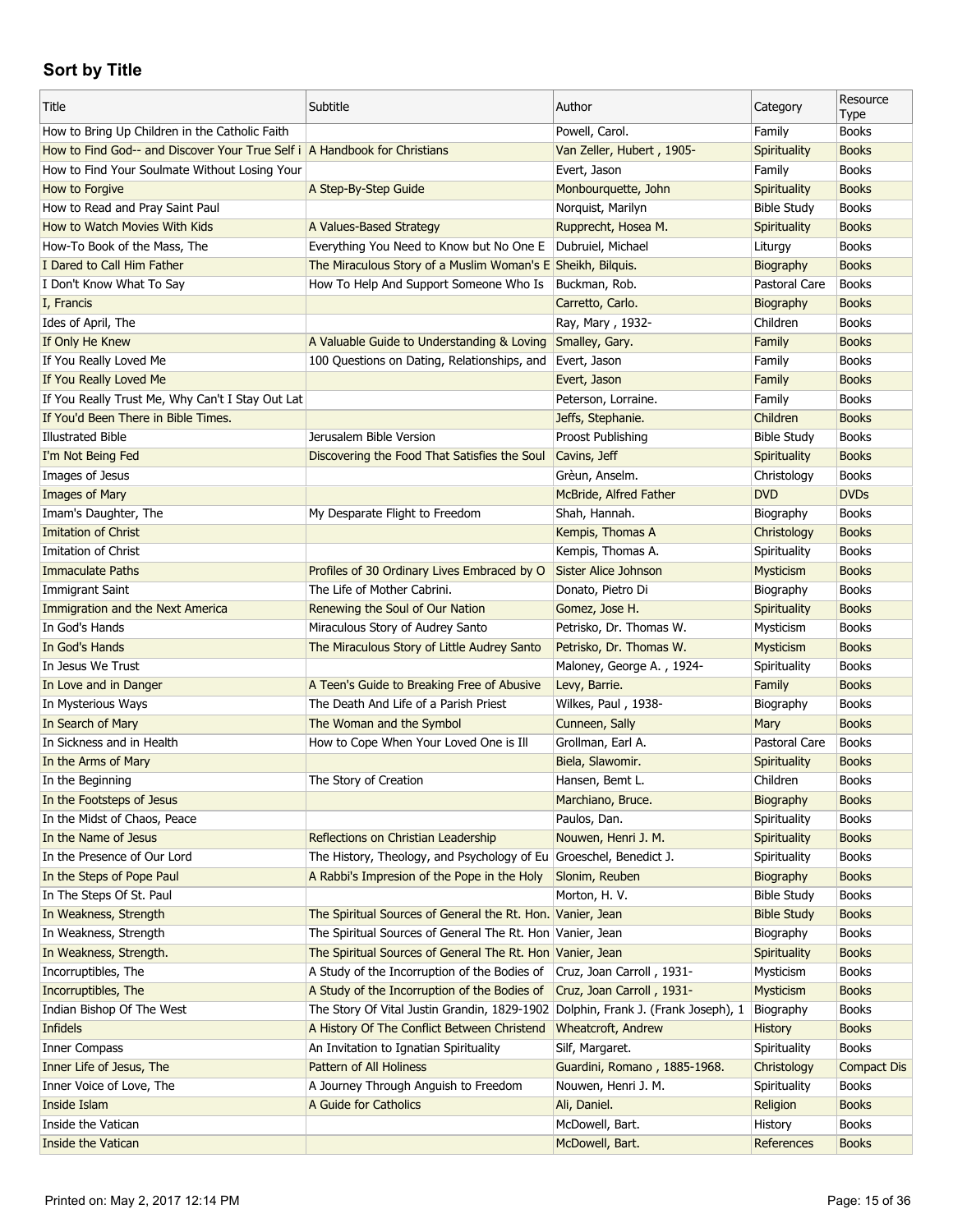## Sort by Title

| Title | Subtitle | Author | Category | Resource Type |
|---|---|---|---|---|
| How to Bring Up Children in the Catholic Faith | | Powell, Carol. | Family | Books |
| How to Find God-- and Discover Your True Self i | A Handbook for Christians | Van Zeller, Hubert , 1905- | Spirituality | Books |
| How to Find Your Soulmate Without Losing Your | | Evert, Jason | Family | Books |
| How to Forgive | A Step-By-Step Guide | Monbourquette, John | Spirituality | Books |
| How to Read and Pray Saint Paul | | Norquist, Marilyn | Bible Study | Books |
| How to Watch Movies With Kids | A Values-Based Strategy | Rupprecht, Hosea M. | Spirituality | Books |
| How-To Book of the Mass, The | Everything You Need to Know but No One E | Dubruiel, Michael | Liturgy | Books |
| I Dared to Call Him Father | The Miraculous Story of a Muslim Woman's E | Sheikh, Bilquis. | Biography | Books |
| I Don't Know What To Say | How To Help And Support Someone Who Is | Buckman, Rob. | Pastoral Care | Books |
| I, Francis | | Carretto, Carlo. | Biography | Books |
| Ides of April, The | | Ray, Mary , 1932- | Children | Books |
| If Only He Knew | A Valuable Guide to Understanding & Loving | Smalley, Gary. | Family | Books |
| If You Really Loved Me | 100 Questions on Dating, Relationships, and | Evert, Jason | Family | Books |
| If You Really Loved Me | | Evert, Jason | Family | Books |
| If You Really Trust Me, Why Can't I Stay Out Lat | | Peterson, Lorraine. | Family | Books |
| If You'd Been There in Bible Times. | | Jeffs, Stephanie. | Children | Books |
| Illustrated Bible | Jerusalem Bible Version | Proost Publishing | Bible Study | Books |
| I'm Not Being Fed | Discovering the Food That Satisfies the Soul | Cavins, Jeff | Spirituality | Books |
| Images of Jesus | | Grèun, Anselm. | Christology | Books |
| Images of Mary | | McBride, Alfred Father | DVD | DVDs |
| Imam's Daughter, The | My Desparate Flight to Freedom | Shah, Hannah. | Biography | Books |
| Imitation of Christ | | Kempis, Thomas A | Christology | Books |
| Imitation of Christ | | Kempis, Thomas A. | Spirituality | Books |
| Immaculate Paths | Profiles of 30 Ordinary Lives Embraced by O | Sister Alice Johnson | Mysticism | Books |
| Immigrant Saint | The Life of Mother Cabrini. | Donato, Pietro Di | Biography | Books |
| Immigration and the Next America | Renewing the Soul of Our Nation | Gomez, Jose H. | Spirituality | Books |
| In God's Hands | Miraculous Story of Audrey Santo | Petrisko, Dr. Thomas W. | Mysticism | Books |
| In God's Hands | The Miraculous Story of Little Audrey Santo | Petrisko, Dr. Thomas W. | Mysticism | Books |
| In Jesus We Trust | | Maloney, George A. , 1924- | Spirituality | Books |
| In Love and in Danger | A Teen's Guide to Breaking Free of Abusive | Levy, Barrie. | Family | Books |
| In Mysterious Ways | The Death And Life of a Parish Priest | Wilkes, Paul , 1938- | Biography | Books |
| In Search of Mary | The Woman and the Symbol | Cunneen, Sally | Mary | Books |
| In Sickness and in Health | How to Cope When Your Loved One is Ill | Grollman, Earl A. | Pastoral Care | Books |
| In the Arms of Mary | | Biela, Slawomir. | Spirituality | Books |
| In the Beginning | The Story of Creation | Hansen, Bemt L. | Children | Books |
| In the Footsteps of Jesus | | Marchiano, Bruce. | Biography | Books |
| In the Midst of Chaos, Peace | | Paulos, Dan. | Spirituality | Books |
| In the Name of Jesus | Reflections on Christian Leadership | Nouwen, Henri J. M. | Spirituality | Books |
| In the Presence of Our Lord | The History, Theology, and Psychology of Eu | Groeschel, Benedict J. | Spirituality | Books |
| In the Steps of Pope Paul | A Rabbi's Impresion of the Pope in the Holy | Slonim, Reuben | Biography | Books |
| In The Steps Of St. Paul | | Morton, H. V. | Bible Study | Books |
| In Weakness, Strength | The Spiritual Sources of General the Rt. Hon. | Vanier, Jean | Bible Study | Books |
| In Weakness, Strength | The Spiritual Sources of General The Rt. Hon | Vanier, Jean | Biography | Books |
| In Weakness, Strength. | The Spiritual Sources of General The Rt. Hon | Vanier, Jean | Spirituality | Books |
| Incorruptibles, The | A Study of the Incorruption of the Bodies of | Cruz, Joan Carroll , 1931- | Mysticism | Books |
| Incorruptibles, The | A Study of the Incorruption of the Bodies of | Cruz, Joan Carroll , 1931- | Mysticism | Books |
| Indian Bishop Of The West | The Story Of Vital Justin Grandin, 1829-1902 | Dolphin, Frank J. (Frank Joseph), 1 | Biography | Books |
| Infidels | A History Of The Conflict Between Christend | Wheatcroft, Andrew | History | Books |
| Inner Compass | An Invitation to Ignatian Spirituality | Silf, Margaret. | Spirituality | Books |
| Inner Life of Jesus, The | Pattern of All Holiness | Guardini, Romano , 1885-1968. | Christology | Compact Dis |
| Inner Voice of Love, The | A Journey Through Anguish to Freedom | Nouwen, Henri J. M. | Spirituality | Books |
| Inside Islam | A Guide for Catholics | Ali, Daniel. | Religion | Books |
| Inside the Vatican | | McDowell, Bart. | History | Books |
| Inside the Vatican | | McDowell, Bart. | References | Books |

Printed on: May 2, 2017 12:14 PM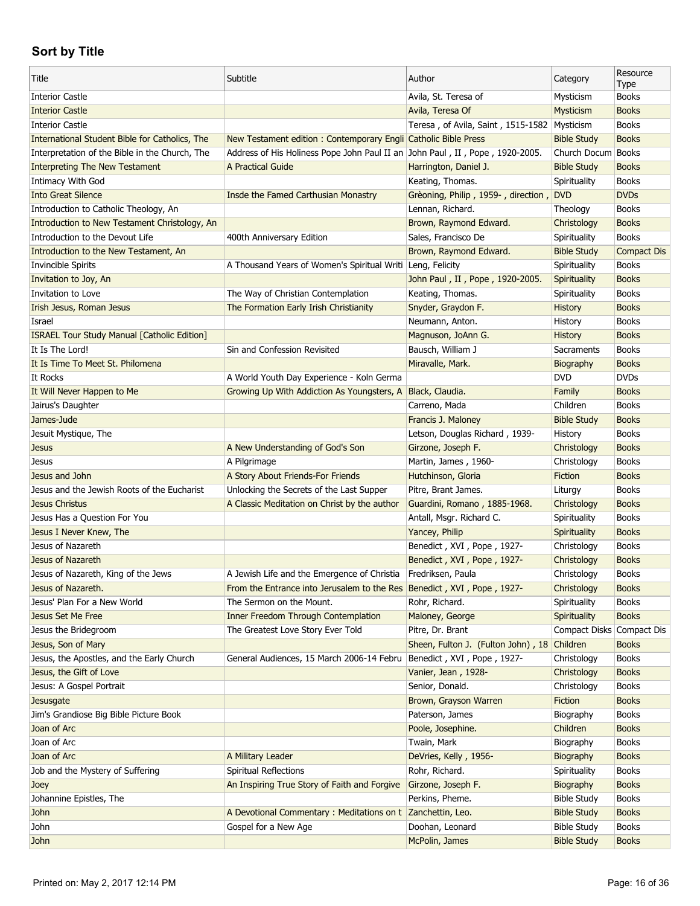## Sort by Title

| Title | Subtitle | Author | Category | Resource Type |
|---|---|---|---|---|
| Interior Castle | | Avila, St. Teresa of | Mysticism | Books |
| Interior Castle | | Avila, Teresa Of | Mysticism | Books |
| Interior Castle | | Teresa , of Avila, Saint , 1515-1582 | Mysticism | Books |
| International Student Bible for Catholics, The | New Testament edition : Contemporary Engli | Catholic Bible Press | Bible Study | Books |
| Interpretation of the Bible in the Church, The | Address of His Holiness Pope John Paul II an | John Paul , II , Pope , 1920-2005. | Church Docum | Books |
| Interpreting The New Testament | A Practical Guide | Harrington, Daniel J. | Bible Study | Books |
| Intimacy With God | | Keating, Thomas. | Spirituality | Books |
| Into Great Silence | Insde the Famed Carthusian Monastry | Grèoning, Philip , 1959- , direction , | DVD | DVDs |
| Introduction to Catholic Theology, An | | Lennan, Richard. | Theology | Books |
| Introduction to New Testament Christology, An | | Brown, Raymond Edward. | Christology | Books |
| Introduction to the Devout Life | 400th Anniversary Edition | Sales, Francisco De | Spirituality | Books |
| Introduction to the New Testament, An | | Brown, Raymond Edward. | Bible Study | Compact Dis |
| Invincible Spirits | A Thousand Years of Women's Spiritual Writi | Leng, Felicity | Spirituality | Books |
| Invitation to Joy, An | | John Paul , II , Pope , 1920-2005. | Spirituality | Books |
| Invitation to Love | The Way of Christian Contemplation | Keating, Thomas. | Spirituality | Books |
| Irish Jesus, Roman Jesus | The Formation Early Irish Christianity | Snyder, Graydon F. | History | Books |
| Israel | | Neumann, Anton. | History | Books |
| ISRAEL Tour Study Manual [Catholic Edition] | | Magnuson, JoAnn G. | History | Books |
| It Is The Lord! | Sin and Confession Revisited | Bausch, William J | Sacraments | Books |
| It Is Time To Meet St. Philomena | | Miravalle, Mark. | Biography | Books |
| It Rocks | A World Youth Day Experience - Koln Germa | | DVD | DVDs |
| It Will Never Happen to Me | Growing Up With Addiction As Youngsters, A | Black, Claudia. | Family | Books |
| Jairus's Daughter | | Carreno, Mada | Children | Books |
| James-Jude | | Francis J. Maloney | Bible Study | Books |
| Jesuit Mystique, The | | Letson, Douglas Richard , 1939- | History | Books |
| Jesus | A New Understanding of God's Son | Girzone, Joseph F. | Christology | Books |
| Jesus | A Pilgrimage | Martin, James , 1960- | Christology | Books |
| Jesus and John | A Story About Friends-For Friends | Hutchinson, Gloria | Fiction | Books |
| Jesus and the Jewish Roots of the Eucharist | Unlocking the Secrets of the Last Supper | Pitre, Brant James. | Liturgy | Books |
| Jesus Christus | A Classic Meditation on Christ by the author | Guardini, Romano , 1885-1968. | Christology | Books |
| Jesus Has a Question For You | | Antall, Msgr. Richard C. | Spirituality | Books |
| Jesus I Never Knew, The | | Yancey, Philip | Spirituality | Books |
| Jesus of Nazareth | | Benedict , XVI , Pope , 1927- | Christology | Books |
| Jesus of Nazareth | | Benedict , XVI , Pope , 1927- | Christology | Books |
| Jesus of Nazareth, King of the Jews | A Jewish Life and the Emergence of Christia | Fredriksen, Paula | Christology | Books |
| Jesus of Nazareth. | From the Entrance into Jerusalem to the Res | Benedict , XVI , Pope , 1927- | Christology | Books |
| Jesus' Plan For a New World | The Sermon on the Mount. | Rohr, Richard. | Spirituality | Books |
| Jesus Set Me Free | Inner Freedom Through Contemplation | Maloney, George | Spirituality | Books |
| Jesus the Bridegroom | The Greatest Love Story Ever Told | Pitre, Dr. Brant | Compact Disks | Compact Dis |
| Jesus, Son of Mary | | Sheen, Fulton J. (Fulton John) , 18 | Children | Books |
| Jesus, the Apostles, and the Early Church | General Audiences, 15 March 2006-14 Febru | Benedict , XVI , Pope , 1927- | Christology | Books |
| Jesus, the Gift of Love | | Vanier, Jean , 1928- | Christology | Books |
| Jesus: A Gospel Portrait | | Senior, Donald. | Christology | Books |
| Jesusgate | | Brown, Grayson Warren | Fiction | Books |
| Jim's Grandiose Big Bible Picture Book | | Paterson, James | Biography | Books |
| Joan of Arc | | Poole, Josephine. | Children | Books |
| Joan of Arc | | Twain, Mark | Biography | Books |
| Joan of Arc | A Military Leader | DeVries, Kelly , 1956- | Biography | Books |
| Job and the Mystery of Suffering | Spiritual Reflections | Rohr, Richard. | Spirituality | Books |
| Joey | An Inspiring True Story of Faith and Forgive | Girzone, Joseph F. | Biography | Books |
| Johannine Epistles, The | | Perkins, Pheme. | Bible Study | Books |
| John | A Devotional Commentary : Meditations on t | Zanchettin, Leo. | Bible Study | Books |
| John | Gospel for a New Age | Doohan, Leonard | Bible Study | Books |
| John | | McPolin, James | Bible Study | Books |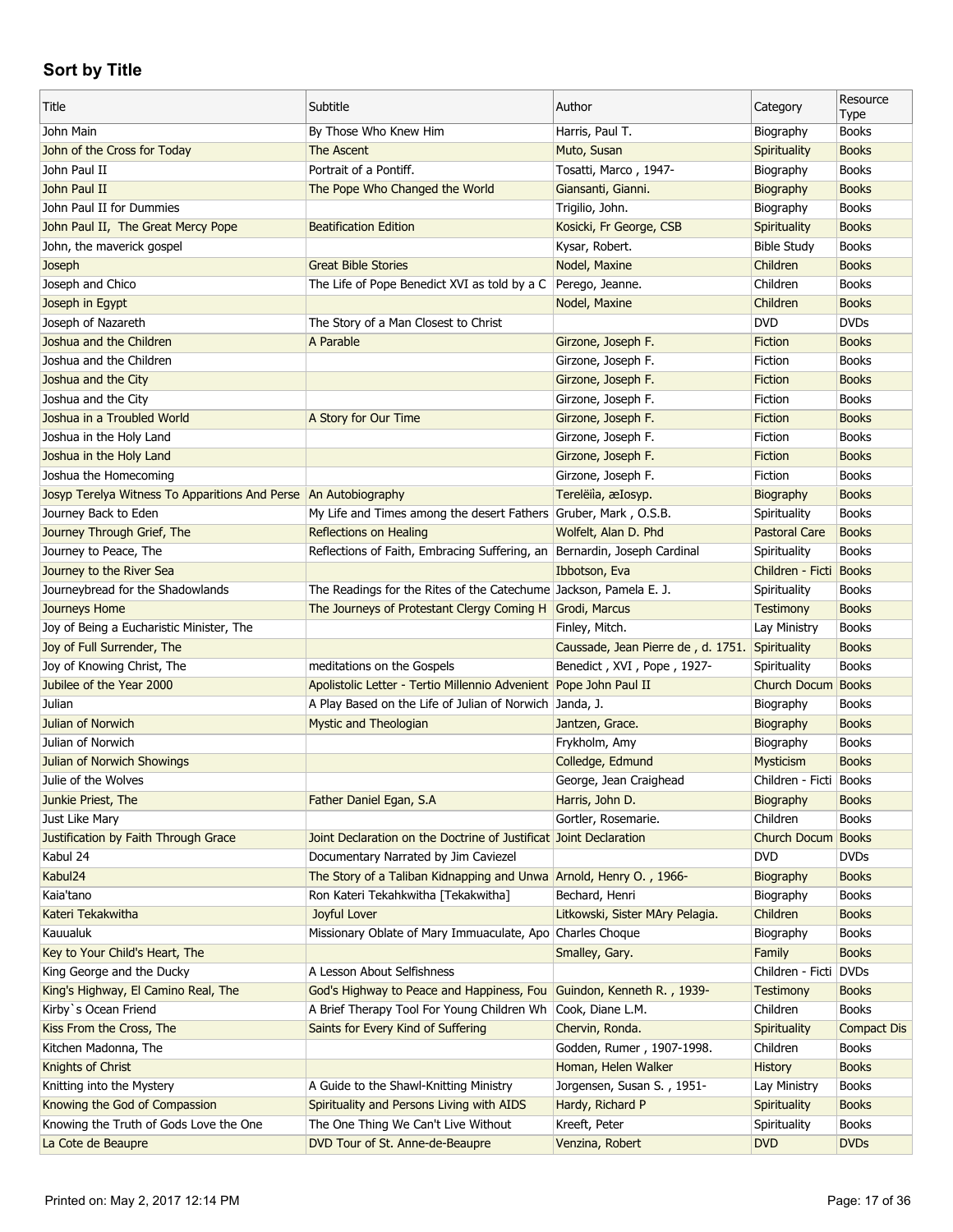## Sort by Title

| Title | Subtitle | Author | Category | Resource Type |
|---|---|---|---|---|
| John Main | By Those Who Knew Him | Harris, Paul T. | Biography | Books |
| John of the Cross for Today | The Ascent | Muto, Susan | Spirituality | Books |
| John Paul II | Portrait of a Pontiff. | Tosatti, Marco , 1947- | Biography | Books |
| John Paul II | The Pope Who Changed the World | Giansanti, Gianni. | Biography | Books |
| John Paul II for Dummies | | Trigilio, John. | Biography | Books |
| John Paul II, The Great Mercy Pope | Beatification Edition | Kosicki, Fr George, CSB | Spirituality | Books |
| John, the maverick gospel | | Kysar, Robert. | Bible Study | Books |
| Joseph | Great Bible Stories | Nodel, Maxine | Children | Books |
| Joseph and Chico | The Life of Pope Benedict XVI as told by a C | Perego, Jeanne. | Children | Books |
| Joseph in Egypt | | Nodel, Maxine | Children | Books |
| Joseph of Nazareth | The Story of a Man Closest to Christ | | DVD | DVDs |
| Joshua and the Children | A Parable | Girzone, Joseph F. | Fiction | Books |
| Joshua and the Children | | Girzone, Joseph F. | Fiction | Books |
| Joshua and the City | | Girzone, Joseph F. | Fiction | Books |
| Joshua and the City | | Girzone, Joseph F. | Fiction | Books |
| Joshua in a Troubled World | A Story for Our Time | Girzone, Joseph F. | Fiction | Books |
| Joshua in the Holy Land | | Girzone, Joseph F. | Fiction | Books |
| Joshua in the Holy Land | | Girzone, Joseph F. | Fiction | Books |
| Joshua the Homecoming | | Girzone, Joseph F. | Fiction | Books |
| Josyp Terelya Witness To Apparitions And Perse | An Autobiography | Terelëiìa, æIosyp. | Biography | Books |
| Journey Back to Eden | My Life and Times among the desert Fathers | Gruber, Mark , O.S.B. | Spirituality | Books |
| Journey Through Grief, The | Reflections on Healing | Wolfelt, Alan D. Phd | Pastoral Care | Books |
| Journey to Peace, The | Reflections of Faith, Embracing Suffering, an | Bernardin, Joseph Cardinal | Spirituality | Books |
| Journey to the River Sea | | Ibbotson, Eva | Children - Ficti | Books |
| Journeybread for the Shadowlands | The Readings for the Rites of the Catechume | Jackson, Pamela E. J. | Spirituality | Books |
| Journeys Home | The Journeys of Protestant Clergy Coming H | Grodi, Marcus | Testimony | Books |
| Joy of Being a Eucharistic Minister, The | | Finley, Mitch. | Lay Ministry | Books |
| Joy of Full Surrender, The | | Caussade, Jean Pierre de , d. 1751. | Spirituality | Books |
| Joy of Knowing Christ, The | meditations on the Gospels | Benedict , XVI , Pope , 1927- | Spirituality | Books |
| Jubilee of the Year 2000 | Apolistolic Letter - Tertio Millennio Advenient | Pope John Paul II | Church Docum | Books |
| Julian | A Play Based on the Life of Julian of Norwich | Janda, J. | Biography | Books |
| Julian of Norwich | Mystic and Theologian | Jantzen, Grace. | Biography | Books |
| Julian of Norwich | | Frykholm, Amy | Biography | Books |
| Julian of Norwich Showings | | Colledge, Edmund | Mysticism | Books |
| Julie of the Wolves | | George, Jean Craighead | Children - Ficti | Books |
| Junkie Priest, The | Father Daniel Egan, S.A | Harris, John D. | Biography | Books |
| Just Like Mary | | Gortler, Rosemarie. | Children | Books |
| Justification by Faith Through Grace | Joint Declaration on the Doctrine of Justificat | Joint Declaration | Church Docum | Books |
| Kabul 24 | Documentary Narrated by Jim Caviezel | | DVD | DVDs |
| Kabul24 | The Story of a Taliban Kidnapping and Unwa | Arnold, Henry O. , 1966- | Biography | Books |
| Kaia'tano | Ron Kateri Tekahkwitha [Tekakwitha] | Bechard, Henri | Biography | Books |
| Kateri Tekakwitha | Joyful Lover | Litkowski, Sister MAry Pelagia. | Children | Books |
| Kauualuk | Missionary Oblate of Mary Immuaculate, Apo | Charles Choque | Biography | Books |
| Key to Your Child's Heart, The | | Smalley, Gary. | Family | Books |
| King George and the Ducky | A Lesson About Selfishness | | Children - Ficti | DVDs |
| King's Highway, El Camino Real, The | God's Highway to Peace and Happiness, Fou | Guindon, Kenneth R. , 1939- | Testimony | Books |
| Kirby`s Ocean Friend | A Brief Therapy Tool For Young Children Wh | Cook, Diane L.M. | Children | Books |
| Kiss From the Cross, The | Saints for Every Kind of Suffering | Chervin, Ronda. | Spirituality | Compact Dis |
| Kitchen Madonna, The | | Godden, Rumer , 1907-1998. | Children | Books |
| Knights of Christ | | Homan, Helen Walker | History | Books |
| Knitting into the Mystery | A Guide to the Shawl-Knitting Ministry | Jorgensen, Susan S. , 1951- | Lay Ministry | Books |
| Knowing the God of Compassion | Spirituality and Persons Living with AIDS | Hardy, Richard P | Spirituality | Books |
| Knowing the Truth of Gods Love the One | The One Thing We Can't Live Without | Kreeft, Peter | Spirituality | Books |
| La Cote de Beaupre | DVD Tour of St. Anne-de-Beaupre | Venzina, Robert | DVD | DVDs |

Printed on: May 2, 2017 12:14 PM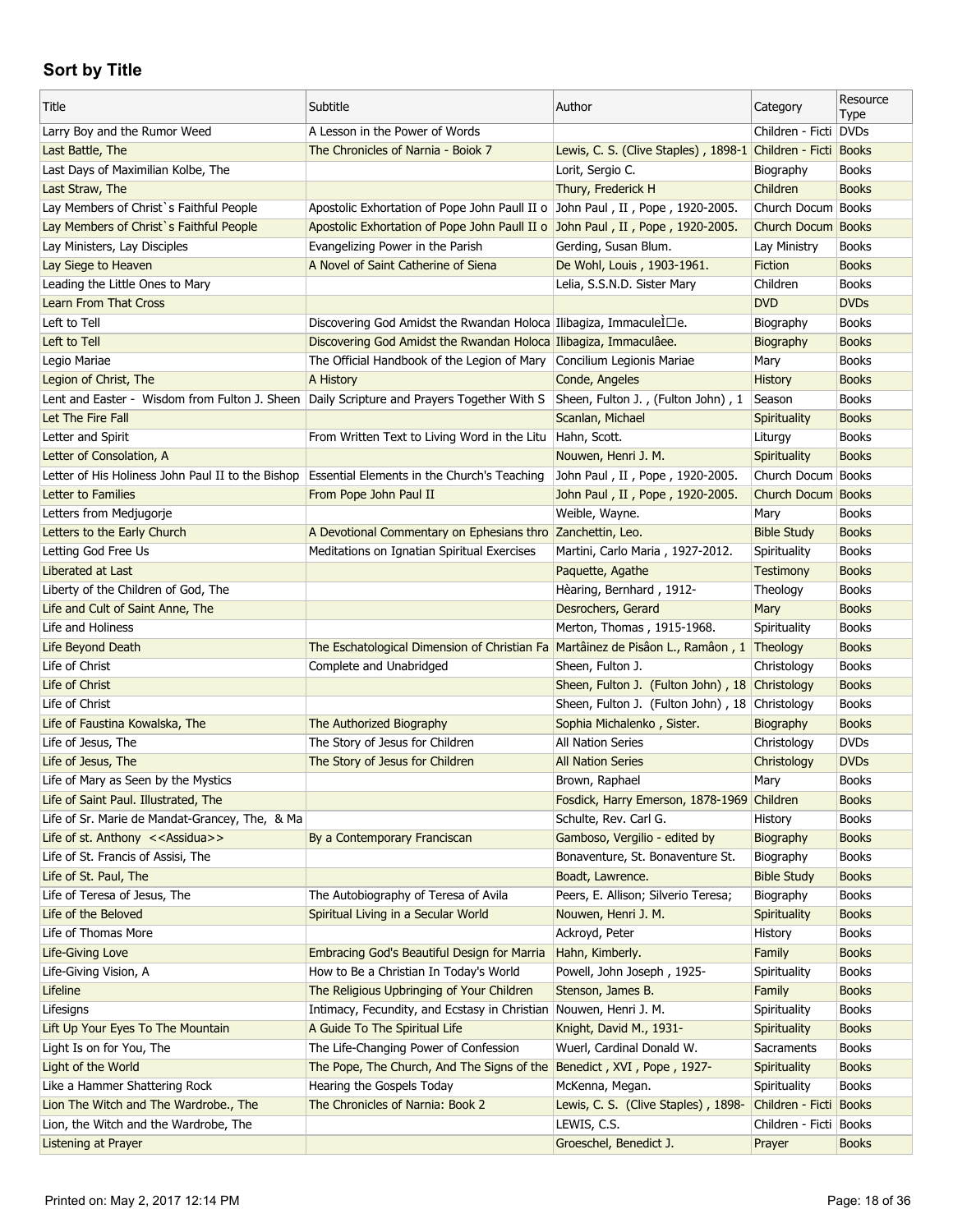## Sort by Title

| Title | Subtitle | Author | Category | Resource Type |
|---|---|---|---|---|
| Larry Boy and the Rumor Weed | A Lesson in the Power of Words | | Children - Ficti | DVDs |
| Last Battle, The | The Chronicles of Narnia - Boiok 7 | Lewis, C. S. (Clive Staples) , 1898-1 | Children - Ficti | Books |
| Last Days of Maximilian Kolbe, The | | Lorit, Sergio C. | Biography | Books |
| Last Straw, The | | Thury, Frederick H | Children | Books |
| Lay Members of Christ`s Faithful People | Apostolic Exhortation of Pope John Paull II o | John Paul , II , Pope , 1920-2005. | Church Docum | Books |
| Lay Members of Christ`s Faithful People | Apostolic Exhortation of Pope John Paull II o | John Paul , II , Pope , 1920-2005. | Church Docum | Books |
| Lay Ministers, Lay Disciples | Evangelizing Power in the Parish | Gerding, Susan Blum. | Lay Ministry | Books |
| Lay Siege to Heaven | A Novel of Saint Catherine of Siena | De Wohl, Louis , 1903-1961. | Fiction | Books |
| Leading the Little Ones to Mary | | Lelia, S.S.N.D. Sister Mary | Children | Books |
| Learn From That Cross | | | DVD | DVDs |
| Left to Tell | Discovering God Amidst the Rwandan Holoca | Ilibagiza, ImmaculeÌ□e. | Biography | Books |
| Left to Tell | Discovering God Amidst the Rwandan Holoca | Ilibagiza, Immaculâee. | Biography | Books |
| Legio Mariae | The Official Handbook of the Legion of Mary | Concilium Legionis Mariae | Mary | Books |
| Legion of Christ, The | A History | Conde, Angeles | History | Books |
| Lent and Easter - Wisdom from Fulton J. Sheen | Daily Scripture and Prayers Together With S | Sheen, Fulton J. , (Fulton John) , 1 | Season | Books |
| Let The Fire Fall | | Scanlan, Michael | Spirituality | Books |
| Letter and Spirit | From Written Text to Living Word in the Litu | Hahn, Scott. | Liturgy | Books |
| Letter of Consolation, A | | Nouwen, Henri J. M. | Spirituality | Books |
| Letter of His Holiness John Paul II to the Bishop | Essential Elements in the Church's Teaching | John Paul , II , Pope , 1920-2005. | Church Docum | Books |
| Letter to Families | From Pope John Paul II | John Paul , II , Pope , 1920-2005. | Church Docum | Books |
| Letters from Medjugorje | | Weible, Wayne. | Mary | Books |
| Letters to the Early Church | A Devotional Commentary on Ephesians thro | Zanchettin, Leo. | Bible Study | Books |
| Letting God Free Us | Meditations on Ignatian Spiritual Exercises | Martini, Carlo Maria , 1927-2012. | Spirituality | Books |
| Liberated at Last | | Paquette, Agathe | Testimony | Books |
| Liberty of the Children of God, The | | Hèaring, Bernhard , 1912- | Theology | Books |
| Life and Cult of Saint Anne, The | | Desrochers, Gerard | Mary | Books |
| Life and Holiness | | Merton, Thomas , 1915-1968. | Spirituality | Books |
| Life Beyond Death | The Eschatological Dimension of Christian Fa | Martâinez de Pisâon L., Ramâon , 1 | Theology | Books |
| Life of Christ | Complete and Unabridged | Sheen, Fulton J. | Christology | Books |
| Life of Christ | | Sheen, Fulton J. (Fulton John) , 18 | Christology | Books |
| Life of Christ | | Sheen, Fulton J. (Fulton John) , 18 | Christology | Books |
| Life of Faustina Kowalska, The | The Authorized Biography | Sophia Michalenko , Sister. | Biography | Books |
| Life of Jesus, The | The Story of Jesus for Children | All Nation Series | Christology | DVDs |
| Life of Jesus, The | The Story of Jesus for Children | All Nation Series | Christology | DVDs |
| Life of Mary as Seen by the Mystics | | Brown, Raphael | Mary | Books |
| Life of Saint Paul. Illustrated, The | | Fosdick, Harry Emerson, 1878-1969 | Children | Books |
| Life of Sr. Marie de Mandat-Grancey, The, & Ma | | Schulte, Rev. Carl G. | History | Books |
| Life of st. Anthony <<Assidua>> | By a Contemporary Franciscan | Gamboso, Vergilio - edited by | Biography | Books |
| Life of St. Francis of Assisi, The | | Bonaventure, St. Bonaventure St. | Biography | Books |
| Life of St. Paul, The | | Boadt, Lawrence. | Bible Study | Books |
| Life of Teresa of Jesus, The | The Autobiography of Teresa of Avila | Peers, E. Allison; Silverio Teresa; | Biography | Books |
| Life of the Beloved | Spiritual Living in a Secular World | Nouwen, Henri J. M. | Spirituality | Books |
| Life of Thomas More | | Ackroyd, Peter | History | Books |
| Life-Giving Love | Embracing God's Beautiful Design for Marria | Hahn, Kimberly. | Family | Books |
| Life-Giving Vision, A | How to Be a Christian In Today's World | Powell, John Joseph , 1925- | Spirituality | Books |
| Lifeline | The Religious Upbringing of Your Children | Stenson, James B. | Family | Books |
| Lifesigns | Intimacy, Fecundity, and Ecstasy in Christian | Nouwen, Henri J. M. | Spirituality | Books |
| Lift Up Your Eyes To The Mountain | A Guide To The Spiritual Life | Knight, David M., 1931- | Spirituality | Books |
| Light Is on for You, The | The Life-Changing Power of Confession | Wuerl, Cardinal Donald W. | Sacraments | Books |
| Light of the World | The Pope, The Church, And The Signs of the | Benedict , XVI , Pope , 1927- | Spirituality | Books |
| Like a Hammer Shattering Rock | Hearing the Gospels Today | McKenna, Megan. | Spirituality | Books |
| Lion The Witch and The Wardrobe., The | The Chronicles of Narnia: Book 2 | Lewis, C. S. (Clive Staples) , 1898- | Children - Ficti | Books |
| Lion, the Witch and the Wardrobe, The | | LEWIS, C.S. | Children - Ficti | Books |
| Listening at Prayer | | Groeschel, Benedict J. | Prayer | Books |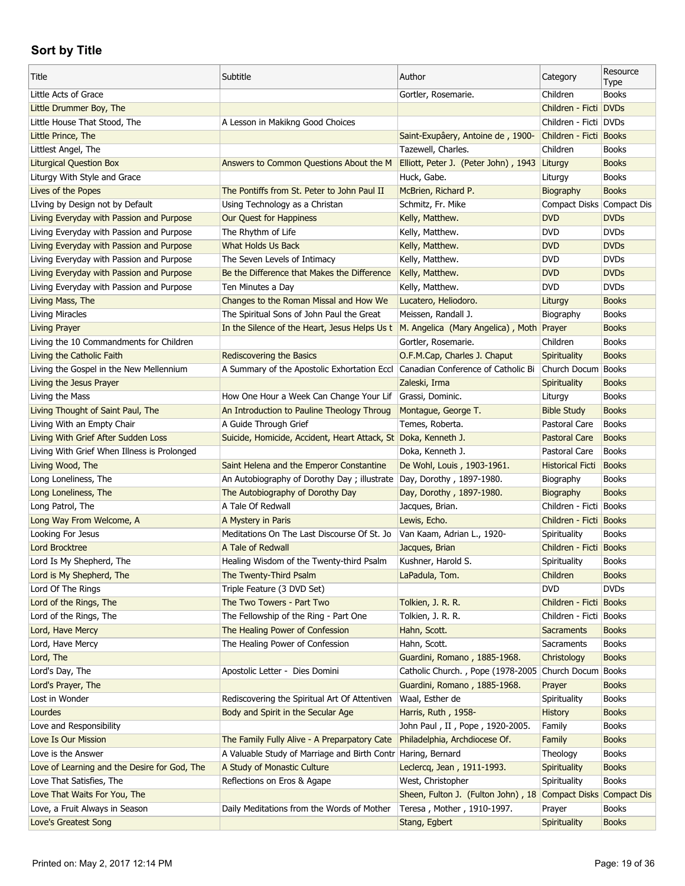## Sort by Title

| Title | Subtitle | Author | Category | Resource Type |
|---|---|---|---|---|
| Little Acts of Grace | | Gortler, Rosemarie. | Children | Books |
| Little Drummer Boy, The | | | Children - Ficti | DVDs |
| Little House That Stood, The | A Lesson in Makikng Good Choices | | Children - Ficti | DVDs |
| Little Prince, The | | Saint-Exupâery, Antoine de , 1900- | Children - Ficti | Books |
| Littlest Angel, The | | Tazewell, Charles. | Children | Books |
| Liturgical Question Box | Answers to Common Questions About the M | Elliott, Peter J. (Peter John) , 1943 | Liturgy | Books |
| Liturgy With Style and Grace | | Huck, Gabe. | Liturgy | Books |
| Lives of the Popes | The Pontiffs from St. Peter to John Paul II | McBrien, Richard P. | Biography | Books |
| LIving by Design not by Default | Using Technology as a Christan | Schmitz, Fr. Mike | Compact Disks | Compact Dis |
| Living Everyday with Passion and Purpose | Our Quest for Happiness | Kelly, Matthew. | DVD | DVDs |
| Living Everyday with Passion and Purpose | The Rhythm of Life | Kelly, Matthew. | DVD | DVDs |
| Living Everyday with Passion and Purpose | What Holds Us Back | Kelly, Matthew. | DVD | DVDs |
| Living Everyday with Passion and Purpose | The Seven Levels of Intimacy | Kelly, Matthew. | DVD | DVDs |
| Living Everyday with Passion and Purpose | Be the Difference that Makes the Difference | Kelly, Matthew. | DVD | DVDs |
| Living Everyday with Passion and Purpose | Ten Minutes a Day | Kelly, Matthew. | DVD | DVDs |
| Living Mass, The | Changes to the Roman Missal and How We | Lucatero, Heliodoro. | Liturgy | Books |
| Living Miracles | The Spiritual Sons of John Paul the Great | Meissen, Randall J. | Biography | Books |
| Living Prayer | In the Silence of the Heart, Jesus Helps Us t | M. Angelica (Mary Angelica) , Moth | Prayer | Books |
| Living the 10 Commandments for Children | | Gortler, Rosemarie. | Children | Books |
| Living the Catholic Faith | Rediscovering the Basics | O.F.M.Cap, Charles J. Chaput | Spirituality | Books |
| Living the Gospel in the New Mellennium | A Summary of the Apostolic Exhortation Eccl | Canadian Conference of Catholic Bi | Church Docum | Books |
| Living the Jesus Prayer | | Zaleski, Irma | Spirituality | Books |
| Living the Mass | How One Hour a Week Can Change Your Lif | Grassi, Dominic. | Liturgy | Books |
| Living Thought of Saint Paul, The | An Introduction to Pauline Theology Throug | Montague, George T. | Bible Study | Books |
| Living With an Empty Chair | A Guide Through Grief | Temes, Roberta. | Pastoral Care | Books |
| Living With Grief After Sudden Loss | Suicide, Homicide, Accident, Heart Attack, St | Doka, Kenneth J. | Pastoral Care | Books |
| Living With Grief When Illness is Prolonged | | Doka, Kenneth J. | Pastoral Care | Books |
| Living Wood, The | Saint Helena and the Emperor Constantine | De Wohl, Louis , 1903-1961. | Historical Ficti | Books |
| Long Loneliness, The | An Autobiography of Dorothy Day ; illustrate | Day, Dorothy , 1897-1980. | Biography | Books |
| Long Loneliness, The | The Autobiography of Dorothy Day | Day, Dorothy , 1897-1980. | Biography | Books |
| Long Patrol, The | A Tale Of Redwall | Jacques, Brian. | Children - Ficti | Books |
| Long Way From Welcome, A | A Mystery in Paris | Lewis, Echo. | Children - Ficti | Books |
| Looking For Jesus | Meditations On The Last Discourse Of St. Jo | Van Kaam, Adrian L., 1920- | Spirituality | Books |
| Lord Brocktree | A Tale of Redwall | Jacques, Brian | Children - Ficti | Books |
| Lord Is My Shepherd, The | Healing Wisdom of the Twenty-third Psalm | Kushner, Harold S. | Spirituality | Books |
| Lord is My Shepherd, The | The Twenty-Third Psalm | LaPadula, Tom. | Children | Books |
| Lord Of The Rings | Triple Feature (3 DVD Set) | | DVD | DVDs |
| Lord of the Rings, The | The Two Towers - Part Two | Tolkien, J. R. R. | Children - Ficti | Books |
| Lord of the Rings, The | The Fellowship of the Ring - Part One | Tolkien, J. R. R. | Children - Ficti | Books |
| Lord, Have Mercy | The Healing Power of Confession | Hahn, Scott. | Sacraments | Books |
| Lord, Have Mercy | The Healing Power of Confession | Hahn, Scott. | Sacraments | Books |
| Lord, The | | Guardini, Romano , 1885-1968. | Christology | Books |
| Lord's Day, The | Apostolic Letter - Dies Domini | Catholic Church. , Pope (1978-2005 | Church Docum | Books |
| Lord's Prayer, The | | Guardini, Romano , 1885-1968. | Prayer | Books |
| Lost in Wonder | Rediscovering the Spiritual Art Of Attentiven | Waal, Esther de | Spirituality | Books |
| Lourdes | Body and Spirit in the Secular Age | Harris, Ruth , 1958- | History | Books |
| Love and Responsibility | | John Paul , II , Pope , 1920-2005. | Family | Books |
| Love Is Our Mission | The Family Fully Alive - A Preparpatory Cate | Philadelphia, Archdiocese Of. | Family | Books |
| Love is the Answer | A Valuable Study of Marriage and Birth Contr | Haring, Bernard | Theology | Books |
| Love of Learning and the Desire for God, The | A Study of Monastic Culture | Leclercq, Jean , 1911-1993. | Spirituality | Books |
| Love That Satisfies, The | Reflections on Eros & Agape | West, Christopher | Spirituality | Books |
| Love That Waits For You, The | | Sheen, Fulton J. (Fulton John) , 18 | Compact Disks | Compact Dis |
| Love, a Fruit Always in Season | Daily Meditations from the Words of Mother | Teresa , Mother , 1910-1997. | Prayer | Books |
| Love's Greatest Song | | Stang, Egbert | Spirituality | Books |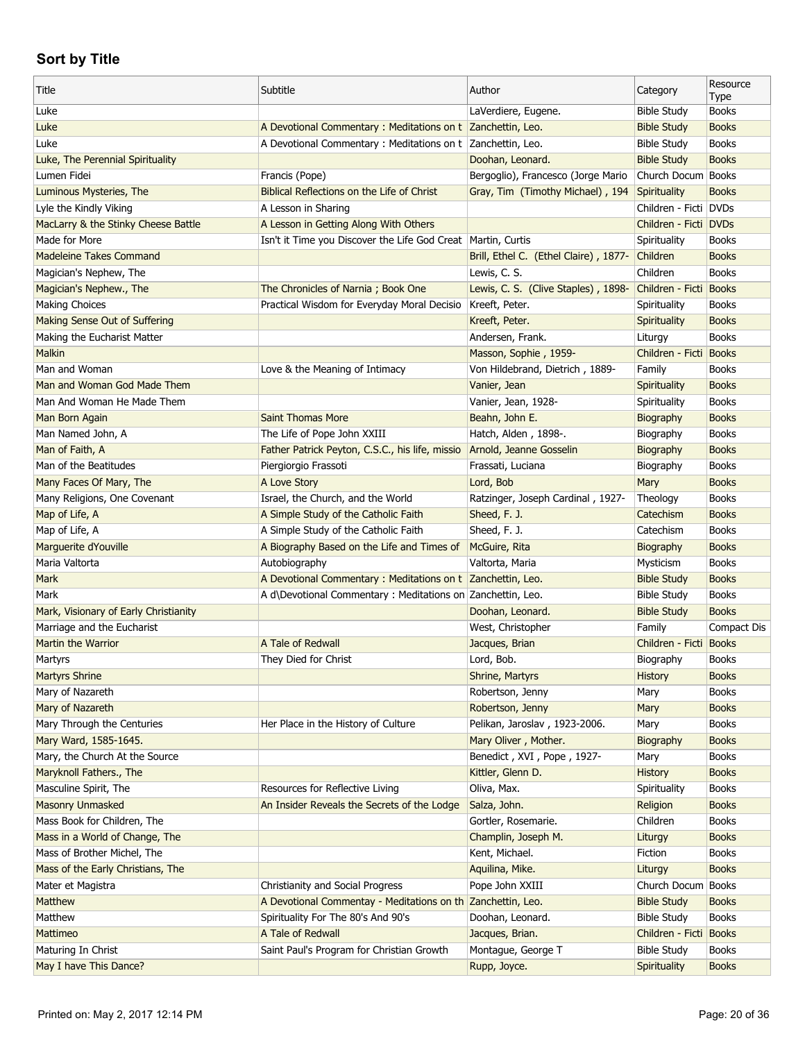## Sort by Title

| Title | Subtitle | Author | Category | Resource Type |
|---|---|---|---|---|
| Luke | | LaVerdiere, Eugene. | Bible Study | Books |
| Luke | A Devotional Commentary : Meditations on t | Zanchettin, Leo. | Bible Study | Books |
| Luke | A Devotional Commentary : Meditations on t | Zanchettin, Leo. | Bible Study | Books |
| Luke, The Perennial Spirituality | | Doohan, Leonard. | Bible Study | Books |
| Lumen Fidei | Francis (Pope) | Bergoglio), Francesco (Jorge Mario | Church Docum | Books |
| Luminous Mysteries, The | Biblical Reflections on the Life of Christ | Gray, Tim (Timothy Michael) , 194 | Spirituality | Books |
| Lyle the Kindly Viking | A Lesson in Sharing | | Children - Ficti | DVDs |
| MacLarry & the Stinky Cheese Battle | A Lesson in Getting Along With Others | | Children - Ficti | DVDs |
| Made for More | Isn't it Time you Discover the Life God Creat | Martin, Curtis | Spirituality | Books |
| Madeleine Takes Command | | Brill, Ethel C. (Ethel Claire) , 1877- | Children | Books |
| Magician's Nephew, The | | Lewis, C. S. | Children | Books |
| Magician's Nephew., The | The Chronicles of Narnia ; Book One | Lewis, C. S. (Clive Staples) , 1898- | Children - Ficti | Books |
| Making Choices | Practical Wisdom for Everyday Moral Decisio | Kreeft, Peter. | Spirituality | Books |
| Making Sense Out of Suffering | | Kreeft, Peter. | Spirituality | Books |
| Making the Eucharist Matter | | Andersen, Frank. | Liturgy | Books |
| Malkin | | Masson, Sophie , 1959- | Children - Ficti | Books |
| Man and Woman | Love & the Meaning of Intimacy | Von Hildebrand, Dietrich , 1889- | Family | Books |
| Man and Woman God Made Them | | Vanier, Jean | Spirituality | Books |
| Man And Woman He Made Them | | Vanier, Jean, 1928- | Spirituality | Books |
| Man Born Again | Saint Thomas More | Beahn, John E. | Biography | Books |
| Man Named John, A | The Life of Pope John XXIII | Hatch, Alden , 1898-. | Biography | Books |
| Man of Faith, A | Father Patrick Peyton, C.S.C., his life, missio | Arnold, Jeanne Gosselin | Biography | Books |
| Man of the Beatitudes | Piergiorgio Frassoti | Frassati, Luciana | Biography | Books |
| Many Faces Of Mary, The | A Love Story | Lord, Bob | Mary | Books |
| Many Religions, One Covenant | Israel, the Church, and the World | Ratzinger, Joseph Cardinal , 1927- | Theology | Books |
| Map of Life, A | A Simple Study of the Catholic Faith | Sheed, F. J. | Catechism | Books |
| Map of Life, A | A Simple Study of the Catholic Faith | Sheed, F. J. | Catechism | Books |
| Marguerite dYouville | A Biography Based on the Life and Times of | McGuire, Rita | Biography | Books |
| Maria Valtorta | Autobiography | Valtorta, Maria | Mysticism | Books |
| Mark | A Devotional Commentary : Meditations on t | Zanchettin, Leo. | Bible Study | Books |
| Mark | A d\Devotional Commentary : Meditations on | Zanchettin, Leo. | Bible Study | Books |
| Mark, Visionary of Early Christianity | | Doohan, Leonard. | Bible Study | Books |
| Marriage and the Eucharist | | West, Christopher | Family | Compact Dis |
| Martin the Warrior | A Tale of Redwall | Jacques, Brian | Children - Ficti | Books |
| Martyrs | They Died for Christ | Lord, Bob. | Biography | Books |
| Martyrs Shrine | | Shrine, Martyrs | History | Books |
| Mary of Nazareth | | Robertson, Jenny | Mary | Books |
| Mary of Nazareth | | Robertson, Jenny | Mary | Books |
| Mary Through the Centuries | Her Place in the History of Culture | Pelikan, Jaroslav , 1923-2006. | Mary | Books |
| Mary Ward, 1585-1645. | | Mary Oliver , Mother. | Biography | Books |
| Mary, the Church At the Source | | Benedict , XVI , Pope , 1927- | Mary | Books |
| Maryknoll Fathers., The | | Kittler, Glenn D. | History | Books |
| Masculine Spirit, The | Resources for Reflective Living | Oliva, Max. | Spirituality | Books |
| Masonry Unmasked | An Insider Reveals the Secrets of the Lodge | Salza, John. | Religion | Books |
| Mass Book for Children, The | | Gortler, Rosemarie. | Children | Books |
| Mass in a World of Change, The | | Champlin, Joseph M. | Liturgy | Books |
| Mass of Brother Michel, The | | Kent, Michael. | Fiction | Books |
| Mass of the Early Christians, The | | Aquilina, Mike. | Liturgy | Books |
| Mater et Magistra | Christianity and Social Progress | Pope John XXIII | Church Docum | Books |
| Matthew | A Devotional Commentay - Meditations on th | Zanchettin, Leo. | Bible Study | Books |
| Matthew | Spirituality For The 80's And 90's | Doohan, Leonard. | Bible Study | Books |
| Mattimeo | A Tale of Redwall | Jacques, Brian. | Children - Ficti | Books |
| Maturing In Christ | Saint Paul's Program for Christian Growth | Montague, George T | Bible Study | Books |
| May I have This Dance? | | Rupp, Joyce. | Spirituality | Books |

Printed on: May 2, 2017 12:14 PM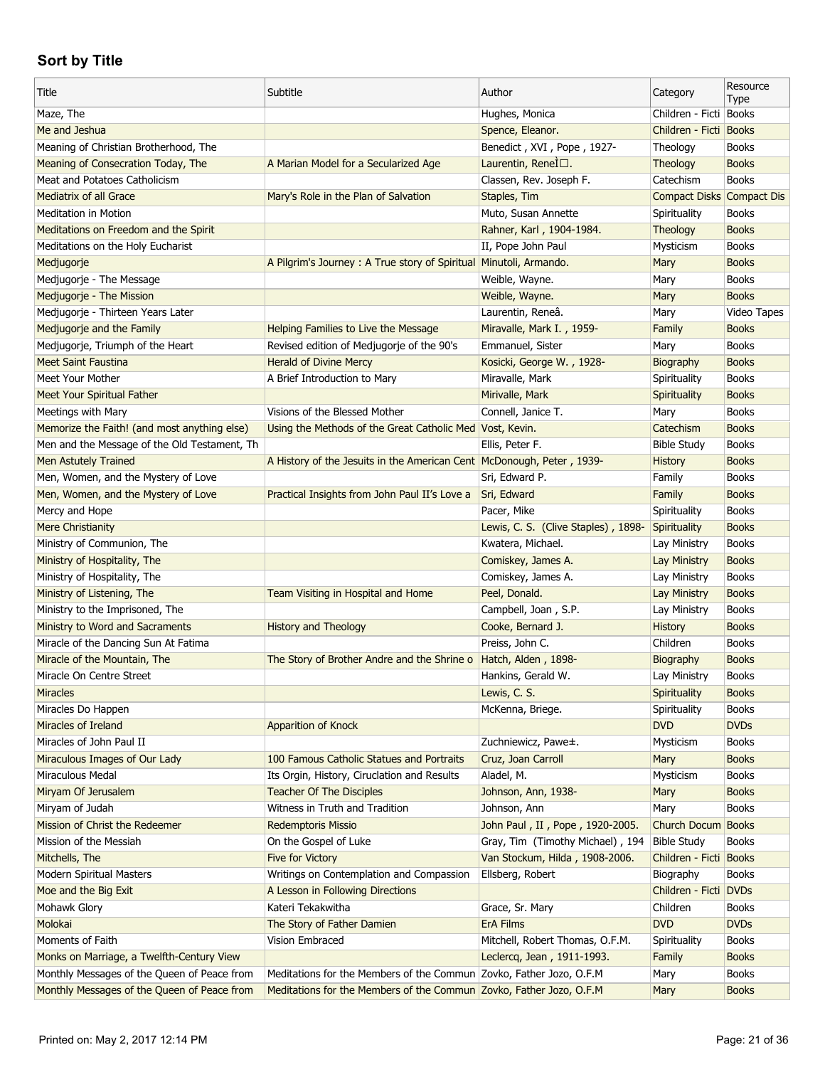## Sort by Title

| Title | Subtitle | Author | Category | Resource Type |
|---|---|---|---|---|
| Maze, The | | Hughes, Monica | Children - Ficti | Books |
| Me and Jeshua | | Spence, Eleanor. | Children - Ficti | Books |
| Meaning of Christian Brotherhood, The | | Benedict , XVI , Pope , 1927- | Theology | Books |
| Meaning of Consecration Today, The | A Marian Model for a Secularized Age | Laurentin, ReneÌ□. | Theology | Books |
| Meat and Potatoes Catholicism | | Classen, Rev. Joseph F. | Catechism | Books |
| Mediatrix of all Grace | Mary's Role in the Plan of Salvation | Staples, Tim | Compact Disks | Compact Dis |
| Meditation in Motion | | Muto, Susan Annette | Spirituality | Books |
| Meditations on Freedom and the Spirit | | Rahner, Karl , 1904-1984. | Theology | Books |
| Meditations on the Holy Eucharist | | II, Pope John Paul | Mysticism | Books |
| Medjugorje | A Pilgrim's Journey : A True story of Spiritual | Minutoli, Armando. | Mary | Books |
| Medjugorje - The Message | | Weible, Wayne. | Mary | Books |
| Medjugorje - The Mission | | Weible, Wayne. | Mary | Books |
| Medjugorje - Thirteen Years Later | | Laurentin, Reneâ. | Mary | Video Tapes |
| Medjugorje and the Family | Helping Families to Live the Message | Miravalle, Mark I. , 1959- | Family | Books |
| Medjugorje, Triumph of the Heart | Revised edition of Medjugorje of the 90's | Emmanuel, Sister | Mary | Books |
| Meet Saint Faustina | Herald of Divine Mercy | Kosicki, George W. , 1928- | Biography | Books |
| Meet Your Mother | A Brief Introduction to Mary | Miravalle, Mark | Spirituality | Books |
| Meet Your Spiritual Father | | Mirivalle, Mark | Spirituality | Books |
| Meetings with Mary | Visions of the Blessed Mother | Connell, Janice T. | Mary | Books |
| Memorize the Faith! (and most anything else) | Using the Methods of the Great Catholic Med | Vost, Kevin. | Catechism | Books |
| Men and the Message of the Old Testament, Th | | Ellis, Peter F. | Bible Study | Books |
| Men Astutely Trained | A History of the Jesuits in the American Cent | McDonough, Peter , 1939- | History | Books |
| Men, Women, and the Mystery of Love | | Sri, Edward P. | Family | Books |
| Men, Women, and the Mystery of Love | Practical Insights from John Paul II's Love a | Sri, Edward | Family | Books |
| Mercy and Hope | | Pacer, Mike | Spirituality | Books |
| Mere Christianity | | Lewis, C. S. (Clive Staples) , 1898- | Spirituality | Books |
| Ministry of Communion, The | | Kwatera, Michael. | Lay Ministry | Books |
| Ministry of Hospitality, The | | Comiskey, James A. | Lay Ministry | Books |
| Ministry of Hospitality, The | | Comiskey, James A. | Lay Ministry | Books |
| Ministry of Listening, The | Team Visiting in Hospital and Home | Peel, Donald. | Lay Ministry | Books |
| Ministry to the Imprisoned, The | | Campbell, Joan , S.P. | Lay Ministry | Books |
| Ministry to Word and Sacraments | History and Theology | Cooke, Bernard J. | History | Books |
| Miracle of the Dancing Sun At Fatima | | Preiss, John C. | Children | Books |
| Miracle of the Mountain, The | The Story of Brother Andre and the Shrine o | Hatch, Alden , 1898- | Biography | Books |
| Miracle On Centre Street | | Hankins, Gerald W. | Lay Ministry | Books |
| Miracles | | Lewis, C. S. | Spirituality | Books |
| Miracles Do Happen | | McKenna, Briege. | Spirituality | Books |
| Miracles of Ireland | Apparition of Knock | | DVD | DVDs |
| Miracles of John Paul II | | Zuchniewicz, Pawe±. | Mysticism | Books |
| Miraculous Images of Our Lady | 100 Famous Catholic Statues and Portraits | Cruz, Joan Carroll | Mary | Books |
| Miraculous Medal | Its Orgin, History, Ciruclation and Results | Aladel, M. | Mysticism | Books |
| Miryam Of Jerusalem | Teacher Of The Disciples | Johnson, Ann, 1938- | Mary | Books |
| Miryam of Judah | Witness in Truth and Tradition | Johnson, Ann | Mary | Books |
| Mission of Christ the Redeemer | Redemptoris Missio | John Paul , II , Pope , 1920-2005. | Church Docum | Books |
| Mission of the Messiah | On the Gospel of Luke | Gray, Tim (Timothy Michael) , 194 | Bible Study | Books |
| Mitchells, The | Five for Victory | Van Stockum, Hilda , 1908-2006. | Children - Ficti | Books |
| Modern Spiritual Masters | Writings on Contemplation and Compassion | Ellsberg, Robert | Biography | Books |
| Moe and the Big Exit | A Lesson in Following Directions | | Children - Ficti | DVDs |
| Mohawk Glory | Kateri Tekakwitha | Grace, Sr. Mary | Children | Books |
| Molokai | The Story of Father Damien | ErA Films | DVD | DVDs |
| Moments of Faith | Vision Embraced | Mitchell, Robert Thomas, O.F.M. | Spirituality | Books |
| Monks on Marriage, a Twelfth-Century View | | Leclercq, Jean , 1911-1993. | Family | Books |
| Monthly Messages of the Queen of Peace from | Meditations for the Members of the Commun | Zovko, Father Jozo, O.F.M | Mary | Books |
| Monthly Messages of the Queen of Peace from | Meditations for the Members of the Commun | Zovko, Father Jozo, O.F.M | Mary | Books |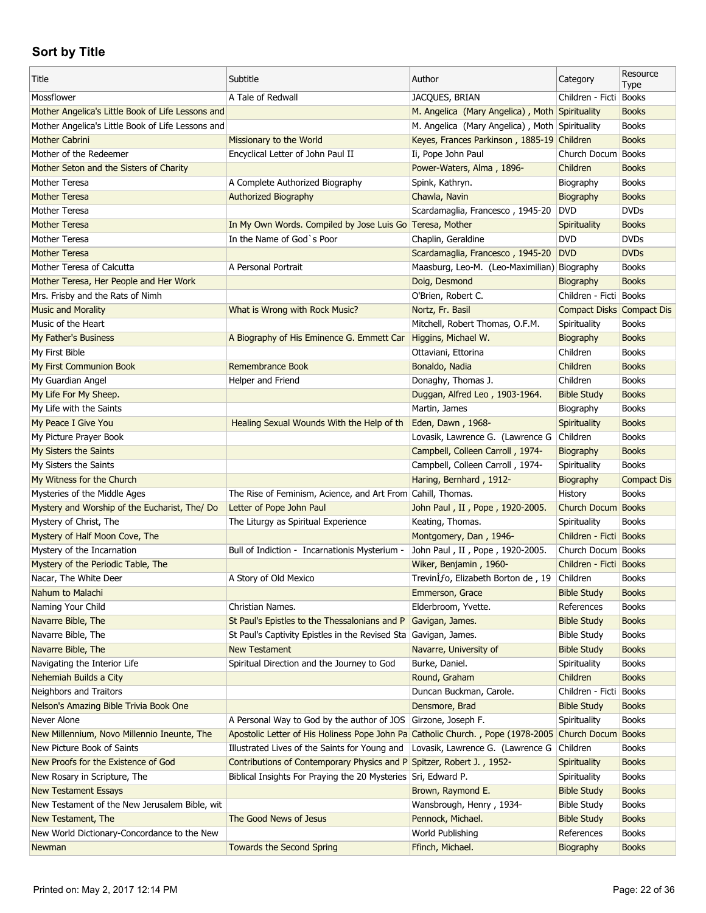## Sort by Title

| Title | Subtitle | Author | Category | Resource Type |
|---|---|---|---|---|
| Mossflower | A Tale of Redwall | JACQUES, BRIAN | Children - Ficti | Books |
| Mother Angelica's Little Book of Life Lessons and | | M. Angelica (Mary Angelica) , Moth | Spirituality | Books |
| Mother Angelica's Little Book of Life Lessons and | | M. Angelica (Mary Angelica) , Moth | Spirituality | Books |
| Mother Cabrini | Missionary to the World | Keyes, Frances Parkinson , 1885-19 | Children | Books |
| Mother of the Redeemer | Encyclical Letter of John Paul II | Ii, Pope John Paul | Church Docum | Books |
| Mother Seton and the Sisters of Charity | | Power-Waters, Alma , 1896- | Children | Books |
| Mother Teresa | A Complete Authorized Biography | Spink, Kathryn. | Biography | Books |
| Mother Teresa | Authorized Biography | Chawla, Navin | Biography | Books |
| Mother Teresa | | Scardamaglia, Francesco , 1945-20 | DVD | DVDs |
| Mother Teresa | In My Own Words. Compiled by Jose Luis Go | Teresa, Mother | Spirituality | Books |
| Mother Teresa | In the Name of God`s Poor | Chaplin, Geraldine | DVD | DVDs |
| Mother Teresa | | Scardamaglia, Francesco , 1945-20 | DVD | DVDs |
| Mother Teresa of Calcutta | A Personal Portrait | Maasburg, Leo-M. (Leo-Maximilian) | Biography | Books |
| Mother Teresa, Her People and Her Work | | Doig, Desmond | Biography | Books |
| Mrs. Frisby and the Rats of Nimh | | O'Brien, Robert C. | Children - Ficti | Books |
| Music and Morality | What is Wrong with Rock Music? | Nortz, Fr. Basil | Compact Disks | Compact Dis |
| Music of the Heart | | Mitchell, Robert Thomas, O.F.M. | Spirituality | Books |
| My Father's Business | A Biography of His Eminence G. Emmett Car | Higgins, Michael W. | Biography | Books |
| My First Bible | | Ottaviani, Ettorina | Children | Books |
| My First Communion Book | Remembrance Book | Bonaldo, Nadia | Children | Books |
| My Guardian Angel | Helper and Friend | Donaghy, Thomas J. | Children | Books |
| My Life For My Sheep. | | Duggan, Alfred Leo , 1903-1964. | Bible Study | Books |
| My Life with the Saints | | Martin, James | Biography | Books |
| My Peace I Give You | Healing Sexual Wounds With the Help of th | Eden, Dawn , 1968- | Spirituality | Books |
| My Picture Prayer Book | | Lovasik, Lawrence G. (Lawrence G | Children | Books |
| My Sisters the Saints | | Campbell, Colleen Carroll , 1974- | Biography | Books |
| My Sisters the Saints | | Campbell, Colleen Carroll , 1974- | Spirituality | Books |
| My Witness for the Church | | Haring, Bernhard , 1912- | Biography | Compact Dis |
| Mysteries of the Middle Ages | The Rise of Feminism, Acience, and Art From | Cahill, Thomas. | History | Books |
| Mystery and Worship of the Eucharist, The/ Do | Letter of Pope John Paul | John Paul , II , Pope , 1920-2005. | Church Docum | Books |
| Mystery of Christ, The | The Liturgy as Spiritual Experience | Keating, Thomas. | Spirituality | Books |
| Mystery of Half Moon Cove, The | | Montgomery, Dan , 1946- | Children - Ficti | Books |
| Mystery of the Incarnation | Bull of Indiction - Incarnationis Mysterium - | John Paul , II , Pope , 1920-2005. | Church Docum | Books |
| Mystery of the Periodic Table, The | | Wiker, Benjamin , 1960- | Children - Ficti | Books |
| Nacar, The White Deer | A Story of Old Mexico | TrevinÌƒo, Elizabeth Borton de , 19 | Children | Books |
| Nahum to Malachi | | Emmerson, Grace | Bible Study | Books |
| Naming Your Child | Christian Names. | Elderbroom, Yvette. | References | Books |
| Navarre Bible, The | St Paul's Epistles to the Thessalonians and P | Gavigan, James. | Bible Study | Books |
| Navarre Bible, The | St Paul's Captivity Epistles in the Revised Sta | Gavigan, James. | Bible Study | Books |
| Navarre Bible, The | New Testament | Navarre, University of | Bible Study | Books |
| Navigating the Interior Life | Spiritual Direction and the Journey to God | Burke, Daniel. | Spirituality | Books |
| Nehemiah Builds a City | | Round, Graham | Children | Books |
| Neighbors and Traitors | | Duncan Buckman, Carole. | Children - Ficti | Books |
| Nelson's Amazing Bible Trivia Book One | | Densmore, Brad | Bible Study | Books |
| Never Alone | A Personal Way to God by the author of JOS | Girzone, Joseph F. | Spirituality | Books |
| New Millennium, Novo Millennio Ineunte, The | Apostolic Letter of His Holiness Pope John Pa | Catholic Church. , Pope (1978-2005 | Church Docum | Books |
| New Picture Book of Saints | Illustrated Lives of the Saints for Young and | Lovasik, Lawrence G. (Lawrence G | Children | Books |
| New Proofs for the Existence of God | Contributions of Contemporary Physics and P | Spitzer, Robert J. , 1952- | Spirituality | Books |
| New Rosary in Scripture, The | Biblical Insights For Praying the 20 Mysteries | Sri, Edward P. | Spirituality | Books |
| New Testament Essays | | Brown, Raymond E. | Bible Study | Books |
| New Testament of the New Jerusalem Bible, wit | | Wansbrough, Henry , 1934- | Bible Study | Books |
| New Testament, The | The Good News of Jesus | Pennock, Michael. | Bible Study | Books |
| New World Dictionary-Concordance to the New | | World Publishing | References | Books |
| Newman | Towards the Second Spring | Ffinch, Michael. | Biography | Books |

Printed on: May 2, 2017 12:14 PM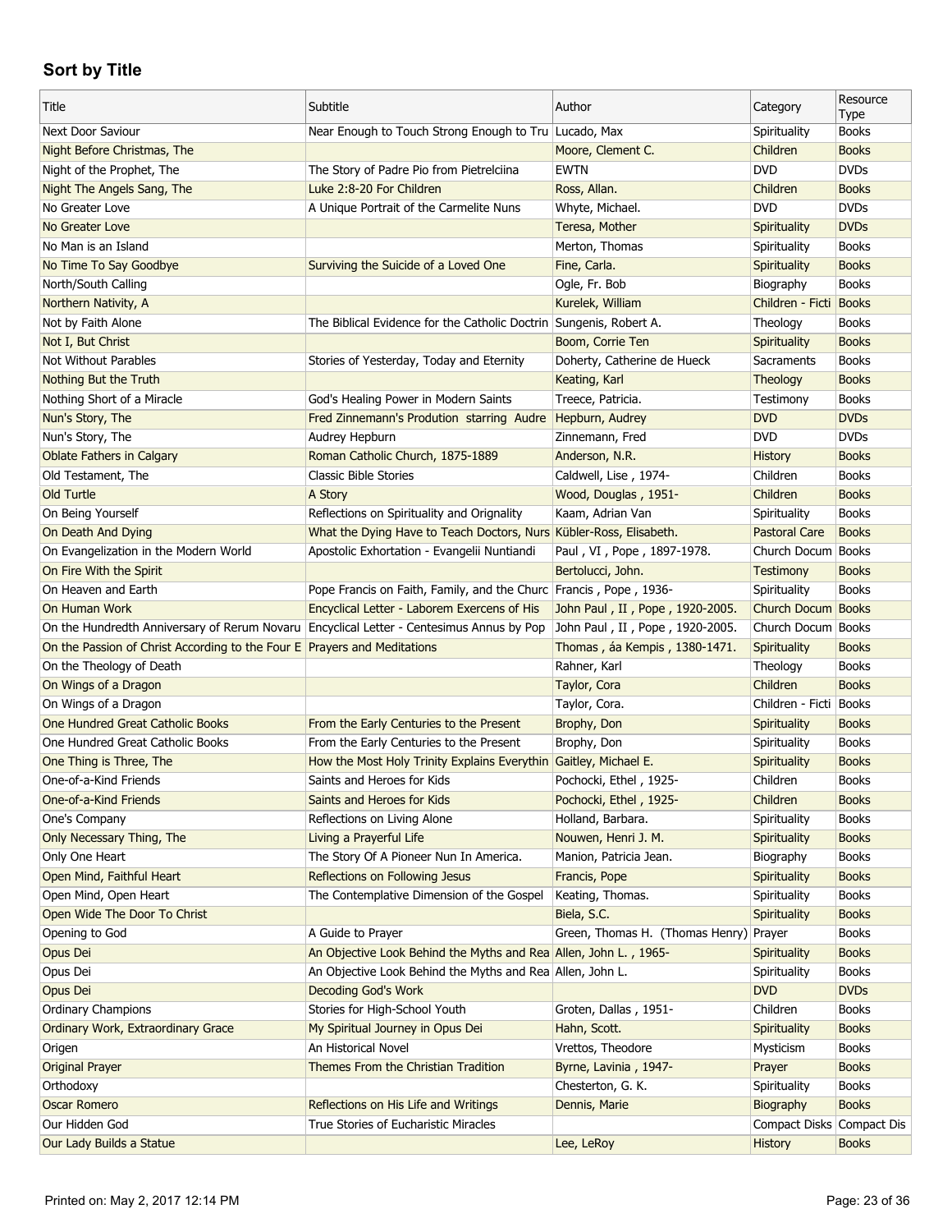## Sort by Title

| Title | Subtitle | Author | Category | Resource Type |
|---|---|---|---|---|
| Next Door Saviour | Near Enough to Touch Strong Enough to Tru | Lucado, Max | Spirituality | Books |
| Night Before Christmas, The | | Moore, Clement C. | Children | Books |
| Night of the Prophet, The | The Story of Padre Pio from Pietrelciina | EWTN | DVD | DVDs |
| Night The Angels Sang, The | Luke 2:8-20 For Children | Ross, Allan. | Children | Books |
| No Greater Love | A Unique Portrait of the Carmelite Nuns | Whyte, Michael. | DVD | DVDs |
| No Greater Love | | Teresa, Mother | Spirituality | DVDs |
| No Man is an Island | | Merton, Thomas | Spirituality | Books |
| No Time To Say Goodbye | Surviving the Suicide of a Loved One | Fine, Carla. | Spirituality | Books |
| North/South Calling | | Ogle, Fr. Bob | Biography | Books |
| Northern Nativity, A | | Kurelek, William | Children - Ficti | Books |
| Not by Faith Alone | The Biblical Evidence for the Catholic Doctrin | Sungenis, Robert A. | Theology | Books |
| Not I, But Christ | | Boom, Corrie Ten | Spirituality | Books |
| Not Without Parables | Stories of Yesterday, Today and Eternity | Doherty, Catherine de Hueck | Sacraments | Books |
| Nothing But the Truth | | Keating, Karl | Theology | Books |
| Nothing Short of a Miracle | God's Healing Power in Modern Saints | Treece, Patricia. | Testimony | Books |
| Nun's Story, The | Fred Zinnemann's Prodution starring Audre | Hepburn, Audrey | DVD | DVDs |
| Nun's Story, The | Audrey Hepburn | Zinnemann, Fred | DVD | DVDs |
| Oblate Fathers in Calgary | Roman Catholic Church, 1875-1889 | Anderson, N.R. | History | Books |
| Old Testament, The | Classic Bible Stories | Caldwell, Lise , 1974- | Children | Books |
| Old Turtle | A Story | Wood, Douglas , 1951- | Children | Books |
| On Being Yourself | Reflections on Spirituality and Orignality | Kaam, Adrian Van | Spirituality | Books |
| On Death And Dying | What the Dying Have to Teach Doctors, Nurs | Kübler-Ross, Elisabeth. | Pastoral Care | Books |
| On Evangelization in the Modern World | Apostolic Exhortation - Evangelii Nuntiandi | Paul , VI , Pope , 1897-1978. | Church Docum | Books |
| On Fire With the Spirit | | Bertolucci, John. | Testimony | Books |
| On Heaven and Earth | Pope Francis on Faith, Family, and the Churc | Francis , Pope , 1936- | Spirituality | Books |
| On Human Work | Encyclical Letter - Laborem Exercens of His | John Paul , II , Pope , 1920-2005. | Church Docum | Books |
| On the Hundredth Anniversary of Rerum Novaru | Encyclical Letter - Centesimus Annus by Pop | John Paul , II , Pope , 1920-2005. | Church Docum | Books |
| On the Passion of Christ According to the Four E | Prayers and Meditations | Thomas , áa Kempis , 1380-1471. | Spirituality | Books |
| On the Theology of Death | | Rahner, Karl | Theology | Books |
| On Wings of a Dragon | | Taylor, Cora | Children | Books |
| On Wings of a Dragon | | Taylor, Cora. | Children - Ficti | Books |
| One Hundred Great Catholic Books | From the Early Centuries to the Present | Brophy, Don | Spirituality | Books |
| One Hundred Great Catholic Books | From the Early Centuries to the Present | Brophy, Don | Spirituality | Books |
| One Thing is Three, The | How the Most Holy Trinity Explains Everythin | Gaitley, Michael E. | Spirituality | Books |
| One-of-a-Kind Friends | Saints and Heroes for Kids | Pochocki, Ethel , 1925- | Children | Books |
| One-of-a-Kind Friends | Saints and Heroes for Kids | Pochocki, Ethel , 1925- | Children | Books |
| One's Company | Reflections on Living Alone | Holland, Barbara. | Spirituality | Books |
| Only Necessary Thing, The | Living a Prayerful Life | Nouwen, Henri J. M. | Spirituality | Books |
| Only One Heart | The Story Of A Pioneer Nun In America. | Manion, Patricia Jean. | Biography | Books |
| Open Mind, Faithful Heart | Reflections on Following Jesus | Francis, Pope | Spirituality | Books |
| Open Mind, Open Heart | The Contemplative Dimension of the Gospel | Keating, Thomas. | Spirituality | Books |
| Open Wide The Door To Christ | | Biela, S.C. | Spirituality | Books |
| Opening to God | A Guide to Prayer | Green, Thomas H. (Thomas Henry) | Prayer | Books |
| Opus Dei | An Objective Look Behind the Myths and Rea | Allen, John L. , 1965- | Spirituality | Books |
| Opus Dei | An Objective Look Behind the Myths and Rea | Allen, John L. | Spirituality | Books |
| Opus Dei | Decoding God's Work | | DVD | DVDs |
| Ordinary Champions | Stories for High-School Youth | Groten, Dallas , 1951- | Children | Books |
| Ordinary Work, Extraordinary Grace | My Spiritual Journey in Opus Dei | Hahn, Scott. | Spirituality | Books |
| Origen | An Historical Novel | Vrettos, Theodore | Mysticism | Books |
| Original Prayer | Themes From the Christian Tradition | Byrne, Lavinia , 1947- | Prayer | Books |
| Orthodoxy | | Chesterton, G. K. | Spirituality | Books |
| Oscar Romero | Reflections on His Life and Writings | Dennis, Marie | Biography | Books |
| Our Hidden God | True Stories of Eucharistic Miracles | | Compact Disks | Compact Dis |
| Our Lady Builds a Statue | | Lee, LeRoy | History | Books |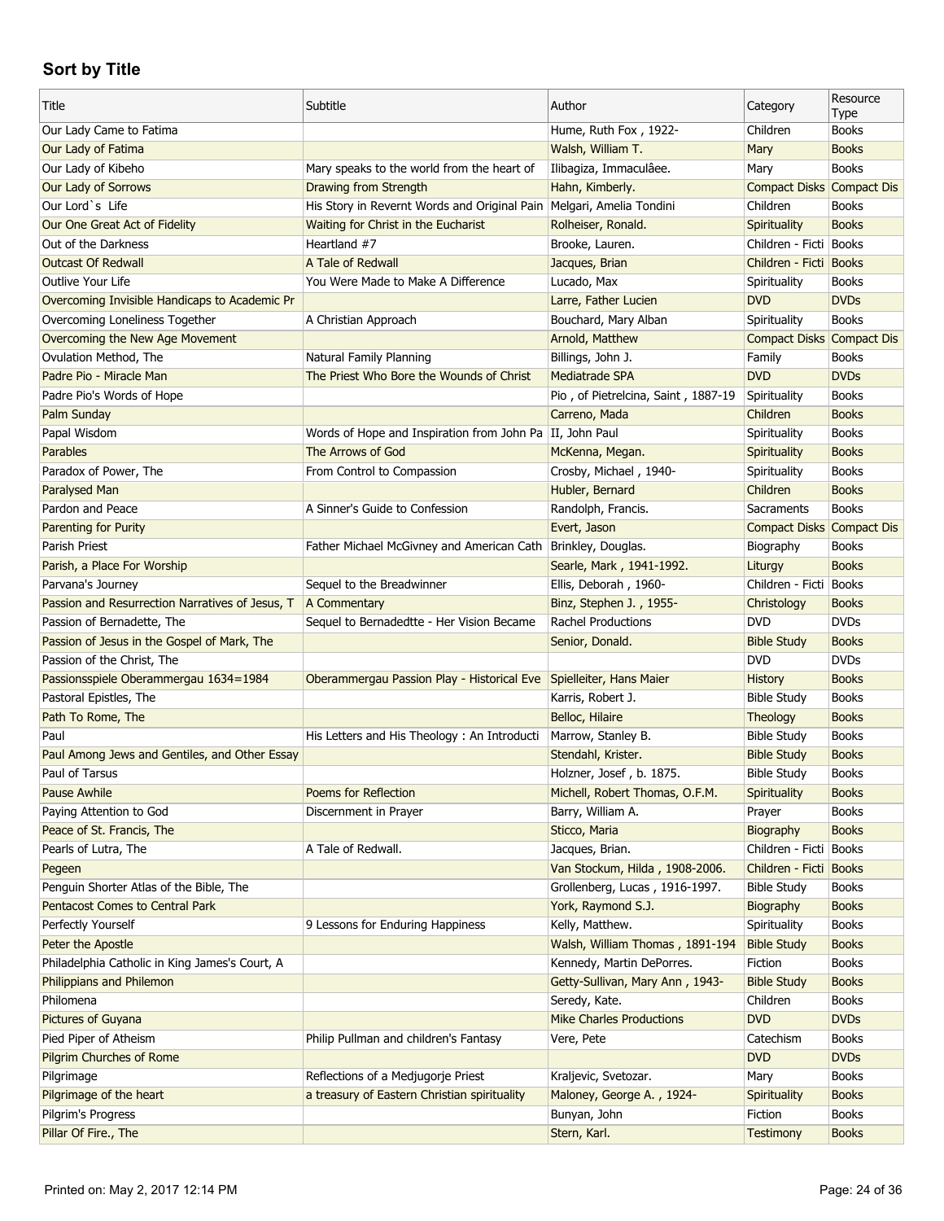## Sort by Title

| Title | Subtitle | Author | Category | Resource Type |
|---|---|---|---|---|
| Our Lady Came to Fatima | | Hume, Ruth Fox , 1922- | Children | Books |
| Our Lady of Fatima | | Walsh, William T. | Mary | Books |
| Our Lady of Kibeho | Mary speaks to the world from the heart of | Ilibagiza, Immaculâee. | Mary | Books |
| Our Lady of Sorrows | Drawing from Strength | Hahn, Kimberly. | Compact Disks | Compact Dis |
| Our Lord`s Life | His Story in Revernt Words and Original Pain | Melgari, Amelia Tondini | Children | Books |
| Our One Great Act of Fidelity | Waiting for Christ in the Eucharist | Rolheiser, Ronald. | Spirituality | Books |
| Out of the Darkness | Heartland #7 | Brooke, Lauren. | Children - Ficti | Books |
| Outcast Of Redwall | A Tale of Redwall | Jacques, Brian | Children - Ficti | Books |
| Outlive Your Life | You Were Made to Make A Difference | Lucado, Max | Spirituality | Books |
| Overcoming Invisible Handicaps to Academic Pr | | Larre, Father Lucien | DVD | DVDs |
| Overcoming Loneliness Together | A Christian Approach | Bouchard, Mary Alban | Spirituality | Books |
| Overcoming the New Age Movement | | Arnold, Matthew | Compact Disks | Compact Dis |
| Ovulation Method, The | Natural Family Planning | Billings, John J. | Family | Books |
| Padre Pio - Miracle Man | The Priest Who Bore the Wounds of Christ | Mediatrade SPA | DVD | DVDs |
| Padre Pio's Words of Hope | | Pio , of Pietrelcina, Saint , 1887-19 | Spirituality | Books |
| Palm Sunday | | Carreno, Mada | Children | Books |
| Papal Wisdom | Words of Hope and Inspiration from John Pa | II, John Paul | Spirituality | Books |
| Parables | The Arrows of God | McKenna, Megan. | Spirituality | Books |
| Paradox of Power, The | From Control to Compassion | Crosby, Michael , 1940- | Spirituality | Books |
| Paralysed Man | | Hubler, Bernard | Children | Books |
| Pardon and Peace | A Sinner's Guide to Confession | Randolph, Francis. | Sacraments | Books |
| Parenting for Purity | | Evert, Jason | Compact Disks | Compact Dis |
| Parish Priest | Father Michael McGivney and American Cath | Brinkley, Douglas. | Biography | Books |
| Parish, a Place For Worship | | Searle, Mark , 1941-1992. | Liturgy | Books |
| Parvana's Journey | Sequel to the Breadwinner | Ellis, Deborah , 1960- | Children - Ficti | Books |
| Passion and Resurrection Narratives of Jesus, T | A Commentary | Binz, Stephen J. , 1955- | Christology | Books |
| Passion of Bernadette, The | Sequel to Bernadedtte - Her Vision Became | Rachel Productions | DVD | DVDs |
| Passion of Jesus in the Gospel of Mark, The | | Senior, Donald. | Bible Study | Books |
| Passion of the Christ, The | | | DVD | DVDs |
| Passionsspiele Oberammergau 1634=1984 | Oberammergau Passion Play - Historical Eve | Spielleiter, Hans Maier | History | Books |
| Pastoral Epistles, The | | Karris, Robert J. | Bible Study | Books |
| Path To Rome, The | | Belloc, Hilaire | Theology | Books |
| Paul | His Letters and His Theology : An Introducti | Marrow, Stanley B. | Bible Study | Books |
| Paul Among Jews and Gentiles, and Other Essay | | Stendahl, Krister. | Bible Study | Books |
| Paul of Tarsus | | Holzner, Josef , b. 1875. | Bible Study | Books |
| Pause Awhile | Poems for Reflection | Michell, Robert Thomas, O.F.M. | Spirituality | Books |
| Paying Attention to God | Discernment in Prayer | Barry, William A. | Prayer | Books |
| Peace of St. Francis, The | | Sticco, Maria | Biography | Books |
| Pearls of Lutra, The | A Tale of Redwall. | Jacques, Brian. | Children - Ficti | Books |
| Pegeen | | Van Stockum, Hilda , 1908-2006. | Children - Ficti | Books |
| Penguin Shorter Atlas of the Bible, The | | Grollenberg, Lucas , 1916-1997. | Bible Study | Books |
| Pentacost Comes to Central Park | | York, Raymond S.J. | Biography | Books |
| Perfectly Yourself | 9 Lessons for Enduring Happiness | Kelly, Matthew. | Spirituality | Books |
| Peter the Apostle | | Walsh, William Thomas , 1891-194 | Bible Study | Books |
| Philadelphia Catholic in King James's Court, A | | Kennedy, Martin DePorres. | Fiction | Books |
| Philippians and Philemon | | Getty-Sullivan, Mary Ann , 1943- | Bible Study | Books |
| Philomena | | Seredy, Kate. | Children | Books |
| Pictures of Guyana | | Mike Charles Productions | DVD | DVDs |
| Pied Piper of Atheism | Philip Pullman and children's Fantasy | Vere, Pete | Catechism | Books |
| Pilgrim Churches of Rome | | | DVD | DVDs |
| Pilgrimage | Reflections of a Medjugorje Priest | Kraljevic, Svetozar. | Mary | Books |
| Pilgrimage of the heart | a treasury of Eastern Christian spirituality | Maloney, George A. , 1924- | Spirituality | Books |
| Pilgrim's Progress | | Bunyan, John | Fiction | Books |
| Pillar Of Fire., The | | Stern, Karl. | Testimony | Books |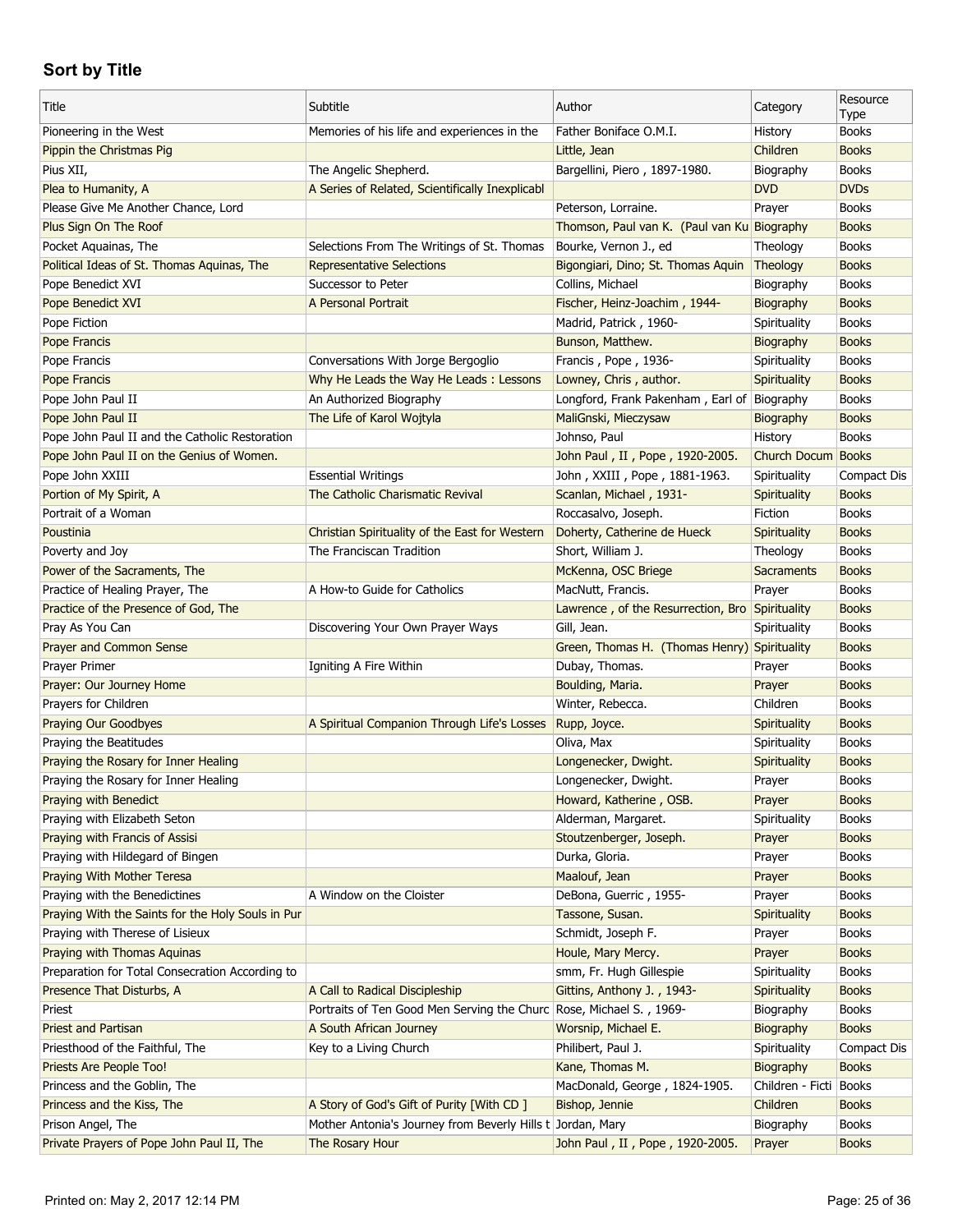## Sort by Title

| Title | Subtitle | Author | Category | Resource Type |
|---|---|---|---|---|
| Pioneering in the West | Memories of his life and experiences in the | Father Boniface O.M.I. | History | Books |
| Pippin the Christmas Pig | | Little, Jean | Children | Books |
| Pius XII, | The Angelic Shepherd. | Bargellini, Piero , 1897-1980. | Biography | Books |
| Plea to Humanity, A | A Series of Related, Scientifically Inexplicabl | | DVD | DVDs |
| Please Give Me Another Chance, Lord | | Peterson, Lorraine. | Prayer | Books |
| Plus Sign On The Roof | | Thomson, Paul van K. (Paul van Ku | Biography | Books |
| Pocket Aquainas, The | Selections From The Writings of St. Thomas | Bourke, Vernon J., ed | Theology | Books |
| Political Ideas of St. Thomas Aquinas, The | Representative Selections | Bigongiari, Dino; St. Thomas Aquin | Theology | Books |
| Pope Benedict XVI | Successor to Peter | Collins, Michael | Biography | Books |
| Pope Benedict XVI | A Personal Portrait | Fischer, Heinz-Joachim , 1944- | Biography | Books |
| Pope Fiction | | Madrid, Patrick , 1960- | Spirituality | Books |
| Pope Francis | | Bunson, Matthew. | Biography | Books |
| Pope Francis | Conversations With Jorge Bergoglio | Francis , Pope , 1936- | Spirituality | Books |
| Pope Francis | Why He Leads the Way He Leads : Lessons | Lowney, Chris , author. | Spirituality | Books |
| Pope John Paul II | An Authorized Biography | Longford, Frank Pakenham , Earl of | Biography | Books |
| Pope John Paul II | The Life of Karol Wojtyla | MaliGnski, Mieczysaw | Biography | Books |
| Pope John Paul II and the Catholic Restoration | | Johnso, Paul | History | Books |
| Pope John Paul II on the Genius of Women. | | John Paul , II , Pope , 1920-2005. | Church Docum | Books |
| Pope John XXIII | Essential Writings | John , XXIII , Pope , 1881-1963. | Spirituality | Compact Dis |
| Portion of My Spirit, A | The Catholic Charismatic Revival | Scanlan, Michael , 1931- | Spirituality | Books |
| Portrait of a Woman | | Roccasalvo, Joseph. | Fiction | Books |
| Poustinia | Christian Spirituality of the East for Western | Doherty, Catherine de Hueck | Spirituality | Books |
| Poverty and Joy | The Franciscan Tradition | Short, William J. | Theology | Books |
| Power of the Sacraments, The | | McKenna, OSC Briege | Sacraments | Books |
| Practice of Healing Prayer, The | A How-to Guide for Catholics | MacNutt, Francis. | Prayer | Books |
| Practice of the Presence of God, The | | Lawrence , of the Resurrection, Bro | Spirituality | Books |
| Pray As You Can | Discovering Your Own Prayer Ways | Gill, Jean. | Spirituality | Books |
| Prayer and Common Sense | | Green, Thomas H. (Thomas Henry) | Spirituality | Books |
| Prayer Primer | Igniting A Fire Within | Dubay, Thomas. | Prayer | Books |
| Prayer: Our Journey Home | | Boulding, Maria. | Prayer | Books |
| Prayers for Children | | Winter, Rebecca. | Children | Books |
| Praying Our Goodbyes | A Spiritual Companion Through Life's Losses | Rupp, Joyce. | Spirituality | Books |
| Praying the Beatitudes | | Oliva, Max | Spirituality | Books |
| Praying the Rosary for Inner Healing | | Longenecker, Dwight. | Spirituality | Books |
| Praying the Rosary for Inner Healing | | Longenecker, Dwight. | Prayer | Books |
| Praying with Benedict | | Howard, Katherine , OSB. | Prayer | Books |
| Praying with Elizabeth Seton | | Alderman, Margaret. | Spirituality | Books |
| Praying with Francis of Assisi | | Stoutzenberger, Joseph. | Prayer | Books |
| Praying with Hildegard of Bingen | | Durka, Gloria. | Prayer | Books |
| Praying With Mother Teresa | | Maalouf, Jean | Prayer | Books |
| Praying with the Benedictines | A Window on the Cloister | DeBona, Guerric , 1955- | Prayer | Books |
| Praying With the Saints for the Holy Souls in Pur | | Tassone, Susan. | Spirituality | Books |
| Praying with Therese of Lisieux | | Schmidt, Joseph F. | Prayer | Books |
| Praying with Thomas Aquinas | | Houle, Mary Mercy. | Prayer | Books |
| Preparation for Total Consecration According to | | smm, Fr. Hugh Gillespie | Spirituality | Books |
| Presence That Disturbs, A | A Call to Radical Discipleship | Gittins, Anthony J. , 1943- | Spirituality | Books |
| Priest | Portraits of Ten Good Men Serving the Churc | Rose, Michael S. , 1969- | Biography | Books |
| Priest and Partisan | A South African Journey | Worsnip, Michael E. | Biography | Books |
| Priesthood of the Faithful, The | Key to a Living Church | Philibert, Paul J. | Spirituality | Compact Dis |
| Priests Are People Too! | | Kane, Thomas M. | Biography | Books |
| Princess and the Goblin, The | | MacDonald, George , 1824-1905. | Children - Ficti | Books |
| Princess and the Kiss, The | A Story of God's Gift of Purity [With CD ] | Bishop, Jennie | Children | Books |
| Prison Angel, The | Mother Antonia's Journey from Beverly Hills t | Jordan, Mary | Biography | Books |
| Private Prayers of Pope John Paul II, The | The Rosary Hour | John Paul , II , Pope , 1920-2005. | Prayer | Books |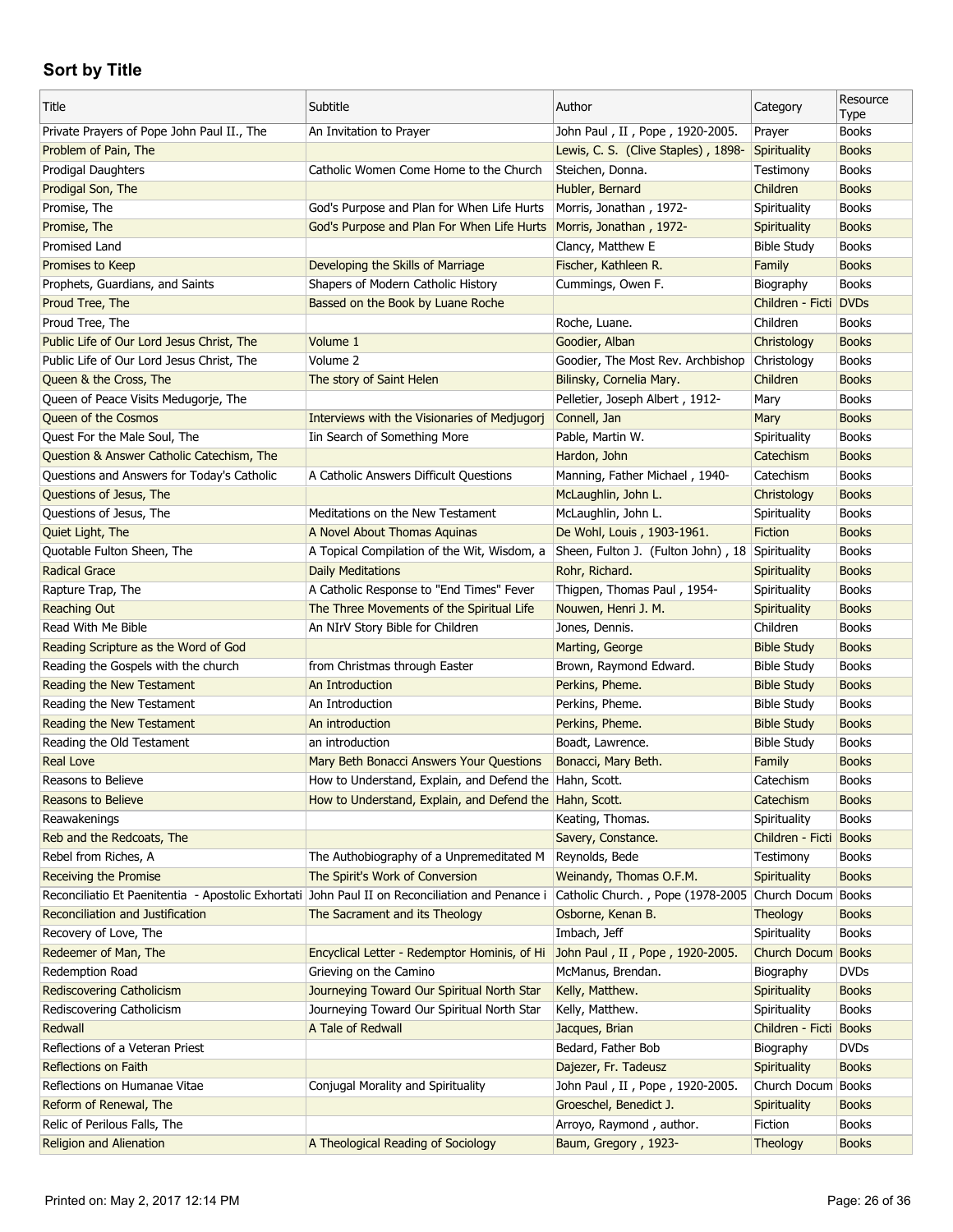## Sort by Title

| Title | Subtitle | Author | Category | Resource Type |
|---|---|---|---|---|
| Private Prayers of Pope John Paul II., The | An Invitation to Prayer | John Paul , II , Pope , 1920-2005. | Prayer | Books |
| Problem of Pain, The | | Lewis, C. S. (Clive Staples) , 1898- | Spirituality | Books |
| Prodigal Daughters | Catholic Women Come Home to the Church | Steichen, Donna. | Testimony | Books |
| Prodigal Son, The | | Hubler, Bernard | Children | Books |
| Promise, The | God's Purpose and Plan for When Life Hurts | Morris, Jonathan , 1972- | Spirituality | Books |
| Promise, The | God's Purpose and Plan For When Life Hurts | Morris, Jonathan , 1972- | Spirituality | Books |
| Promised Land | | Clancy, Matthew E | Bible Study | Books |
| Promises to Keep | Developing the Skills of Marriage | Fischer, Kathleen R. | Family | Books |
| Prophets, Guardians, and Saints | Shapers of Modern Catholic History | Cummings, Owen F. | Biography | Books |
| Proud Tree, The | Bassed on the Book by Luane Roche | | Children - Ficti | DVDs |
| Proud Tree, The | | Roche, Luane. | Children | Books |
| Public Life of Our Lord Jesus Christ, The | Volume 1 | Goodier, Alban | Christology | Books |
| Public Life of Our Lord Jesus Christ, The | Volume 2 | Goodier, The Most Rev. Archbishop | Christology | Books |
| Queen & the Cross, The | The story of Saint Helen | Bilinsky, Cornelia Mary. | Children | Books |
| Queen of Peace Visits Medugorje, The | | Pelletier, Joseph Albert , 1912- | Mary | Books |
| Queen of the Cosmos | Interviews with the Visionaries of Medjugorj | Connell, Jan | Mary | Books |
| Quest For the Male Soul, The | Iin Search of Something More | Pable, Martin W. | Spirituality | Books |
| Question & Answer Catholic Catechism, The | | Hardon, John | Catechism | Books |
| Questions and Answers for Today's Catholic | A Catholic Answers Difficult Questions | Manning, Father Michael , 1940- | Catechism | Books |
| Questions of Jesus, The | | McLaughlin, John L. | Christology | Books |
| Questions of Jesus, The | Meditations on the New Testament | McLaughlin, John L. | Spirituality | Books |
| Quiet Light, The | A Novel About Thomas Aquinas | De Wohl, Louis , 1903-1961. | Fiction | Books |
| Quotable Fulton Sheen, The | A Topical Compilation of the Wit, Wisdom, a | Sheen, Fulton J. (Fulton John) , 18 | Spirituality | Books |
| Radical Grace | Daily Meditations | Rohr, Richard. | Spirituality | Books |
| Rapture Trap, The | A Catholic Response to "End Times" Fever | Thigpen, Thomas Paul , 1954- | Spirituality | Books |
| Reaching Out | The Three Movements of the Spiritual Life | Nouwen, Henri J. M. | Spirituality | Books |
| Read With Me Bible | An NIrV Story Bible for Children | Jones, Dennis. | Children | Books |
| Reading Scripture as the Word of God | | Marting, George | Bible Study | Books |
| Reading the Gospels with the church | from Christmas through Easter | Brown, Raymond Edward. | Bible Study | Books |
| Reading the New Testament | An Introduction | Perkins, Pheme. | Bible Study | Books |
| Reading the New Testament | An Introduction | Perkins, Pheme. | Bible Study | Books |
| Reading the New Testament | An introduction | Perkins, Pheme. | Bible Study | Books |
| Reading the Old Testament | an introduction | Boadt, Lawrence. | Bible Study | Books |
| Real Love | Mary Beth Bonacci Answers Your Questions | Bonacci, Mary Beth. | Family | Books |
| Reasons to Believe | How to Understand, Explain, and Defend the | Hahn, Scott. | Catechism | Books |
| Reasons to Believe | How to Understand, Explain, and Defend the | Hahn, Scott. | Catechism | Books |
| Reawakenings | | Keating, Thomas. | Spirituality | Books |
| Reb and the Redcoats, The | | Savery, Constance. | Children - Ficti | Books |
| Rebel from Riches, A | The Authobiography of a Unpremeditated M | Reynolds, Bede | Testimony | Books |
| Receiving the Promise | The Spirit's Work of Conversion | Weinandy, Thomas O.F.M. | Spirituality | Books |
| Reconciliatio Et Paenitentia - Apostolic Exhortati | John Paul II on Reconciliation and Penance i | Catholic Church. , Pope (1978-2005 | Church Docum | Books |
| Reconciliation and Justification | The Sacrament and its Theology | Osborne, Kenan B. | Theology | Books |
| Recovery of Love, The | | Imbach, Jeff | Spirituality | Books |
| Redeemer of Man, The | Encyclical Letter - Redemptor Hominis, of Hi | John Paul , II , Pope , 1920-2005. | Church Docum | Books |
| Redemption Road | Grieving on the Camino | McManus, Brendan. | Biography | DVDs |
| Rediscovering Catholicism | Journeying Toward Our Spiritual North Star | Kelly, Matthew. | Spirituality | Books |
| Rediscovering Catholicism | Journeying Toward Our Spiritual North Star | Kelly, Matthew. | Spirituality | Books |
| Redwall | A Tale of Redwall | Jacques, Brian | Children - Ficti | Books |
| Reflections of a Veteran Priest | | Bedard, Father Bob | Biography | DVDs |
| Reflections on Faith | | Dajezer, Fr. Tadeusz | Spirituality | Books |
| Reflections on Humanae Vitae | Conjugal Morality and Spirituality | John Paul , II , Pope , 1920-2005. | Church Docum | Books |
| Reform of Renewal, The | | Groeschel, Benedict J. | Spirituality | Books |
| Relic of Perilous Falls, The | | Arroyo, Raymond , author. | Fiction | Books |
| Religion and Alienation | A Theological Reading of Sociology | Baum, Gregory , 1923- | Theology | Books |

Printed on: May 2, 2017 12:14 PM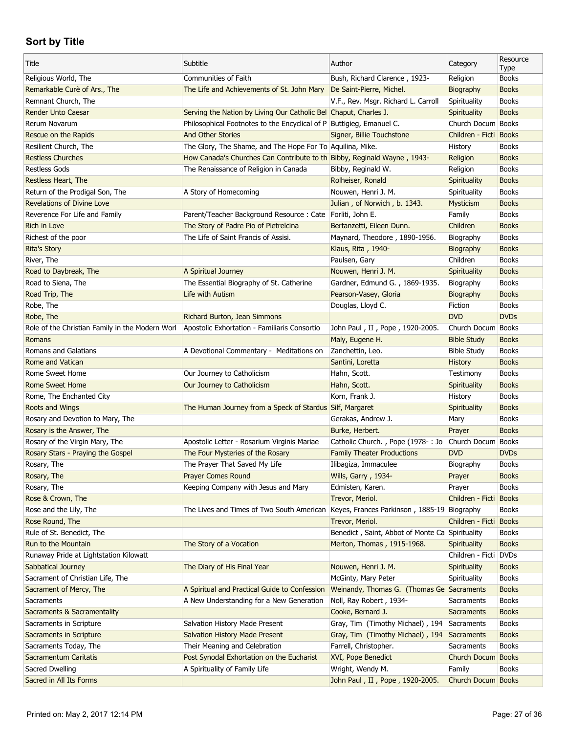## Sort by Title

| Title | Subtitle | Author | Category | Resource Type |
|---|---|---|---|---|
| Religious World, The | Communities of Faith | Bush, Richard Clarence , 1923- | Religion | Books |
| Remarkable Curè of Ars., The | The Life and Achievements of St. John Mary | De Saint-Pierre, Michel. | Biography | Books |
| Remnant Church, The | | V.F., Rev. Msgr. Richard L. Carroll | Spirituality | Books |
| Render Unto Caesar | Serving the Nation by Living Our Catholic Bel | Chaput, Charles J. | Spirituality | Books |
| Rerum Novarum | Philosophical Footnotes to the Encyclical of P | Buttigieg, Emanuel C. | Church Docum | Books |
| Rescue on the Rapids | And Other Stories | Signer, Billie Touchstone | Children - Ficti | Books |
| Resilient Church, The | The Glory, The Shame, and The Hope For To | Aquilina, Mike. | History | Books |
| Restless Churches | How Canada's Churches Can Contribute to th | Bibby, Reginald Wayne , 1943- | Religion | Books |
| Restless Gods | The Renaissance of Religion in Canada | Bibby, Reginald W. | Religion | Books |
| Restless Heart, The | | Rolheiser, Ronald | Spirituality | Books |
| Return of the Prodigal Son, The | A Story of Homecoming | Nouwen, Henri J. M. | Spirituality | Books |
| Revelations of Divine Love | | Julian , of Norwich , b. 1343. | Mysticism | Books |
| Reverence For Life and Family | Parent/Teacher Background Resource : Cate | Forliti, John E. | Family | Books |
| Rich in Love | The Story of Padre Pio of Pietrelcina | Bertanzetti, Eileen Dunn. | Children | Books |
| Richest of the poor | The Life of Saint Francis of Assisi. | Maynard, Theodore , 1890-1956. | Biography | Books |
| Rita's Story | | Klaus, Rita , 1940- | Biography | Books |
| River, The | | Paulsen, Gary | Children | Books |
| Road to Daybreak, The | A Spiritual Journey | Nouwen, Henri J. M. | Spirituality | Books |
| Road to Siena, The | The Essential Biography of St. Catherine | Gardner, Edmund G. , 1869-1935. | Biography | Books |
| Road Trip, The | Life with Autism | Pearson-Vasey, Gloria | Biography | Books |
| Robe, The | | Douglas, Lloyd C. | Fiction | Books |
| Robe, The | Richard Burton, Jean Simmons | | DVD | DVDs |
| Role of the Christian Family in the Modern Worl | Apostolic Exhortation - Familiaris Consortio | John Paul , II , Pope , 1920-2005. | Church Docum | Books |
| Romans | | Maly, Eugene H. | Bible Study | Books |
| Romans and Galatians | A Devotional Commentary - Meditations on | Zanchettin, Leo. | Bible Study | Books |
| Rome and Vatican | | Santini, Loretta | History | Books |
| Rome Sweet Home | Our Journey to Catholicism | Hahn, Scott. | Testimony | Books |
| Rome Sweet Home | Our Journey to Catholicism | Hahn, Scott. | Spirituality | Books |
| Rome, The Enchanted City | | Korn, Frank J. | History | Books |
| Roots and Wings | The Human Journey from a Speck of Stardus | Silf, Margaret | Spirituality | Books |
| Rosary and Devotion to Mary, The | | Gerakas, Andrew J. | Mary | Books |
| Rosary is the Answer, The | | Burke, Herbert. | Prayer | Books |
| Rosary of the Virgin Mary, The | Apostolic Letter - Rosarium Virginis Mariae | Catholic Church. , Pope (1978- : Jo | Church Docum | Books |
| Rosary Stars - Praying the Gospel | The Four Mysteries of the Rosary | Family Theater Productions | DVD | DVDs |
| Rosary, The | The Prayer That Saved My Life | Ilibagiza, Immaculee | Biography | Books |
| Rosary, The | Prayer Comes Round | Wills, Garry , 1934- | Prayer | Books |
| Rosary, The | Keeping Company with Jesus and Mary | Edmisten, Karen. | Prayer | Books |
| Rose & Crown, The | | Trevor, Meriol. | Children - Ficti | Books |
| Rose and the Lily, The | The Lives and Times of Two South American | Keyes, Frances Parkinson , 1885-19 | Biography | Books |
| Rose Round, The | | Trevor, Meriol. | Children - Ficti | Books |
| Rule of St. Benedict, The | | Benedict , Saint, Abbot of Monte Ca | Spirituality | Books |
| Run to the Mountain | The Story of a Vocation | Merton, Thomas , 1915-1968. | Spirituality | Books |
| Runaway Pride at Lightstation Kilowatt | | | Children - Ficti | DVDs |
| Sabbatical Journey | The Diary of His Final Year | Nouwen, Henri J. M. | Spirituality | Books |
| Sacrament of Christian Life, The | | McGinty, Mary Peter | Spirituality | Books |
| Sacrament of Mercy, The | A Spiritual and Practical Guide to Confession | Weinandy, Thomas G. (Thomas Ge | Sacraments | Books |
| Sacraments | A New Understanding for a New Generation | Noll, Ray Robert , 1934- | Sacraments | Books |
| Sacraments & Sacramentality | | Cooke, Bernard J. | Sacraments | Books |
| Sacraments in Scripture | Salvation History Made Present | Gray, Tim (Timothy Michael) , 194 | Sacraments | Books |
| Sacraments in Scripture | Salvation History Made Present | Gray, Tim (Timothy Michael) , 194 | Sacraments | Books |
| Sacraments Today, The | Their Meaning and Celebration | Farrell, Christopher. | Sacraments | Books |
| Sacramentum Caritatis | Post Synodal Exhortation on the Eucharist | XVI, Pope Benedict | Church Docum | Books |
| Sacred Dwelling | A Spirituality of Family Life | Wright, Wendy M. | Family | Books |
| Sacred in All Its Forms | | John Paul , II , Pope , 1920-2005. | Church Docum | Books |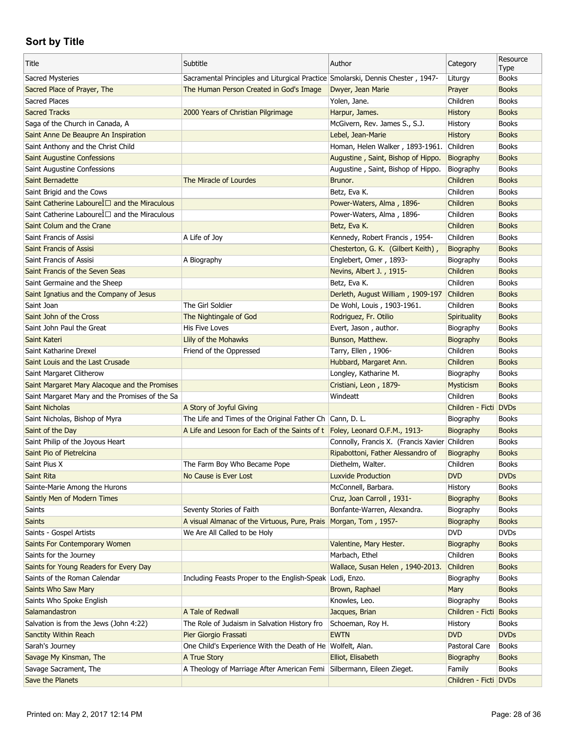## Sort by Title

| Title | Subtitle | Author | Category | Resource Type |
|---|---|---|---|---|
| Sacred Mysteries | Sacramental Principles and Liturgical Practice | Smolarski, Dennis Chester , 1947- | Liturgy | Books |
| Sacred Place of Prayer, The | The Human Person Created in God's Image | Dwyer, Jean Marie | Prayer | Books |
| Sacred Places | | Yolen, Jane. | Children | Books |
| Sacred Tracks | 2000 Years of Christian Pilgrimage | Harpur, James. | History | Books |
| Saga of the Church in Canada, A | | McGivern, Rev. James S., S.J. | History | Books |
| Saint Anne De Beaupre An Inspiration | | Lebel, Jean-Marie | History | Books |
| Saint Anthony and the Christ Child | | Homan, Helen Walker , 1893-1961. | Children | Books |
| Saint Augustine Confessions | | Augustine , Saint, Bishop of Hippo. | Biography | Books |
| Saint Augustine Confessions | | Augustine , Saint, Bishop of Hippo. | Biography | Books |
| Saint Bernadette | The Miracle of Lourdes | Brunor. | Children | Books |
| Saint Brigid and the Cows | | Betz, Eva K. | Children | Books |
| Saint Catherine LaboureÌ□ and the Miraculous | | Power-Waters, Alma , 1896- | Children | Books |
| Saint Catherine LaboureÌ□ and the Miraculous | | Power-Waters, Alma , 1896- | Children | Books |
| Saint Colum and the Crane | | Betz, Eva K. | Children | Books |
| Saint Francis of Assisi | A Life of Joy | Kennedy, Robert Francis , 1954- | Children | Books |
| Saint Francis of Assisi | | Chesterton, G. K. (Gilbert Keith) , | Biography | Books |
| Saint Francis of Assisi | A Biography | Englebert, Omer , 1893- | Biography | Books |
| Saint Francis of the Seven Seas | | Nevins, Albert J. , 1915- | Children | Books |
| Saint Germaine and the Sheep | | Betz, Eva K. | Children | Books |
| Saint Ignatius and the Company of Jesus | | Derleth, August William , 1909-197 | Children | Books |
| Saint Joan | The Girl Soldier | De Wohl, Louis , 1903-1961. | Children | Books |
| Saint John of the Cross | The Nightingale of God | Rodriguez, Fr. Otilio | Spirituality | Books |
| Saint John Paul the Great | His Five Loves | Evert, Jason , author. | Biography | Books |
| Saint Kateri | Llily of the Mohawks | Bunson, Matthew. | Biography | Books |
| Saint Katharine Drexel | Friend of the Oppressed | Tarry, Ellen , 1906- | Children | Books |
| Saint Louis and the Last Crusade | | Hubbard, Margaret Ann. | Children | Books |
| Saint Margaret Clitherow | | Longley, Katharine M. | Biography | Books |
| Saint Margaret Mary Alacoque and the Promises | | Cristiani, Leon , 1879- | Mysticism | Books |
| Saint Margaret Mary and the Promises of the Sa | | Windeatt | Children | Books |
| Saint Nicholas | A Story of Joyful Giving | | Children - Ficti | DVDs |
| Saint Nicholas, Bishop of Myra | The Life and Times of the Original Father Ch | Cann, D. L. | Biography | Books |
| Saint of the Day | A Life and Lesoon for Each of the Saints of t | Foley, Leonard O.F.M., 1913- | Biography | Books |
| Saint Philip of the Joyous Heart | | Connolly, Francis X. (Francis Xavier | Children | Books |
| Saint Pio of Pietrelcina | | Ripabottoni, Father Alessandro of | Biography | Books |
| Saint Pius X | The Farm Boy Who Became Pope | Diethelm, Walter. | Children | Books |
| Saint Rita | No Cause is Ever Lost | Luxvide Production | DVD | DVDs |
| Sainte-Marie Among the Hurons | | McConnell, Barbara. | History | Books |
| Saintly Men of Modern Times | | Cruz, Joan Carroll , 1931- | Biography | Books |
| Saints | Seventy Stories of Faith | Bonfante-Warren, Alexandra. | Biography | Books |
| Saints | A visual Almanac of the Virtuous, Pure, Prais | Morgan, Tom , 1957- | Biography | Books |
| Saints - Gospel Artists | We Are All Called to be Holy | | DVD | DVDs |
| Saints For Contemporary Women | | Valentine, Mary Hester. | Biography | Books |
| Saints for the Journey | | Marbach, Ethel | Children | Books |
| Saints for Young Readers for Every Day | | Wallace, Susan Helen , 1940-2013. | Children | Books |
| Saints of the Roman Calendar | Including Feasts Proper to the English-Speak | Lodi, Enzo. | Biography | Books |
| Saints Who Saw Mary | | Brown, Raphael | Mary | Books |
| Saints Who Spoke English | | Knowles, Leo. | Biography | Books |
| Salamandastron | A Tale of Redwall | Jacques, Brian | Children - Ficti | Books |
| Salvation is from the Jews (John 4:22) | The Role of Judaism in Salvation History fro | Schoeman, Roy H. | History | Books |
| Sanctity Within Reach | Pier Giorgio Frassati | EWTN | DVD | DVDs |
| Sarah's Journey | One Child's Experience With the Death of He | Wolfelt, Alan. | Pastoral Care | Books |
| Savage My Kinsman, The | A True Story | Elliot, Elisabeth | Biography | Books |
| Savage Sacrament, The | A Theology of Marriage After American Femi | Silbermann, Eileen Ziegет. | Family | Books |
| Save the Planets | | | Children - Ficti | DVDs |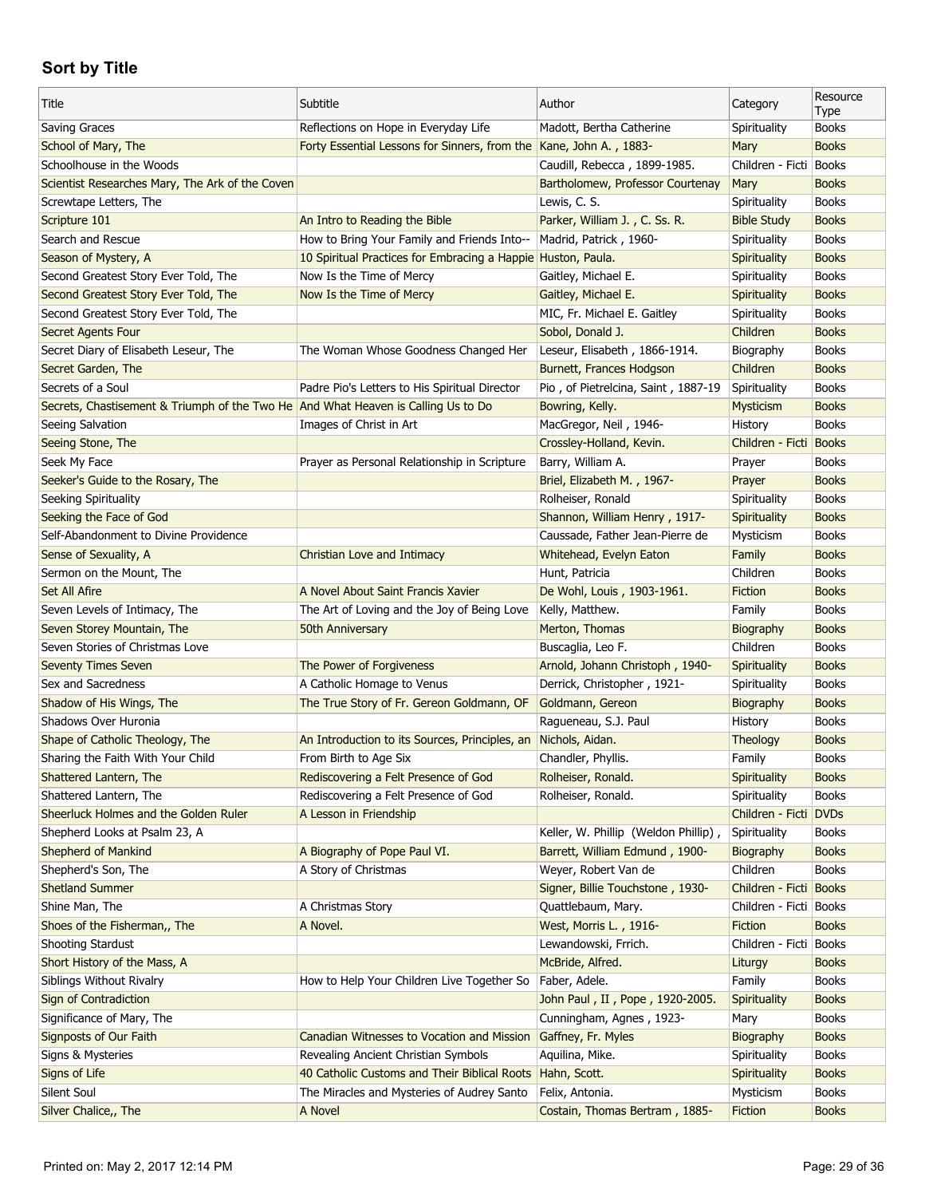## Sort by Title

| Title | Subtitle | Author | Category | Resource Type |
|---|---|---|---|---|
| Saving Graces | Reflections on Hope in Everyday Life | Madott, Bertha Catherine | Spirituality | Books |
| School of Mary, The | Forty Essential Lessons for Sinners, from the | Kane, John A. , 1883- | Mary | Books |
| Schoolhouse in the Woods | | Caudill, Rebecca , 1899-1985. | Children - Ficti | Books |
| Scientist Researches Mary, The Ark of the Coven | | Bartholomew, Professor Courtenay | Mary | Books |
| Screwtape Letters, The | | Lewis, C. S. | Spirituality | Books |
| Scripture 101 | An Intro to Reading the Bible | Parker, William J. , C. Ss. R. | Bible Study | Books |
| Search and Rescue | How to Bring Your Family and Friends Into-- | Madrid, Patrick , 1960- | Spirituality | Books |
| Season of Mystery, A | 10 Spiritual Practices for Embracing a Happie | Huston, Paula. | Spirituality | Books |
| Second Greatest Story Ever Told, The | Now Is the Time of Mercy | Gaitley, Michael E. | Spirituality | Books |
| Second Greatest Story Ever Told, The | Now Is the Time of Mercy | Gaitley, Michael E. | Spirituality | Books |
| Second Greatest Story Ever Told, The | | MIC, Fr. Michael E. Gaitley | Spirituality | Books |
| Secret Agents Four | | Sobol, Donald J. | Children | Books |
| Secret Diary of Elisabeth Leseur, The | The Woman Whose Goodness Changed Her | Leseur, Elisabeth , 1866-1914. | Biography | Books |
| Secret Garden, The | | Burnett, Frances Hodgson | Children | Books |
| Secrets of a Soul | Padre Pio's Letters to His Spiritual Director | Pio , of Pietrelcina, Saint , 1887-19 | Spirituality | Books |
| Secrets, Chastisement & Triumph of the Two He | And What Heaven is Calling Us to Do | Bowring, Kelly. | Mysticism | Books |
| Seeing Salvation | Images of Christ in Art | MacGregor, Neil , 1946- | History | Books |
| Seeing Stone, The | | Crossley-Holland, Kevin. | Children - Ficti | Books |
| Seek My Face | Prayer as Personal Relationship in Scripture | Barry, William A. | Prayer | Books |
| Seeker's Guide to the Rosary, The | | Briel, Elizabeth M. , 1967- | Prayer | Books |
| Seeking Spirituality | | Rolheiser, Ronald | Spirituality | Books |
| Seeking the Face of God | | Shannon, William Henry , 1917- | Spirituality | Books |
| Self-Abandonment to Divine Providence | | Caussade, Father Jean-Pierre de | Mysticism | Books |
| Sense of Sexuality, A | Christian Love and Intimacy | Whitehead, Evelyn Eaton | Family | Books |
| Sermon on the Mount, The | | Hunt, Patricia | Children | Books |
| Set All Afire | A Novel About Saint Francis Xavier | De Wohl, Louis , 1903-1961. | Fiction | Books |
| Seven Levels of Intimacy, The | The Art of Loving and the Joy of Being Love | Kelly, Matthew. | Family | Books |
| Seven Storey Mountain, The | 50th Anniversary | Merton, Thomas | Biography | Books |
| Seven Stories of Christmas Love | | Buscaglia, Leo F. | Children | Books |
| Seventy Times Seven | The Power of Forgiveness | Arnold, Johann Christoph , 1940- | Spirituality | Books |
| Sex and Sacredness | A Catholic Homage to Venus | Derrick, Christopher , 1921- | Spirituality | Books |
| Shadow of His Wings, The | The True Story of Fr. Gereon Goldmann, OF | Goldmann, Gereon | Biography | Books |
| Shadows Over Huronia | | Ragueneau, S.J. Paul | History | Books |
| Shape of Catholic Theology, The | An Introduction to its Sources, Principles, an | Nichols, Aidan. | Theology | Books |
| Sharing the Faith With Your Child | From Birth to Age Six | Chandler, Phyllis. | Family | Books |
| Shattered Lantern, The | Rediscovering a Felt Presence of God | Rolheiser, Ronald. | Spirituality | Books |
| Shattered Lantern, The | Rediscovering a Felt Presence of God | Rolheiser, Ronald. | Spirituality | Books |
| Sheerluck Holmes and the Golden Ruler | A Lesson in Friendship | | Children - Ficti | DVDs |
| Shepherd Looks at Psalm 23, A | | Keller, W. Phillip (Weldon Phillip) , | Spirituality | Books |
| Shepherd of Mankind | A Biography of Pope Paul VI. | Barrett, William Edmund , 1900- | Biography | Books |
| Shepherd's Son, The | A Story of Christmas | Weyer, Robert Van de | Children | Books |
| Shetland Summer | | Signer, Billie Touchstone , 1930- | Children - Ficti | Books |
| Shine Man, The | A Christmas Story | Quattlebaum, Mary. | Children - Ficti | Books |
| Shoes of the Fisherman,, The | A Novel. | West, Morris L. , 1916- | Fiction | Books |
| Shooting Stardust | | Lewandowski, Frrich. | Children - Ficti | Books |
| Short History of the Mass, A | | McBride, Alfred. | Liturgy | Books |
| Siblings Without Rivalry | How to Help Your Children Live Together So | Faber, Adele. | Family | Books |
| Sign of Contradiction | | John Paul , II , Pope , 1920-2005. | Spirituality | Books |
| Significance of Mary, The | | Cunningham, Agnes , 1923- | Mary | Books |
| Signposts of Our Faith | Canadian Witnesses to Vocation and Mission | Gaffney, Fr. Myles | Biography | Books |
| Signs & Mysteries | Revealing Ancient Christian Symbols | Aquilina, Mike. | Spirituality | Books |
| Signs of Life | 40 Catholic Customs and Their Biblical Roots | Hahn, Scott. | Spirituality | Books |
| Silent Soul | The Miracles and Mysteries of Audrey Santo | Felix, Antonia. | Mysticism | Books |
| Silver Chalice,, The | A Novel | Costain, Thomas Bertram , 1885- | Fiction | Books |

Printed on: May 2, 2017 12:14 PM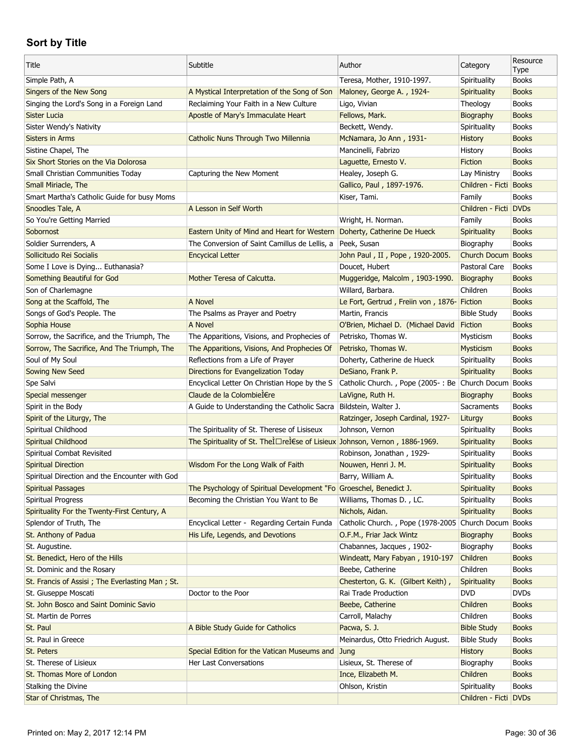## Sort by Title

| Title | Subtitle | Author | Category | Resource Type |
|---|---|---|---|---|
| Simple Path, A | | Teresa, Mother, 1910-1997. | Spirituality | Books |
| Singers of the New Song | A Mystical Interpretation of the Song of Son | Maloney, George A. , 1924- | Spirituality | Books |
| Singing the Lord's Song in a Foreign Land | Reclaiming Your Faith in a New Culture | Ligo, Vivian | Theology | Books |
| Sister Lucia | Apostle of Mary's Immaculate Heart | Fellows, Mark. | Biography | Books |
| Sister Wendy's Nativity | | Beckett, Wendy. | Spirituality | Books |
| Sisters in Arms | Catholic Nuns Through Two Millennia | McNamara, Jo Ann , 1931- | History | Books |
| Sistine Chapel, The | | Mancinelli, Fabrizo | History | Books |
| Six Short Stories on the Via Dolorosa | | Laguette, Ernesto V. | Fiction | Books |
| Small Christian Communities Today | Capturing the New Moment | Healey, Joseph G. | Lay Ministry | Books |
| Small Miriacle, The | | Gallico, Paul , 1897-1976. | Children - Ficti | Books |
| Smart Martha's Catholic Guide for busy Moms | | Kiser, Tami. | Family | Books |
| Snoodles Tale, A | A Lesson in Self Worth | | Children - Ficti | DVDs |
| So You're Getting Married | | Wright, H. Norman. | Family | Books |
| Sobornost | Eastern Unity of Mind and Heart for Western | Doherty, Catherine De Hueck | Spirituality | Books |
| Soldier Surrenders, A | The Conversion of Saint Camillus de Lellis, a | Peek, Susan | Biography | Books |
| Sollicitudo Rei Socialis | Encyclical Letter | John Paul , II , Pope , 1920-2005. | Church Docum | Books |
| Some I Love is Dying... Euthanasia? | | Doucet, Hubert | Pastoral Care | Books |
| Something Beautiful for God | Mother Teresa of Calcutta. | Muggeridge, Malcolm , 1903-1990. | Biography | Books |
| Son of Charlemagne | | Willard, Barbara. | Children | Books |
| Song at the Scaffold, The | A Novel | Le Fort, Gertrud , Freiin von , 1876- | Fiction | Books |
| Songs of God's People. The | The Psalms as Prayer and Poetry | Martin, Francis | Bible Study | Books |
| Sophia House | A Novel | O'Brien, Michael D. (Michael David | Fiction | Books |
| Sorrow, the Sacrifice, and the Triumph, The | The Apparitions, Visions, and Prophecies of | Petrisko, Thomas W. | Mysticism | Books |
| Sorrow, The Sacrifice, And The Triumph, The | The Apparitions, Visions, And Prophecies Of | Petrisko, Thomas W. | Mysticism | Books |
| Soul of My Soul | Reflections from a Life of Prayer | Doherty, Catherine de Hueck | Spirituality | Books |
| Sowing New Seed | Directions for Evangelization Today | DeSiano, Frank P. | Spirituality | Books |
| Spe Salvi | Encyclical Letter On Christian Hope by the S | Catholic Church. , Pope (2005- : Be | Church Docum | Books |
| Special messenger | Claude de la ColombieÌ€re | LaVigne, Ruth H. | Biography | Books |
| Spirit in the Body | A Guide to Understanding the Catholic Sacra | Bildstein, Walter J. | Sacraments | Books |
| Spirit of the Liturgy, The | | Ratzinger, Joseph Cardinal, 1927- | Liturgy | Books |
| Spiritual Childhood | The Spirituality of St. Therese of Lisiseux | Johnson, Vernon | Spirituality | Books |
| Spiritual Childhood | The Spirituality of St. TheÌ□reÌ€se of Lisieux | Johnson, Vernon , 1886-1969. | Spirituality | Books |
| Spiritual Combat Revisited | | Robinson, Jonathan , 1929- | Spirituality | Books |
| Spiritual Direction | Wisdom For the Long Walk of Faith | Nouwen, Henri J. M. | Spirituality | Books |
| Spiritual Direction and the Encounter with God | | Barry, William A. | Spirituality | Books |
| Spiritual Passages | The Psychology of Spiritual Development "Fo | Groeschel, Benedict J. | Spirituality | Books |
| Spiritual Progress | Becoming the Christian You Want to Be | Williams, Thomas D. , LC. | Spirituality | Books |
| Spirituality For the Twenty-First Century, A | | Nichols, Aidan. | Spirituality | Books |
| Splendor of Truth, The | Encyclical Letter - Regarding Certain Funda | Catholic Church. , Pope (1978-2005 | Church Docum | Books |
| St. Anthony of Padua | His Life, Legends, and Devotions | O.F.M., Friar Jack Wintz | Biography | Books |
| St. Augustine. | | Chabannes, Jacques , 1902- | Biography | Books |
| St. Benedict, Hero of the Hills | | Windeatt, Mary Fabyan , 1910-197 | Children | Books |
| St. Dominic and the Rosary | | Beebe, Catherine | Children | Books |
| St. Francis of Assisi ; The Everlasting Man ; St. | | Chesterton, G. K. (Gilbert Keith) , | Spirituality | Books |
| St. Giuseppe Moscati | Doctor to the Poor | Rai Trade Production | DVD | DVDs |
| St. John Bosco and Saint Dominic Savio | | Beebe, Catherine | Children | Books |
| St. Martin de Porres | | Carroll, Malachy | Children | Books |
| St. Paul | A Bible Study Guide for Catholics | Pacwa, S. J. | Bible Study | Books |
| St. Paul in Greece | | Meinardus, Otto Friedrich August. | Bible Study | Books |
| St. Peters | Special Edition for the Vatican Museums and | Jung | History | Books |
| St. Therese of Lisieux | Her Last Conversations | Lisieux, St. Therese of | Biography | Books |
| St. Thomas More of London | | Ince, Elizabeth M. | Children | Books |
| Stalking the Divine | | Ohlson, Kristin | Spirituality | Books |
| Star of Christmas, The | | | Children - Ficti | DVDs |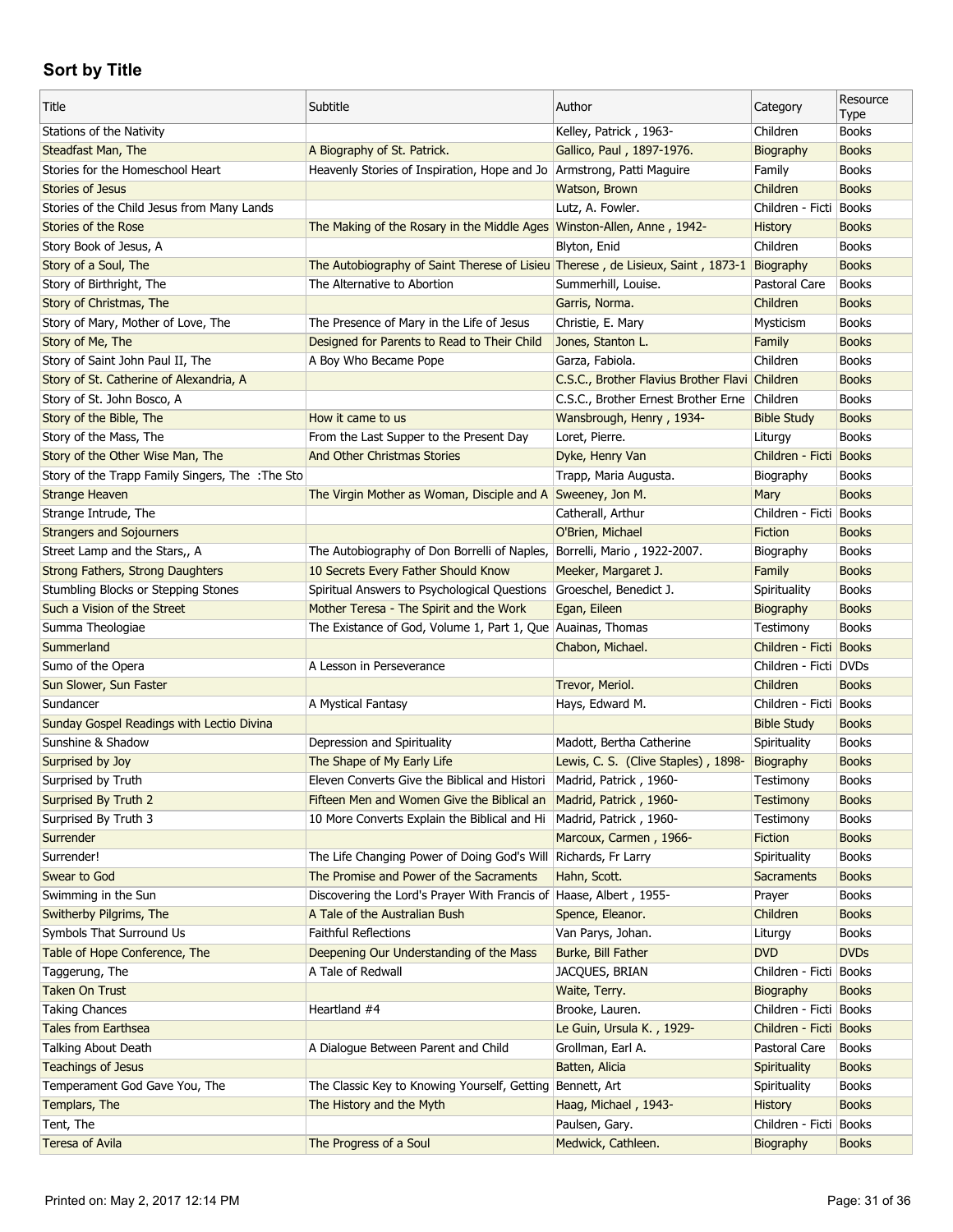## Sort by Title

| Title | Subtitle | Author | Category | Resource Type |
|---|---|---|---|---|
| Stations of the Nativity | | Kelley, Patrick , 1963- | Children | Books |
| Steadfast Man, The | A Biography of St. Patrick. | Gallico, Paul , 1897-1976. | Biography | Books |
| Stories for the Homeschool Heart | Heavenly Stories of Inspiration, Hope and Jo | Armstrong, Patti Maguire | Family | Books |
| Stories of Jesus | | Watson, Brown | Children | Books |
| Stories of the Child Jesus from Many Lands | | Lutz, A. Fowler. | Children - Ficti | Books |
| Stories of the Rose | The Making of the Rosary in the Middle Ages | Winston-Allen, Anne , 1942- | History | Books |
| Story Book of Jesus, A | | Blyton, Enid | Children | Books |
| Story of a Soul, The | The Autobiography of Saint Therese of Lisieu | Therese , de Lisieux, Saint , 1873-1 | Biography | Books |
| Story of Birthright, The | The Alternative to Abortion | Summerhill, Louise. | Pastoral Care | Books |
| Story of Christmas, The | | Garris, Norma. | Children | Books |
| Story of Mary, Mother of Love, The | The Presence of Mary in the Life of Jesus | Christie, E. Mary | Mysticism | Books |
| Story of Me, The | Designed for Parents to Read to Their Child | Jones, Stanton L. | Family | Books |
| Story of Saint John Paul II, The | A Boy Who Became Pope | Garza, Fabiola. | Children | Books |
| Story of St. Catherine of Alexandria, A | | C.S.C., Brother Flavius Brother Flavi | Children | Books |
| Story of St. John Bosco, A | | C.S.C., Brother Ernest Brother Erne | Children | Books |
| Story of the Bible, The | How it came to us | Wansbrough, Henry , 1934- | Bible Study | Books |
| Story of the Mass, The | From the Last Supper to the Present Day | Loret, Pierre. | Liturgy | Books |
| Story of the Other Wise Man, The | And Other Christmas Stories | Dyke, Henry Van | Children - Ficti | Books |
| Story of the Trapp Family Singers, The :The Sto | | Trapp, Maria Augusta. | Biography | Books |
| Strange Heaven | The Virgin Mother as Woman, Disciple and A | Sweeney, Jon M. | Mary | Books |
| Strange Intrude, The | | Catherall, Arthur | Children - Ficti | Books |
| Strangers and Sojourners | | O'Brien, Michael | Fiction | Books |
| Street Lamp and the Stars,, A | The Autobiography of Don Borrelli of Naples, | Borrelli, Mario , 1922-2007. | Biography | Books |
| Strong Fathers, Strong Daughters | 10 Secrets Every Father Should Know | Meeker, Margaret J. | Family | Books |
| Stumbling Blocks or Stepping Stones | Spiritual Answers to Psychological Questions | Groeschel, Benedict J. | Spirituality | Books |
| Such a Vision of the Street | Mother Teresa - The Spirit and the Work | Egan, Eileen | Biography | Books |
| Summa Theologiae | The Existance of God, Volume 1, Part 1, Que | Auainas, Thomas | Testimony | Books |
| Summerland | | Chabon, Michael. | Children - Ficti | Books |
| Sumo of the Opera | A Lesson in Perseverance | | Children - Ficti | DVDs |
| Sun Slower, Sun Faster | | Trevor, Meriol. | Children | Books |
| Sundancer | A Mystical Fantasy | Hays, Edward M. | Children - Ficti | Books |
| Sunday Gospel Readings with Lectio Divina | | | Bible Study | Books |
| Sunshine & Shadow | Depression and Spirituality | Madott, Bertha Catherine | Spirituality | Books |
| Surprised by Joy | The Shape of My Early Life | Lewis, C. S. (Clive Staples) , 1898- | Biography | Books |
| Surprised by Truth | Eleven Converts Give the Biblical and Histori | Madrid, Patrick , 1960- | Testimony | Books |
| Surprised By Truth 2 | Fifteen Men and Women Give the Biblical an | Madrid, Patrick , 1960- | Testimony | Books |
| Surprised By Truth 3 | 10 More Converts Explain the Biblical and Hi | Madrid, Patrick , 1960- | Testimony | Books |
| Surrender | | Marcoux, Carmen , 1966- | Fiction | Books |
| Surrender! | The Life Changing Power of Doing God's Will | Richards, Fr Larry | Spirituality | Books |
| Swear to God | The Promise and Power of the Sacraments | Hahn, Scott. | Sacraments | Books |
| Swimming in the Sun | Discovering the Lord's Prayer With Francis of | Haase, Albert , 1955- | Prayer | Books |
| Switherby Pilgrims, The | A Tale of the Australian Bush | Spence, Eleanor. | Children | Books |
| Symbols That Surround Us | Faithful Reflections | Van Parys, Johan. | Liturgy | Books |
| Table of Hope Conference, The | Deepening Our Understanding of the Mass | Burke, Bill Father | DVD | DVDs |
| Taggerung, The | A Tale of Redwall | JACQUES, BRIAN | Children - Ficti | Books |
| Taken On Trust | | Waite, Terry. | Biography | Books |
| Taking Chances | Heartland #4 | Brooke, Lauren. | Children - Ficti | Books |
| Tales from Earthsea | | Le Guin, Ursula K. , 1929- | Children - Ficti | Books |
| Talking About Death | A Dialogue Between Parent and Child | Grollman, Earl A. | Pastoral Care | Books |
| Teachings of Jesus | | Batten, Alicia | Spirituality | Books |
| Temperament God Gave You, The | The Classic Key to Knowing Yourself, Getting | Bennett, Art | Spirituality | Books |
| Templars, The | The History and the Myth | Haag, Michael , 1943- | History | Books |
| Tent, The | | Paulsen, Gary. | Children - Ficti | Books |
| Teresa of Avila | The Progress of a Soul | Medwick, Cathleen. | Biography | Books |

Printed on: May 2, 2017 12:14 PM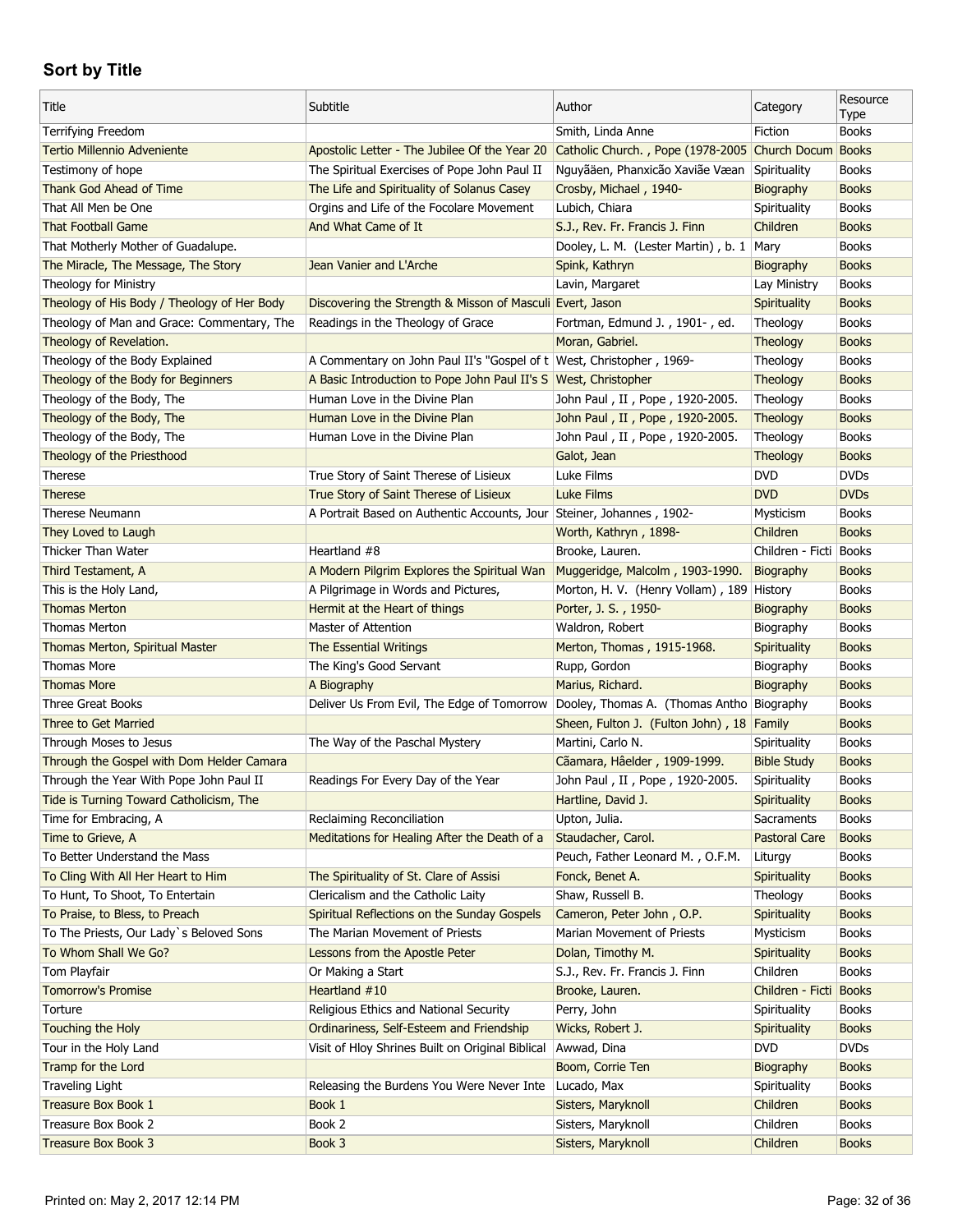## Sort by Title

| Title | Subtitle | Author | Category | Resource Type |
|---|---|---|---|---|
| Terrifying Freedom | | Smith, Linda Anne | Fiction | Books |
| Tertio Millennio Adveniente | Apostolic Letter - The Jubilee Of the Year 20 | Catholic Church. , Pope (1978-2005 | Church Docum | Books |
| Testimony of hope | The Spiritual Exercises of Pope John Paul II | Nguyãäen, Phanxicão Xaviãe Væan | Spirituality | Books |
| Thank God Ahead of Time | The Life and Spirituality of Solanus Casey | Crosby, Michael , 1940- | Biography | Books |
| That All Men be One | Orgins and Life of the Focolare Movement | Lubich, Chiara | Spirituality | Books |
| That Football Game | And What Came of It | S.J., Rev. Fr. Francis J. Finn | Children | Books |
| That Motherly Mother of Guadalupe. | | Dooley, L. M. (Lester Martin) , b. 1 | Mary | Books |
| The Miracle, The Message, The Story | Jean Vanier and L'Arche | Spink, Kathryn | Biography | Books |
| Theology for Ministry | | Lavin, Margaret | Lay Ministry | Books |
| Theology of His Body / Theology of Her Body | Discovering the Strength & Misson of Masculi | Evert, Jason | Spirituality | Books |
| Theology of Man and Grace: Commentary, The | Readings in the Theology of Grace | Fortman, Edmund J. , 1901- , ed. | Theology | Books |
| Theology of Revelation. | | Moran, Gabriel. | Theology | Books |
| Theology of the Body Explained | A Commentary on John Paul II's "Gospel of t | West, Christopher , 1969- | Theology | Books |
| Theology of the Body for Beginners | A Basic Introduction to Pope John Paul II's S | West, Christopher | Theology | Books |
| Theology of the Body, The | Human Love in the Divine Plan | John Paul , II , Pope , 1920-2005. | Theology | Books |
| Theology of the Body, The | Human Love in the Divine Plan | John Paul , II , Pope , 1920-2005. | Theology | Books |
| Theology of the Body, The | Human Love in the Divine Plan | John Paul , II , Pope , 1920-2005. | Theology | Books |
| Theology of the Priesthood | | Galot, Jean | Theology | Books |
| Therese | True Story of Saint Therese of Lisieux | Luke Films | DVD | DVDs |
| Therese | True Story of Saint Therese of Lisieux | Luke Films | DVD | DVDs |
| Therese Neumann | A Portrait Based on Authentic Accounts, Jour | Steiner, Johannes , 1902- | Mysticism | Books |
| They Loved to Laugh | | Worth, Kathryn , 1898- | Children | Books |
| Thicker Than Water | Heartland #8 | Brooke, Lauren. | Children - Ficti | Books |
| Third Testament, A | A Modern Pilgrim Explores the Spiritual Wan | Muggeridge, Malcolm , 1903-1990. | Biography | Books |
| This is the Holy Land, | A Pilgrimage in Words and Pictures, | Morton, H. V. (Henry Vollam) , 189 | History | Books |
| Thomas Merton | Hermit at the Heart of things | Porter, J. S. , 1950- | Biography | Books |
| Thomas Merton | Master of Attention | Waldron, Robert | Biography | Books |
| Thomas Merton, Spiritual Master | The Essential Writings | Merton, Thomas , 1915-1968. | Spirituality | Books |
| Thomas More | The King's Good Servant | Rupp, Gordon | Biography | Books |
| Thomas More | A Biography | Marius, Richard. | Biography | Books |
| Three Great Books | Deliver Us From Evil, The Edge of Tomorrow | Dooley, Thomas A. (Thomas Antho | Biography | Books |
| Three to Get Married | | Sheen, Fulton J. (Fulton John) , 18 | Family | Books |
| Through Moses to Jesus | The Way of the Paschal Mystery | Martini, Carlo N. | Spirituality | Books |
| Through the Gospel with Dom Helder Camara | | Cãamara, Hâelder , 1909-1999. | Bible Study | Books |
| Through the Year With Pope John Paul II | Readings For Every Day of the Year | John Paul , II , Pope , 1920-2005. | Spirituality | Books |
| Tide is Turning Toward Catholicism, The | | Hartline, David J. | Spirituality | Books |
| Time for Embracing, A | Reclaiming Reconciliation | Upton, Julia. | Sacraments | Books |
| Time to Grieve, A | Meditations for Healing After the Death of a | Staudacher, Carol. | Pastoral Care | Books |
| To Better Understand the Mass | | Peuch, Father Leonard M. , O.F.M. | Liturgy | Books |
| To Cling With All Her Heart to Him | The Spirituality of St. Clare of Assisi | Fonck, Benet A. | Spirituality | Books |
| To Hunt, To Shoot, To Entertain | Clericalism and the Catholic Laity | Shaw, Russell B. | Theology | Books |
| To Praise, to Bless, to Preach | Spiritual Reflections on the Sunday Gospels | Cameron, Peter John , O.P. | Spirituality | Books |
| To The Priests, Our Lady`s Beloved Sons | The Marian Movement of Priests | Marian Movement of Priests | Mysticism | Books |
| To Whom Shall We Go? | Lessons from the Apostle Peter | Dolan, Timothy M. | Spirituality | Books |
| Tom Playfair | Or Making a Start | S.J., Rev. Fr. Francis J. Finn | Children | Books |
| Tomorrow's Promise | Heartland #10 | Brooke, Lauren. | Children - Ficti | Books |
| Torture | Religious Ethics and National Security | Perry, John | Spirituality | Books |
| Touching the Holy | Ordinariness, Self-Esteem and Friendship | Wicks, Robert J. | Spirituality | Books |
| Tour in the Holy Land | Visit of Hloy Shrines Built on Original Biblical | Awwad, Dina | DVD | DVDs |
| Tramp for the Lord | | Boom, Corrie Ten | Biography | Books |
| Traveling Light | Releasing the Burdens You Were Never Inte | Lucado, Max | Spirituality | Books |
| Treasure Box Book 1 | Book 1 | Sisters, Maryknoll | Children | Books |
| Treasure Box Book 2 | Book 2 | Sisters, Maryknoll | Children | Books |
| Treasure Box Book 3 | Book 3 | Sisters, Maryknoll | Children | Books |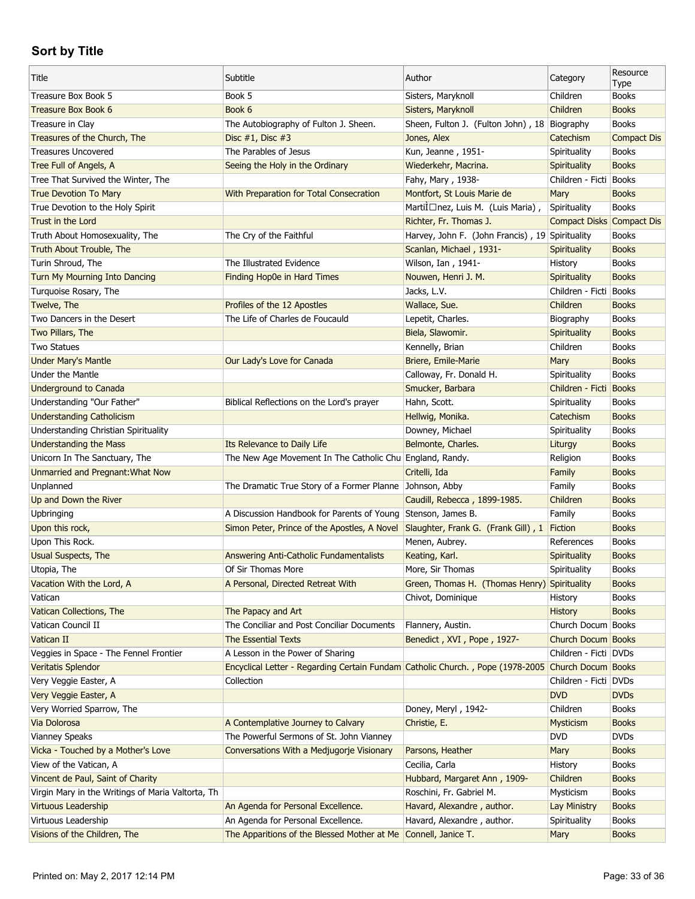## Sort by Title

| Title | Subtitle | Author | Category | Resource Type |
|---|---|---|---|---|
| Treasure Box Book 5 | Book 5 | Sisters, Maryknoll | Children | Books |
| Treasure Box Book 6 | Book 6 | Sisters, Maryknoll | Children | Books |
| Treasure in Clay | The Autobiography of Fulton J. Sheen. | Sheen, Fulton J. (Fulton John) , 18 | Biography | Books |
| Treasures of the Church, The | Disc #1, Disc #3 | Jones, Alex | Catechism | Compact Dis |
| Treasures Uncovered | The Parables of Jesus | Kun, Jeanne , 1951- | Spirituality | Books |
| Tree Full of Angels, A | Seeing the Holy in the Ordinary | Wiederkehr, Macrina. | Spirituality | Books |
| Tree That Survived the Winter, The | | Fahy, Mary , 1938- | Children - Ficti | Books |
| True Devotion To Mary | With Preparation for Total Consecration | Montfort, St Louis Marie de | Mary | Books |
| True Devotion to the Holy Spirit | | MartiÌ□nez, Luis M. (Luis Maria) , | Spirituality | Books |
| Trust in the Lord | | Richter, Fr. Thomas J. | Compact Disks | Compact Dis |
| Truth About Homosexuality, The | The Cry of the Faithful | Harvey, John F. (John Francis) , 19 | Spirituality | Books |
| Truth About Trouble, The | | Scanlan, Michael , 1931- | Spirituality | Books |
| Turin Shroud, The | The Illustrated Evidence | Wilson, Ian , 1941- | History | Books |
| Turn My Mourning Into Dancing | Finding Hop0e in Hard Times | Nouwen, Henri J. M. | Spirituality | Books |
| Turquoise Rosary, The | | Jacks, L.V. | Children - Ficti | Books |
| Twelve, The | Profiles of the 12 Apostles | Wallace, Sue. | Children | Books |
| Two Dancers in the Desert | The Life of Charles de Foucauld | Lepetit, Charles. | Biography | Books |
| Two Pillars, The | | Biela, Slawomir. | Spirituality | Books |
| Two Statues | | Kennelly, Brian | Children | Books |
| Under Mary's Mantle | Our Lady's Love for Canada | Briere, Emile-Marie | Mary | Books |
| Under the Mantle | | Calloway, Fr. Donald H. | Spirituality | Books |
| Underground to Canada | | Smucker, Barbara | Children - Ficti | Books |
| Understanding "Our Father" | Biblical Reflections on the Lord's prayer | Hahn, Scott. | Spirituality | Books |
| Understanding Catholicism | | Hellwig, Monika. | Catechism | Books |
| Understanding Christian Spirituality | | Downey, Michael | Spirituality | Books |
| Understanding the Mass | Its Relevance to Daily Life | Belmonte, Charles. | Liturgy | Books |
| Unicorn In The Sanctuary, The | The New Age Movement In The Catholic Chu | England, Randy. | Religion | Books |
| Unmarried and Pregnant:What Now | | Critelli, Ida | Family | Books |
| Unplanned | The Dramatic True Story of a Former Planne | Johnson, Abby | Family | Books |
| Up and Down the River | | Caudill, Rebecca , 1899-1985. | Children | Books |
| Upbringing | A Discussion Handbook for Parents of Young | Stenson, James B. | Family | Books |
| Upon this rock, | Simon Peter, Prince of the Apostles, A Novel | Slaughter, Frank G. (Frank Gill) , 1 | Fiction | Books |
| Upon This Rock. | | Menen, Aubrey. | References | Books |
| Usual Suspects, The | Answering Anti-Catholic Fundamentalists | Keating, Karl. | Spirituality | Books |
| Utopia, The | Of Sir Thomas More | More, Sir Thomas | Spirituality | Books |
| Vacation With the Lord, A | A Personal, Directed Retreat With | Green, Thomas H. (Thomas Henry) | Spirituality | Books |
| Vatican | | Chivot, Dominique | History | Books |
| Vatican Collections, The | The Papacy and Art | | History | Books |
| Vatican Council II | The Conciliar and Post Conciliar Documents | Flannery, Austin. | Church Docum | Books |
| Vatican II | The Essential Texts | Benedict , XVI , Pope , 1927- | Church Docum | Books |
| Veggies in Space - The Fennel Frontier | A Lesson in the Power of Sharing | | Children - Ficti | DVDs |
| Veritatis Splendor | Encyclical Letter - Regarding Certain Fundam | Catholic Church. , Pope (1978-2005 | Church Docum | Books |
| Very Veggie Easter, A | Collection | | Children - Ficti | DVDs |
| Very Veggie Easter, A | | | DVD | DVDs |
| Very Worried Sparrow, The | | Doney, Meryl , 1942- | Children | Books |
| Via Dolorosa | A Contemplative Journey to Calvary | Christie, E. | Mysticism | Books |
| Vianney Speaks | The Powerful Sermons of St. John Vianney | | DVD | DVDs |
| Vicka - Touched by a Mother's Love | Conversations With a Medjugorje Visionary | Parsons, Heather | Mary | Books |
| View of the Vatican, A | | Cecilia, Carla | History | Books |
| Vincent de Paul, Saint of Charity | | Hubbard, Margaret Ann , 1909- | Children | Books |
| Virgin Mary in the Writings of Maria Valtorta, Th | | Roschini, Fr. Gabriel M. | Mysticism | Books |
| Virtuous Leadership | An Agenda for Personal Excellence. | Havard, Alexandre , author. | Lay Ministry | Books |
| Virtuous Leadership | An Agenda for Personal Excellence. | Havard, Alexandre , author. | Spirituality | Books |
| Visions of the Children, The | The Apparitions of the Blessed Mother at Me | Connell, Janice T. | Mary | Books |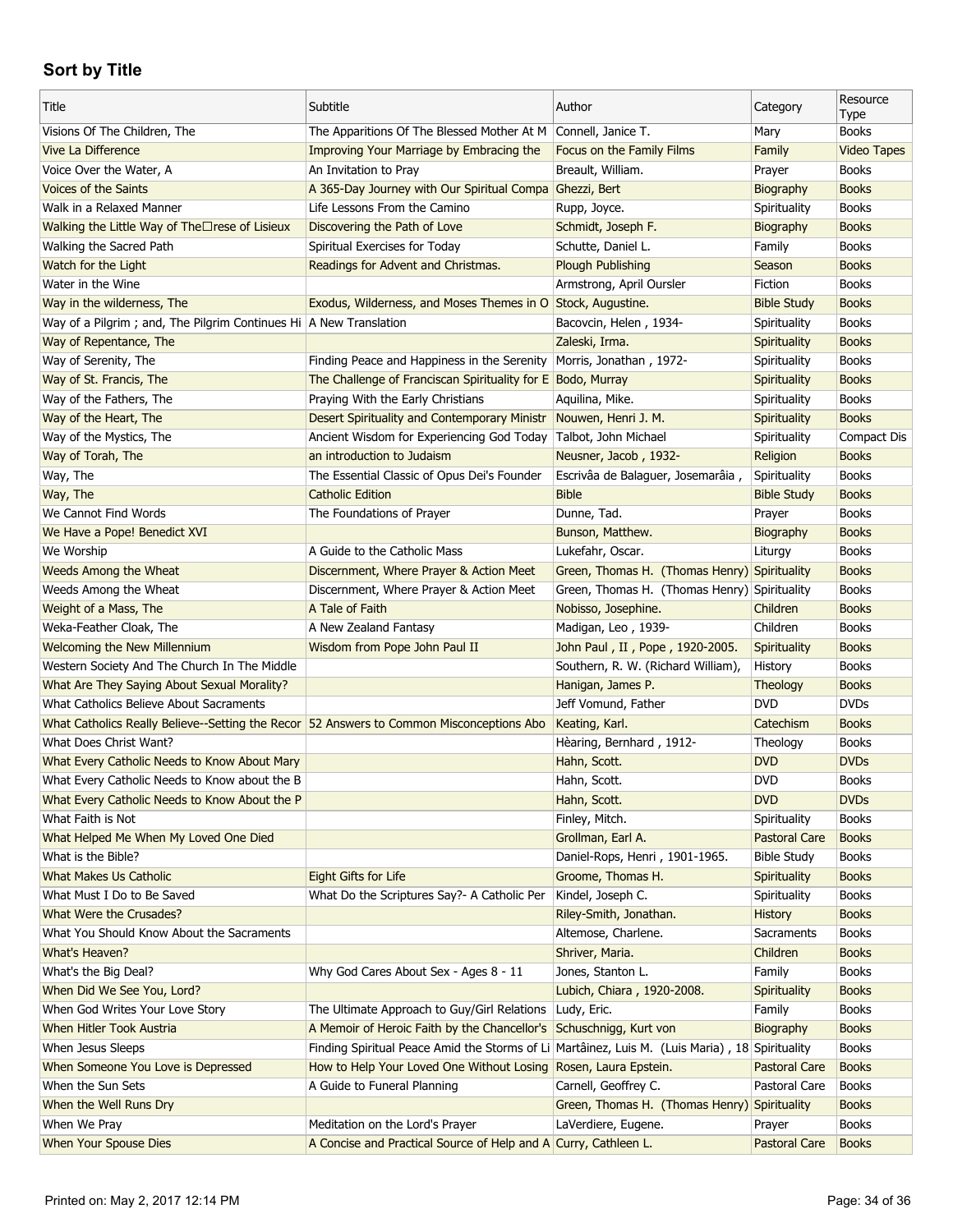## Sort by Title

| Title | Subtitle | Author | Category | Resource Type |
|---|---|---|---|---|
| Visions Of The Children, The | The Apparitions Of The Blessed Mother At M | Connell, Janice T. | Mary | Books |
| Vive La Difference | Improving Your Marriage by Embracing the | Focus on the Family Films | Family | Video Tapes |
| Voice Over the Water, A | An Invitation to Pray | Breault, William. | Prayer | Books |
| Voices of the Saints | A 365-Day Journey with Our Spiritual Compa | Ghezzi, Bert | Biography | Books |
| Walk in a Relaxed Manner | Life Lessons From the Camino | Rupp, Joyce. | Spirituality | Books |
| Walking the Little Way of The□rese of Lisieux | Discovering the Path of Love | Schmidt, Joseph F. | Biography | Books |
| Walking the Sacred Path | Spiritual Exercises for Today | Schutte, Daniel L. | Family | Books |
| Watch for the Light | Readings for Advent and Christmas. | Plough Publishing | Season | Books |
| Water in the Wine | | Armstrong, April Oursler | Fiction | Books |
| Way in the wilderness, The | Exodus, Wilderness, and Moses Themes in O | Stock, Augustine. | Bible Study | Books |
| Way of a Pilgrim ; and, The Pilgrim Continues Hi | A New Translation | Bacovcin, Helen , 1934- | Spirituality | Books |
| Way of Repentance, The | | Zaleski, Irma. | Spirituality | Books |
| Way of Serenity, The | Finding Peace and Happiness in the Serenity | Morris, Jonathan , 1972- | Spirituality | Books |
| Way of St. Francis, The | The Challenge of Franciscan Spirituality for E | Bodo, Murray | Spirituality | Books |
| Way of the Fathers, The | Praying With the Early Christians | Aquilina, Mike. | Spirituality | Books |
| Way of the Heart, The | Desert Spirituality and Contemporary Ministr | Nouwen, Henri J. M. | Spirituality | Books |
| Way of the Mystics, The | Ancient Wisdom for Experiencing God Today | Talbot, John Michael | Spirituality | Compact Dis |
| Way of Torah, The | an introduction to Judaism | Neusner, Jacob , 1932- | Religion | Books |
| Way, The | The Essential Classic of Opus Dei's Founder | Escrivâa de Balaguer, Josemarâia , | Spirituality | Books |
| Way, The | Catholic Edition | Bible | Bible Study | Books |
| We Cannot Find Words | The Foundations of Prayer | Dunne, Tad. | Prayer | Books |
| We Have a Pope! Benedict XVI | | Bunson, Matthew. | Biography | Books |
| We Worship | A Guide to the Catholic Mass | Lukefahr, Oscar. | Liturgy | Books |
| Weeds Among the Wheat | Discernment, Where Prayer & Action Meet | Green, Thomas H. (Thomas Henry) | Spirituality | Books |
| Weeds Among the Wheat | Discernment, Where Prayer & Action Meet | Green, Thomas H. (Thomas Henry) | Spirituality | Books |
| Weight of a Mass, The | A Tale of Faith | Nobisso, Josephine. | Children | Books |
| Weka-Feather Cloak, The | A New Zealand Fantasy | Madigan, Leo , 1939- | Children | Books |
| Welcoming the New Millennium | Wisdom from Pope John Paul II | John Paul , II , Pope , 1920-2005. | Spirituality | Books |
| Western Society And The Church In The Middle | | Southern, R. W. (Richard William), | History | Books |
| What Are They Saying About Sexual Morality? | | Hanigan, James P. | Theology | Books |
| What Catholics Believe About Sacraments | | Jeff Vomund, Father | DVD | DVDs |
| What Catholics Really Believe--Setting the Recor | 52 Answers to Common Misconceptions Abo | Keating, Karl. | Catechism | Books |
| What Does Christ Want? | | Hèaring, Bernhard , 1912- | Theology | Books |
| What Every Catholic Needs to Know About Mary | | Hahn, Scott. | DVD | DVDs |
| What Every Catholic Needs to Know about the B | | Hahn, Scott. | DVD | Books |
| What Every Catholic Needs to Know About the P | | Hahn, Scott. | DVD | DVDs |
| What Faith is Not | | Finley, Mitch. | Spirituality | Books |
| What Helped Me When My Loved One Died | | Grollman, Earl A. | Pastoral Care | Books |
| What is the Bible? | | Daniel-Rops, Henri , 1901-1965. | Bible Study | Books |
| What Makes Us Catholic | Eight Gifts for Life | Groome, Thomas H. | Spirituality | Books |
| What Must I Do to Be Saved | What Do the Scriptures Say?- A Catholic Per | Kindel, Joseph C. | Spirituality | Books |
| What Were the Crusades? | | Riley-Smith, Jonathan. | History | Books |
| What You Should Know About the Sacraments | | Altemose, Charlene. | Sacraments | Books |
| What's Heaven? | | Shriver, Maria. | Children | Books |
| What's the Big Deal? | Why God Cares About Sex - Ages 8 - 11 | Jones, Stanton L. | Family | Books |
| When Did We See You, Lord? | | Lubich, Chiara , 1920-2008. | Spirituality | Books |
| When God Writes Your Love Story | The Ultimate Approach to Guy/Girl Relations | Ludy, Eric. | Family | Books |
| When Hitler Took Austria | A Memoir of Heroic Faith by the Chancellor's | Schuschnigg, Kurt von | Biography | Books |
| When Jesus Sleeps | Finding Spiritual Peace Amid the Storms of Li | Martâinez, Luis M. (Luis Maria) , 18 | Spirituality | Books |
| When Someone You Love is Depressed | How to Help Your Loved One Without Losing | Rosen, Laura Epstein. | Pastoral Care | Books |
| When the Sun Sets | A Guide to Funeral Planning | Carnell, Geoffrey C. | Pastoral Care | Books |
| When the Well Runs Dry | | Green, Thomas H. (Thomas Henry) | Spirituality | Books |
| When We Pray | Meditation on the Lord's Prayer | LaVerdiere, Eugene. | Prayer | Books |
| When Your Spouse Dies | A Concise and Practical Source of Help and A | Curry, Cathleen L. | Pastoral Care | Books |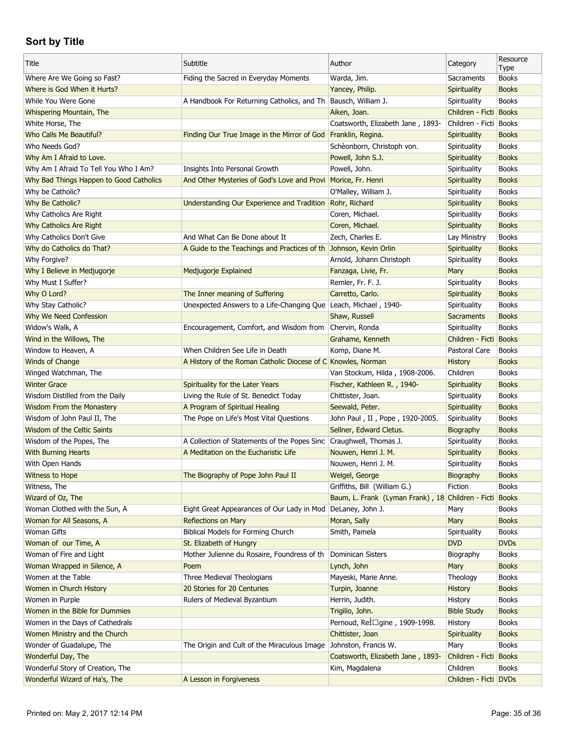## Sort by Title

| Title | Subtitle | Author | Category | Resource Type |
|---|---|---|---|---|
| Where Are We Going so Fast? | Fiding the Sacred in Everyday Moments | Warda, Jim. | Sacraments | Books |
| Where is God When it Hurts? | | Yancey, Philip. | Spirituality | Books |
| While You Were Gone | A Handbook For Returning Catholics, and Th | Bausch, William J. | Spirituality | Books |
| Whispering Mountain, The | | Aiken, Joan. | Children - Ficti | Books |
| White Horse, The | | Coatsworth, Elizabeth Jane , 1893- | Children - Ficti | Books |
| Who Calls Me Beautiful? | Finding Our True Image in the Mirror of God | Franklin, Regina. | Spirituality | Books |
| Who Needs God? | | Schèonborn, Christoph von. | Spirituality | Books |
| Why Am I Afraid to Love. | | Powell, John S.J. | Spirituality | Books |
| Why Am I Afraid To Tell You Who I Am? | Insights Into Personal Growth | Powell, John. | Spirituality | Books |
| Why Bad Things Happen to Good Catholics | And Other Mysteries of God's Love and Provi | Morice, Fr. Henri | Spirituality | Books |
| Why be Catholic? | | O'Malley, William J. | Spirituality | Books |
| Why Be Catholic? | Understanding Our Experience and Tradition | Rohr, Richard | Spirituality | Books |
| Why Catholics Are Right | | Coren, Michael. | Spirituality | Books |
| Why Catholics Are Right | | Coren, Michael. | Spirituality | Books |
| Why Catholics Don't Give | And What Can Be Done about It | Zech, Charles E. | Lay Ministry | Books |
| Why do Catholics do That? | A Guide to the Teachings and Practices of th | Johnson, Kevin Orlin | Spirituality | Books |
| Why Forgive? | | Arnold, Johann Christoph | Spirituality | Books |
| Why I Believe in Medjugorje | Medjugorje Explained | Fanzaga, Livie, Fr. | Mary | Books |
| Why Must I Suffer? | | Remler, Fr. F. J. | Spirituality | Books |
| Why O Lord? | The Inner meaning of Suffering | Carretto, Carlo. | Spirituality | Books |
| Why Stay Catholic? | Unexpected Answers to a Life-Changing Que | Leach, Michael , 1940- | Spirituality | Books |
| Why We Need Confession | | Shaw, Russell | Sacraments | Books |
| Widow's Walk, A | Encouragement, Comfort, and Wisdom from | Chervin, Ronda | Spirituality | Books |
| Wind in the Willows, The | | Grahame, Kenneth | Children - Ficti | Books |
| Window to Heaven, A | When Children See Life in Death | Komp, Diane M. | Pastoral Care | Books |
| Winds of Change | A History of the Roman Catholic Diocese of C | Knowles, Norman | History | Books |
| Winged Watchman, The | | Van Stockum, Hilda , 1908-2006. | Children | Books |
| Winter Grace | Spirituality for the Later Years | Fischer, Kathleen R. , 1940- | Spirituality | Books |
| Wisdom Distilled from the Daily | Living the Rule of St. Benedict Today | Chittister, Joan. | Spirituality | Books |
| Wisdom From the Monastery | A Program of Spiritual Healing | Seewald, Peter. | Spirituality | Books |
| Wisdom of John Paul II, The | The Pope on Life's Most Vital Questions | John Paul , II , Pope , 1920-2005. | Spirituality | Books |
| Wisdom of the Celtic Saints | | Sellner, Edward Cletus. | Biography | Books |
| Wisdom of the Popes, The | A Collection of Statements of the Popes Sinc | Craughwell, Thomas J. | Spirituality | Books |
| With Burning Hearts | A Meditation on the Eucharistic Life | Nouwen, Henri J. M. | Spirituality | Books |
| With Open Hands | | Nouwen, Henri J. M. | Spirituality | Books |
| Witness to Hope | The Biography of Pope John Paul II | Weigel, George | Biography | Books |
| Witness, The | | Griffiths, Bill (William G.) | Fiction | Books |
| Wizard of Oz, The | | Baum, L. Frank (Lyman Frank) , 18 | Children - Ficti | Books |
| Woman Clothed with the Sun, A | Eight Great Appearances of Our Lady in Mod | DeLaney, John J. | Mary | Books |
| Woman for All Seasons, A | Reflections on Mary | Moran, Sally | Mary | Books |
| Woman Gifts | Biblical Models for Forming Church | Smith, Pamela | Spirituality | Books |
| Woman of our Time, A | St. Elizabeth of Hungry | | DVD | DVDs |
| Woman of Fire and Light | Mother Julienne du Rosaire, Foundress of th | Dominican Sisters | Biography | Books |
| Woman Wrapped in Silence, A | Poem | Lynch, John | Mary | Books |
| Women at the Table | Three Medieval Theologians | Mayeski, Marie Anne. | Theology | Books |
| Women in Church History | 20 Stories for 20 Centuries | Turpin, Joanne | History | Books |
| Women in Purple | Rulers of Medieval Byzantium | Herrin, Judith. | History | Books |
| Women in the Bible for Dummies | | Trigilio, John. | Bible Study | Books |
| Women in the Days of Cathedrals | | Pernoud, ReÌ□gine , 1909-1998. | History | Books |
| Women Ministry and the Church | | Chittister, Joan | Spirituality | Books |
| Wonder of Guadalupe, The | The Origin and Cult of the Miraculous Image | Johnston, Francis W. | Mary | Books |
| Wonderful Day, The | | Coatsworth, Elizabeth Jane , 1893- | Children - Ficti | Books |
| Wonderful Story of Creation, The | | Kim, Magdalena | Children | Books |
| Wonderful Wizard of Ha's, The | A Lesson in Forgiveness | | Children - Ficti | DVDs |

Printed on: May 2, 2017 12:14 PM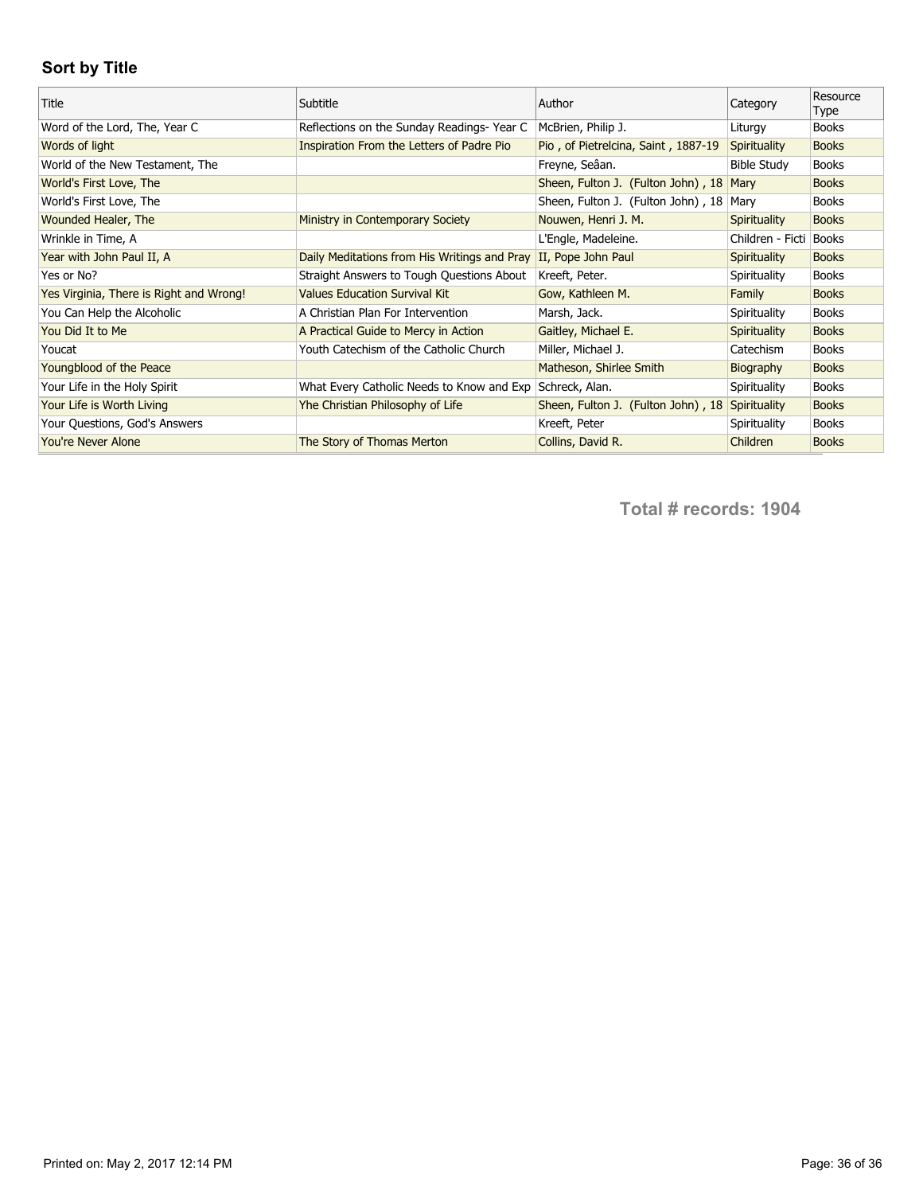## Sort by Title

| Title | Subtitle | Author | Category | Resource Type |
|---|---|---|---|---|
| Word of the Lord, The, Year C | Reflections on the Sunday Readings- Year C | McBrien, Philip J. | Liturgy | Books |
| Words of light | Inspiration From the Letters of Padre Pio | Pio , of Pietrelcina, Saint , 1887-19 | Spirituality | Books |
| World of the New Testament, The | | Freyne, Seâan. | Bible Study | Books |
| World's First Love, The | | Sheen, Fulton J. (Fulton John) , 18 | Mary | Books |
| World's First Love, The | | Sheen, Fulton J. (Fulton John) , 18 | Mary | Books |
| Wounded Healer, The | Ministry in Contemporary Society | Nouwen, Henri J. M. | Spirituality | Books |
| Wrinkle in Time, A | | L'Engle, Madeleine. | Children - Ficti | Books |
| Year with John Paul II, A | Daily Meditations from His Writings and Pray | II, Pope John Paul | Spirituality | Books |
| Yes or No? | Straight Answers to Tough Questions About | Kreeft, Peter. | Spirituality | Books |
| Yes Virginia, There is Right and Wrong! | Values Education Survival Kit | Gow, Kathleen M. | Family | Books |
| You Can Help the Alcoholic | A Christian Plan For Intervention | Marsh, Jack. | Spirituality | Books |
| You Did It to Me | A Practical Guide to Mercy in Action | Gaitley, Michael E. | Spirituality | Books |
| Youcat | Youth Catechism of the Catholic Church | Miller, Michael J. | Catechism | Books |
| Youngblood of the Peace | | Matheson, Shirlee Smith | Biography | Books |
| Your Life in the Holy Spirit | What Every Catholic Needs to Know and Exp | Schreck, Alan. | Spirituality | Books |
| Your Life is Worth Living | Yhe Christian Philosophy of Life | Sheen, Fulton J. (Fulton John) , 18 | Spirituality | Books |
| Your Questions, God's Answers | | Kreeft, Peter | Spirituality | Books |
| You're Never Alone | The Story of Thomas Merton | Collins, David R. | Children | Books |

**Total # records: 1904**